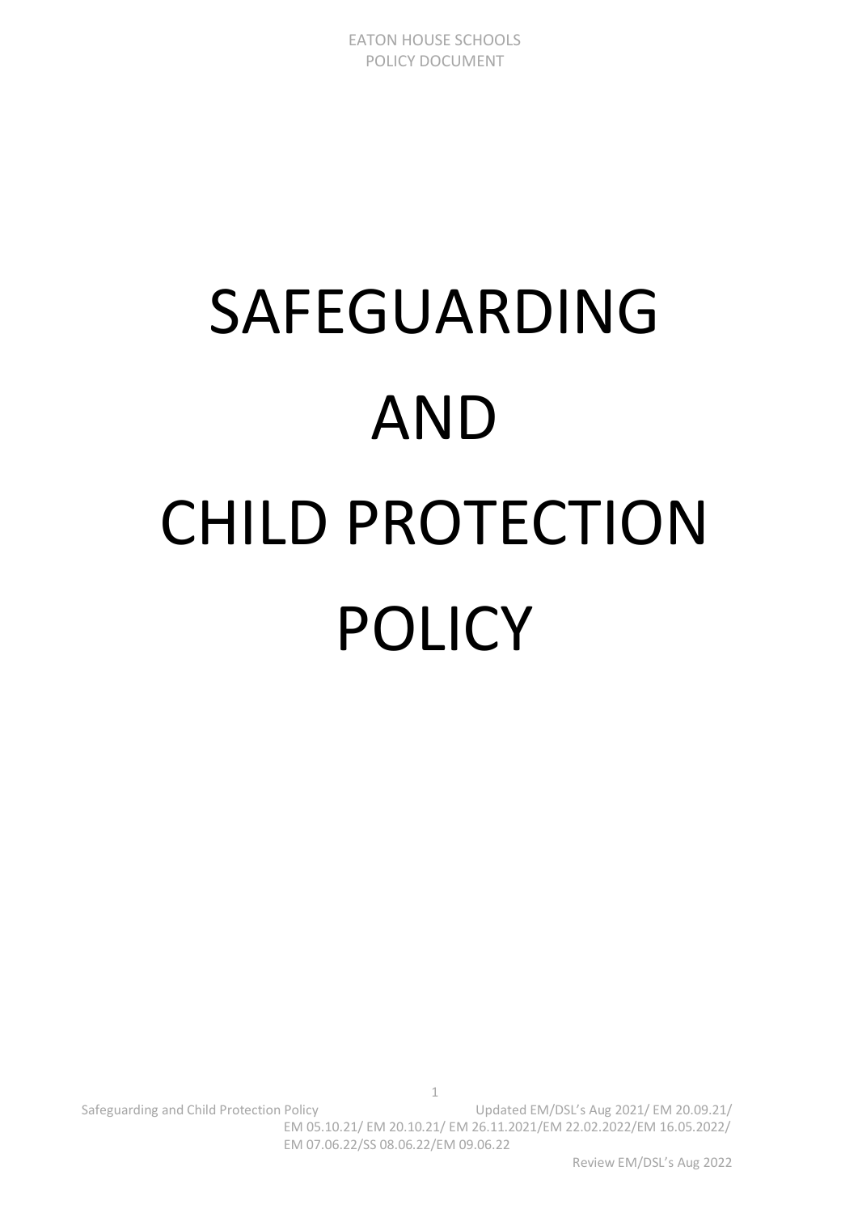# SAFEGUARDING AND CHILD PROTECTION POLICY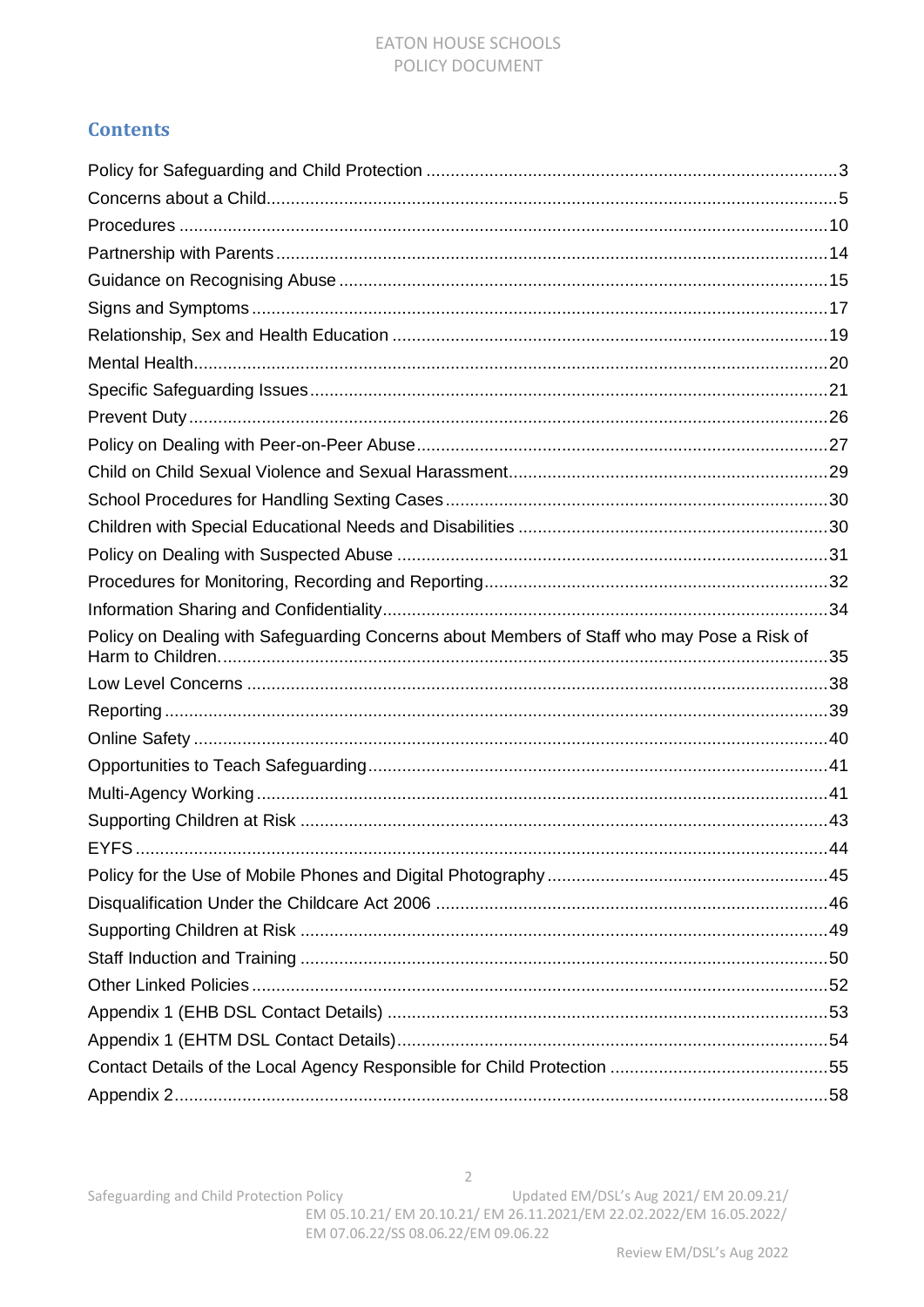## Contents

Policy for Safeguarding and Child Protection ....................................................................................3
Concerns about a Child....................................................................................................................5
Procedures ....................................................................................................................................10
Partnership with Parents ................................................................................................................14
Guidance on Recognising Abuse ...................................................................................................15
Signs and Symptoms .....................................................................................................................17
Relationship, Sex and Health Education .........................................................................................19
Mental Health.................................................................................................................................20
Specific Safeguarding Issues .........................................................................................................21
Prevent Duty ..................................................................................................................................26
Policy on Dealing with Peer-on-Peer Abuse ....................................................................................27
Child on Child Sexual Violence and Sexual Harassment.................................................................29
School Procedures for Handling Sexting Cases ..............................................................................30
Children with Special Educational Needs and Disabilities ...............................................................30
Policy on Dealing with Suspected Abuse ........................................................................................31
Procedures for Monitoring, Recording and Reporting......................................................................32
Information Sharing and Confidentiality...........................................................................................34
Policy on Dealing with Safeguarding Concerns about Members of Staff who may Pose a Risk of Harm to Children...........................................................................................................................35
Low Level Concerns ......................................................................................................................38
Reporting .......................................................................................................................................39
Online Safety .................................................................................................................................40
Opportunities to Teach Safeguarding.............................................................................................41
Multi-Agency Working ....................................................................................................................41
Supporting Children at Risk ............................................................................................................43
EYFS .............................................................................................................................................44
Policy for the Use of Mobile Phones and Digital Photography ..........................................................45
Disqualification Under the Childcare Act 2006 ................................................................................46
Supporting Children at Risk ............................................................................................................49
Staff Induction and Training ............................................................................................................50
Other Linked Policies .....................................................................................................................52
Appendix 1 (EHB DSL Contact Details) ..........................................................................................53
Appendix 1 (EHTM DSL Contact Details)........................................................................................54
Contact Details of the Local Agency Responsible for Child Protection ............................................55
Appendix 2.....................................................................................................................................58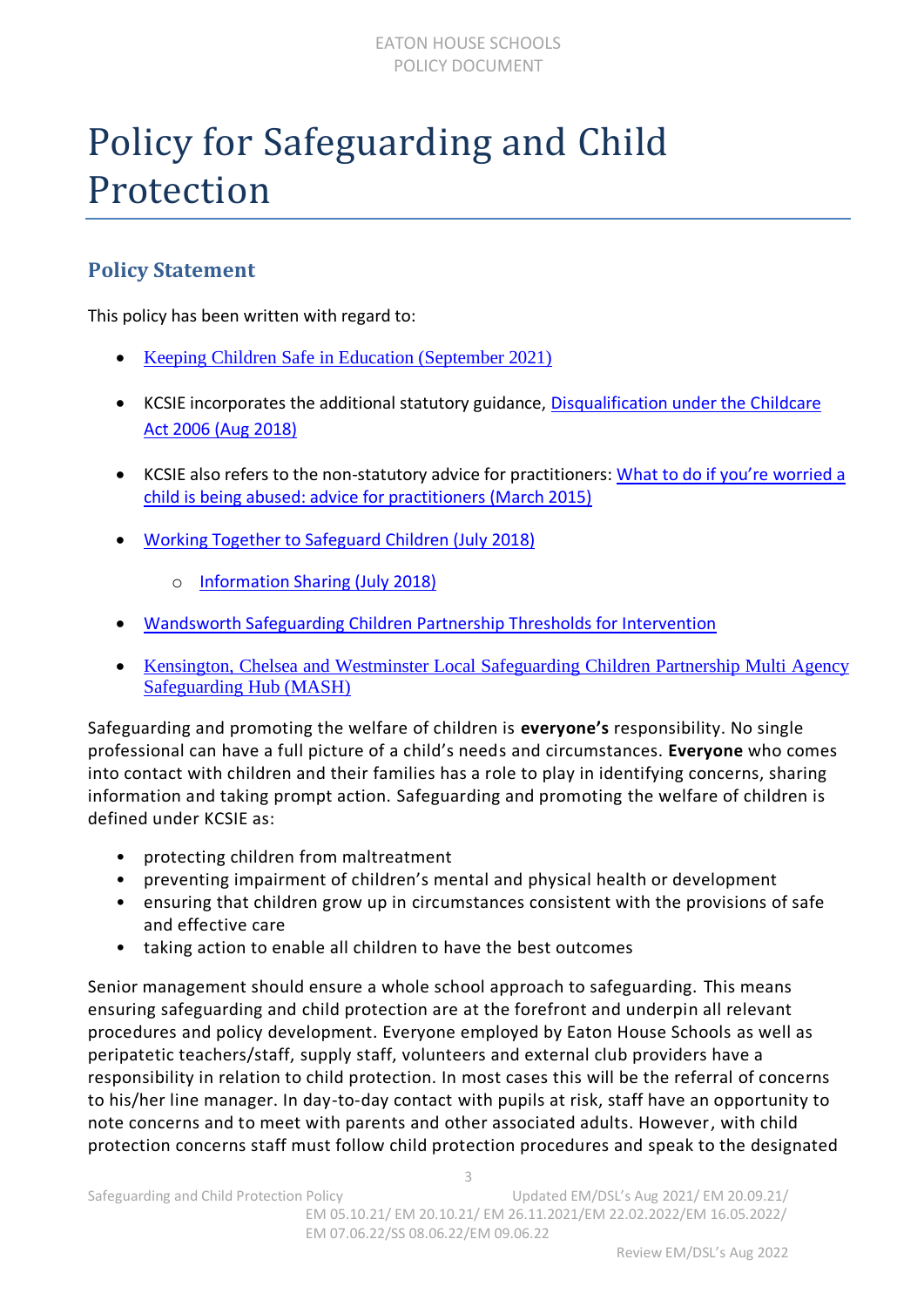# Policy for Safeguarding and Child Protection

## Policy Statement

This policy has been written with regard to:

- Keeping Children Safe in Education (September 2021)
- KCSIE incorporates the additional statutory guidance, Disqualification under the Childcare Act 2006 (Aug 2018)
- KCSIE also refers to the non-statutory advice for practitioners: What to do if you're worried a child is being abused: advice for practitioners (March 2015)
- Working Together to Safeguard Children (July 2018)
    - Information Sharing (July 2018)
- Wandsworth Safeguarding Children Partnership Thresholds for Intervention
- Kensington, Chelsea and Westminster Local Safeguarding Children Partnership Multi Agency Safeguarding Hub (MASH)

Safeguarding and promoting the welfare of children is **everyone's** responsibility. No single professional can have a full picture of a child's needs and circumstances. **Everyone** who comes into contact with children and their families has a role to play in identifying concerns, sharing information and taking prompt action. Safeguarding and promoting the welfare of children is defined under KCSIE as:

- protecting children from maltreatment
- preventing impairment of children's mental and physical health or development
- ensuring that children grow up in circumstances consistent with the provisions of safe and effective care
- taking action to enable all children to have the best outcomes

Senior management should ensure a whole school approach to safeguarding. This means ensuring safeguarding and child protection are at the forefront and underpin all relevant procedures and policy development. Everyone employed by Eaton House Schools as well as peripatetic teachers/staff, supply staff, volunteers and external club providers have a responsibility in relation to child protection. In most cases this will be the referral of concerns to his/her line manager. In day-to-day contact with pupils at risk, staff have an opportunity to note concerns and to meet with parents and other associated adults. However, with child protection concerns staff must follow child protection procedures and speak to the designated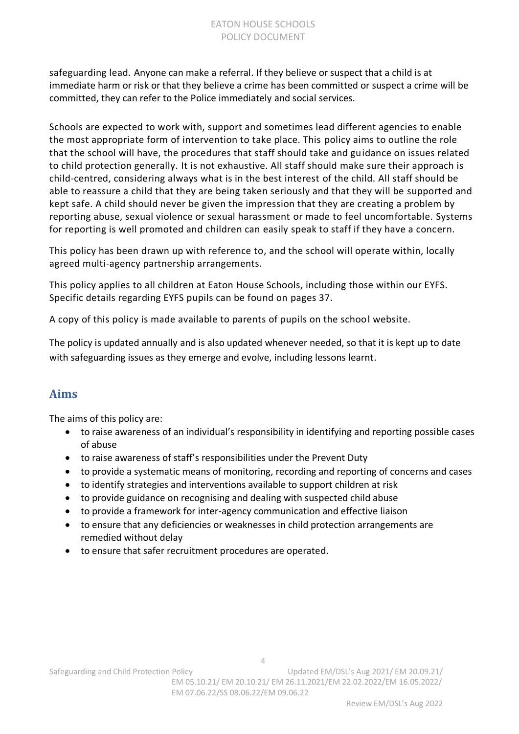safeguarding lead. Anyone can make a referral. If they believe or suspect that a child is at immediate harm or risk or that they believe a crime has been committed or suspect a crime will be committed, they can refer to the Police immediately and social services.

Schools are expected to work with, support and sometimes lead different agencies to enable the most appropriate form of intervention to take place. This policy aims to outline the role that the school will have, the procedures that staff should take and guidance on issues related to child protection generally. It is not exhaustive. All staff should make sure their approach is child-centred, considering always what is in the best interest of the child. All staff should be able to reassure a child that they are being taken seriously and that they will be supported and kept safe. A child should never be given the impression that they are creating a problem by reporting abuse, sexual violence or sexual harassment or made to feel uncomfortable. Systems for reporting is well promoted and children can easily speak to staff if they have a concern.

This policy has been drawn up with reference to, and the school will operate within, locally agreed multi-agency partnership arrangements.

This policy applies to all children at Eaton House Schools, including those within our EYFS. Specific details regarding EYFS pupils can be found on pages 37.

A copy of this policy is made available to parents of pupils on the school website.

The policy is updated annually and is also updated whenever needed, so that it is kept up to date with safeguarding issues as they emerge and evolve, including lessons learnt.

## Aims

The aims of this policy are:

- to raise awareness of an individual's responsibility in identifying and reporting possible cases of abuse
- to raise awareness of staff's responsibilities under the Prevent Duty
- to provide a systematic means of monitoring, recording and reporting of concerns and cases
- to identify strategies and interventions available to support children at risk
- to provide guidance on recognising and dealing with suspected child abuse
- to provide a framework for inter-agency communication and effective liaison
- to ensure that any deficiencies or weaknesses in child protection arrangements are remedied without delay
- to ensure that safer recruitment procedures are operated.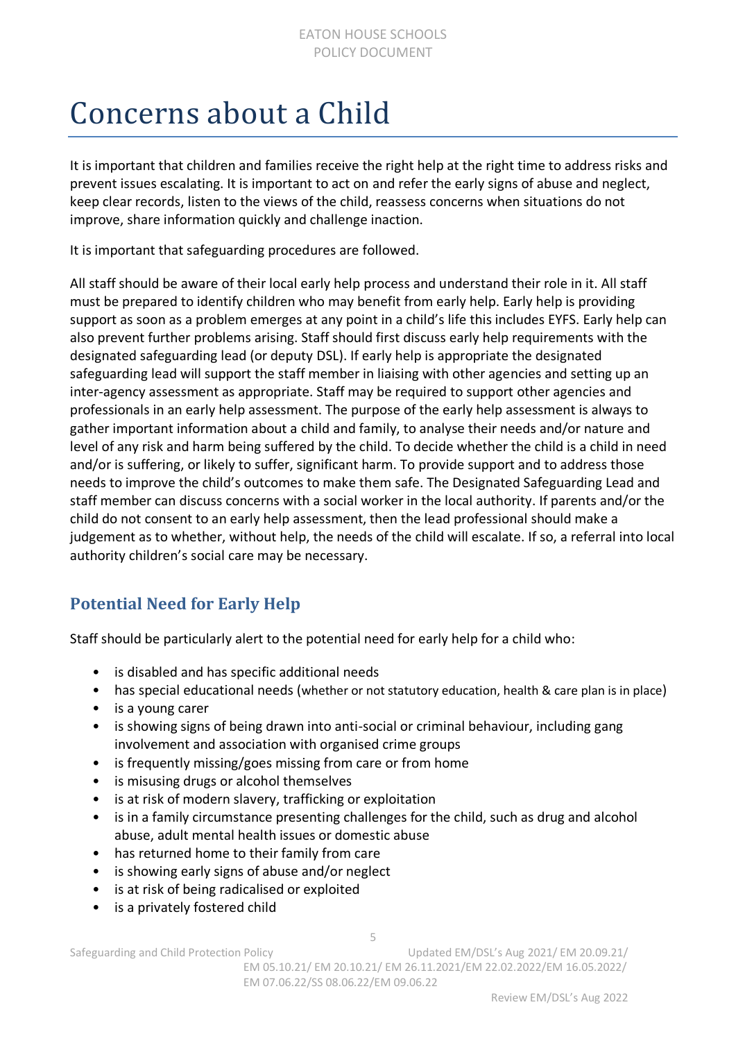# Concerns about a Child

It is important that children and families receive the right help at the right time to address risks and prevent issues escalating. It is important to act on and refer the early signs of abuse and neglect, keep clear records, listen to the views of the child, reassess concerns when situations do not improve, share information quickly and challenge inaction.

It is important that safeguarding procedures are followed.

All staff should be aware of their local early help process and understand their role in it. All staff must be prepared to identify children who may benefit from early help. Early help is providing support as soon as a problem emerges at any point in a child's life this includes EYFS. Early help can also prevent further problems arising. Staff should first discuss early help requirements with the designated safeguarding lead (or deputy DSL). If early help is appropriate the designated safeguarding lead will support the staff member in liaising with other agencies and setting up an inter-agency assessment as appropriate. Staff may be required to support other agencies and professionals in an early help assessment. The purpose of the early help assessment is always to gather important information about a child and family, to analyse their needs and/or nature and level of any risk and harm being suffered by the child. To decide whether the child is a child in need and/or is suffering, or likely to suffer, significant harm. To provide support and to address those needs to improve the child's outcomes to make them safe. The Designated Safeguarding Lead and staff member can discuss concerns with a social worker in the local authority. If parents and/or the child do not consent to an early help assessment, then the lead professional should make a judgement as to whether, without help, the needs of the child will escalate. If so, a referral into local authority children's social care may be necessary.

## Potential Need for Early Help

Staff should be particularly alert to the potential need for early help for a child who:

- is disabled and has specific additional needs
- has special educational needs (whether or not statutory education, health & care plan is in place)
- is a young carer
- is showing signs of being drawn into anti-social or criminal behaviour, including gang involvement and association with organised crime groups
- is frequently missing/goes missing from care or from home
- is misusing drugs or alcohol themselves
- is at risk of modern slavery, trafficking or exploitation
- is in a family circumstance presenting challenges for the child, such as drug and alcohol abuse, adult mental health issues or domestic abuse
- has returned home to their family from care
- is showing early signs of abuse and/or neglect
- is at risk of being radicalised or exploited
- is a privately fostered child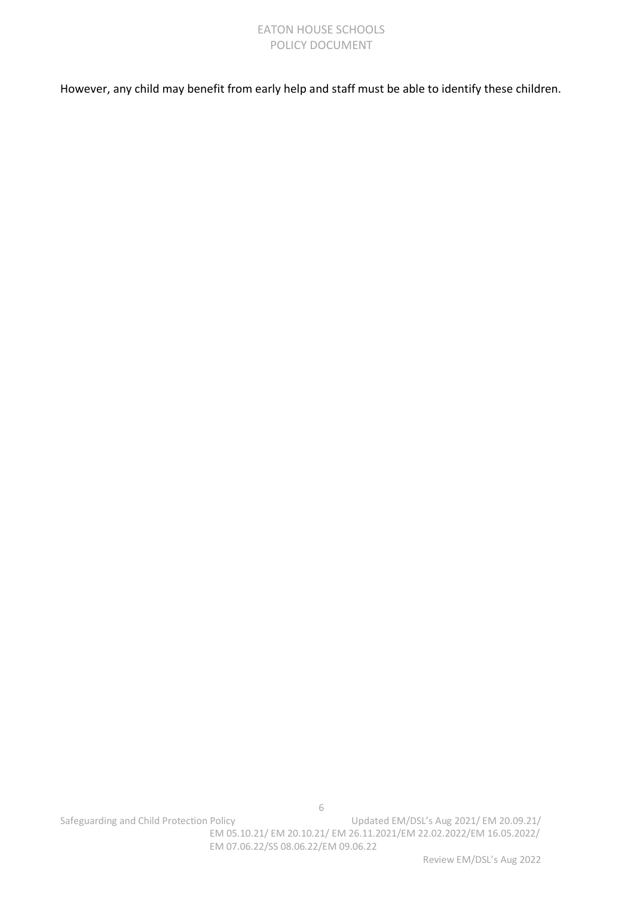However, any child may benefit from early help and staff must be able to identify these children.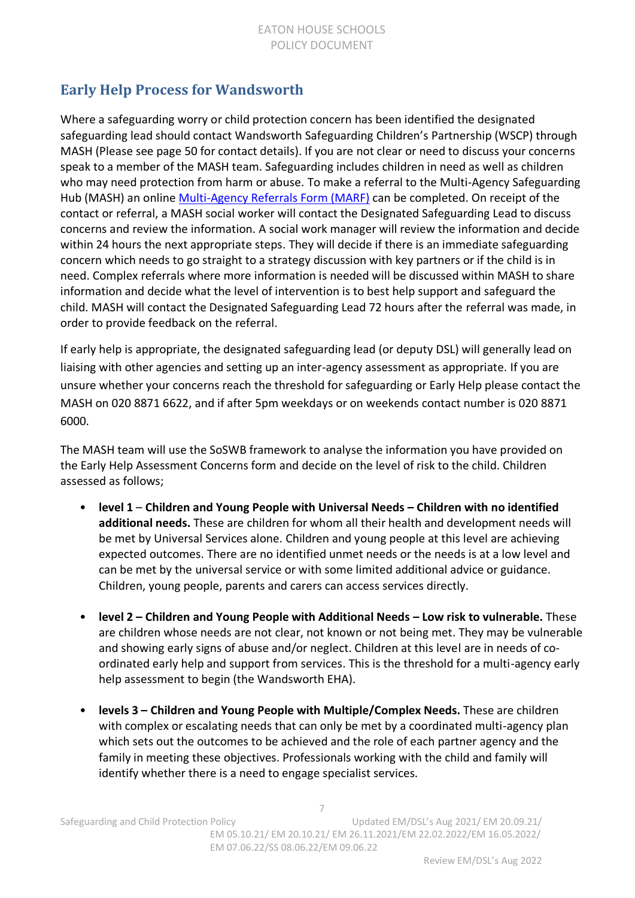## Early Help Process for Wandsworth

Where a safeguarding worry or child protection concern has been identified the designated safeguarding lead should contact Wandsworth Safeguarding Children's Partnership (WSCP) through MASH (Please see page 50 for contact details). If you are not clear or need to discuss your concerns speak to a member of the MASH team. Safeguarding includes children in need as well as children who may need protection from harm or abuse. To make a referral to the Multi-Agency Safeguarding Hub (MASH) an online [Multi-Agency Referrals Form (MARF)]() can be completed. On receipt of the contact or referral, a MASH social worker will contact the Designated Safeguarding Lead to discuss concerns and review the information. A social work manager will review the information and decide within 24 hours the next appropriate steps. They will decide if there is an immediate safeguarding concern which needs to go straight to a strategy discussion with key partners or if the child is in need. Complex referrals where more information is needed will be discussed within MASH to share information and decide what the level of intervention is to best help support and safeguard the child. MASH will contact the Designated Safeguarding Lead 72 hours after the referral was made, in order to provide feedback on the referral.

If early help is appropriate, the designated safeguarding lead (or deputy DSL) will generally lead on liaising with other agencies and setting up an inter-agency assessment as appropriate. If you are unsure whether your concerns reach the threshold for safeguarding or Early Help please contact the MASH on 020 8871 6622, and if after 5pm weekdays or on weekends contact number is 020 8871 6000.

The MASH team will use the SoSWB framework to analyse the information you have provided on the Early Help Assessment Concerns form and decide on the level of risk to the child. Children assessed as follows;

- level 1 – **Children and Young People with Universal Needs – Children with no identified additional needs.** These are children for whom all their health and development needs will be met by Universal Services alone. Children and young people at this level are achieving expected outcomes. There are no identified unmet needs or the needs is at a low level and can be met by the universal service or with some limited additional advice or guidance. Children, young people, parents and carers can access services directly.

- **level 2 – Children and Young People with Additional Needs – Low risk to vulnerable.** These are children whose needs are not clear, not known or not being met. They may be vulnerable and showing early signs of abuse and/or neglect. Children at this level are in needs of co-ordinated early help and support from services. This is the threshold for a multi-agency early help assessment to begin (the Wandsworth EHA).

- **levels 3 – Children and Young People with Multiple/Complex Needs.** These are children with complex or escalating needs that can only be met by a coordinated multi-agency plan which sets out the outcomes to be achieved and the role of each partner agency and the family in meeting these objectives. Professionals working with the child and family will identify whether there is a need to engage specialist services.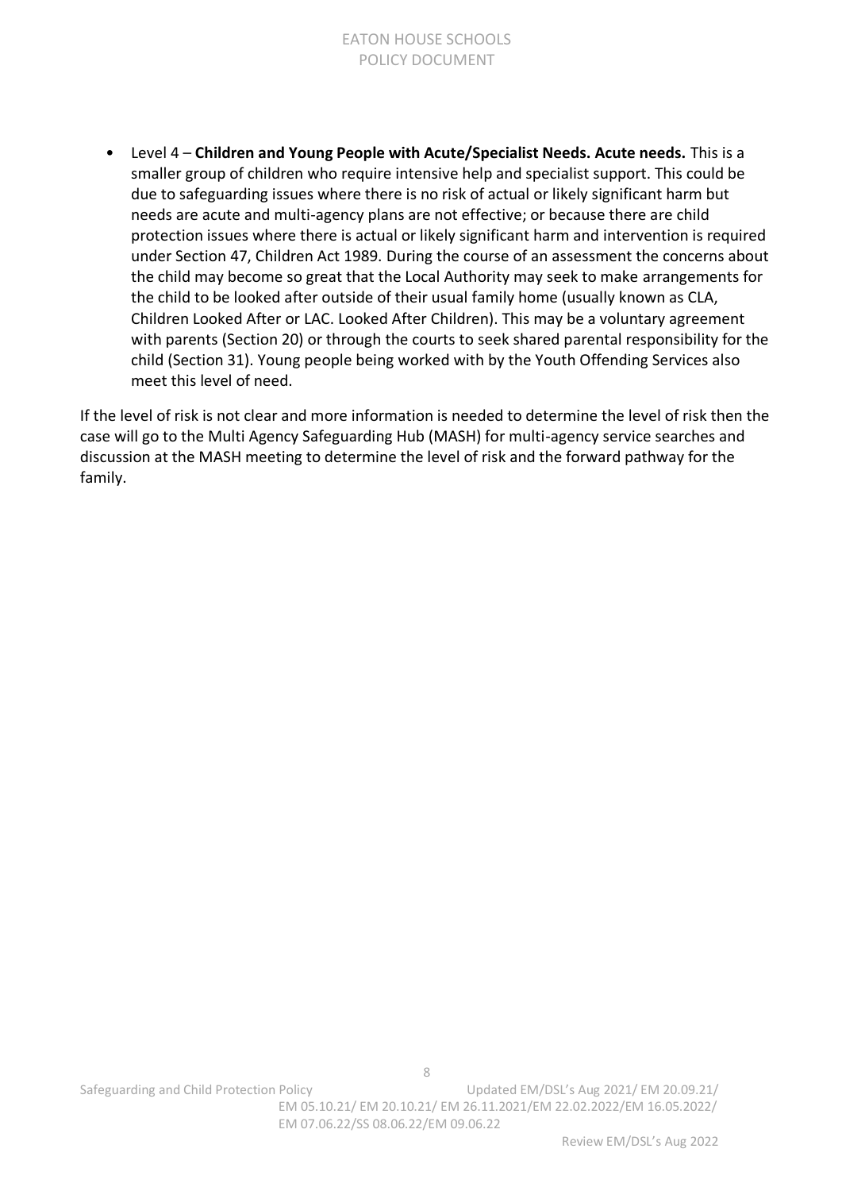- Level 4 – **Children and Young People with Acute/Specialist Needs. Acute needs.** This is a smaller group of children who require intensive help and specialist support. This could be due to safeguarding issues where there is no risk of actual or likely significant harm but needs are acute and multi-agency plans are not effective; or because there are child protection issues where there is actual or likely significant harm and intervention is required under Section 47, Children Act 1989. During the course of an assessment the concerns about the child may become so great that the Local Authority may seek to make arrangements for the child to be looked after outside of their usual family home (usually known as CLA, Children Looked After or LAC. Looked After Children). This may be a voluntary agreement with parents (Section 20) or through the courts to seek shared parental responsibility for the child (Section 31). Young people being worked with by the Youth Offending Services also meet this level of need.

If the level of risk is not clear and more information is needed to determine the level of risk then the case will go to the Multi Agency Safeguarding Hub (MASH) for multi-agency service searches and discussion at the MASH meeting to determine the level of risk and the forward pathway for the family.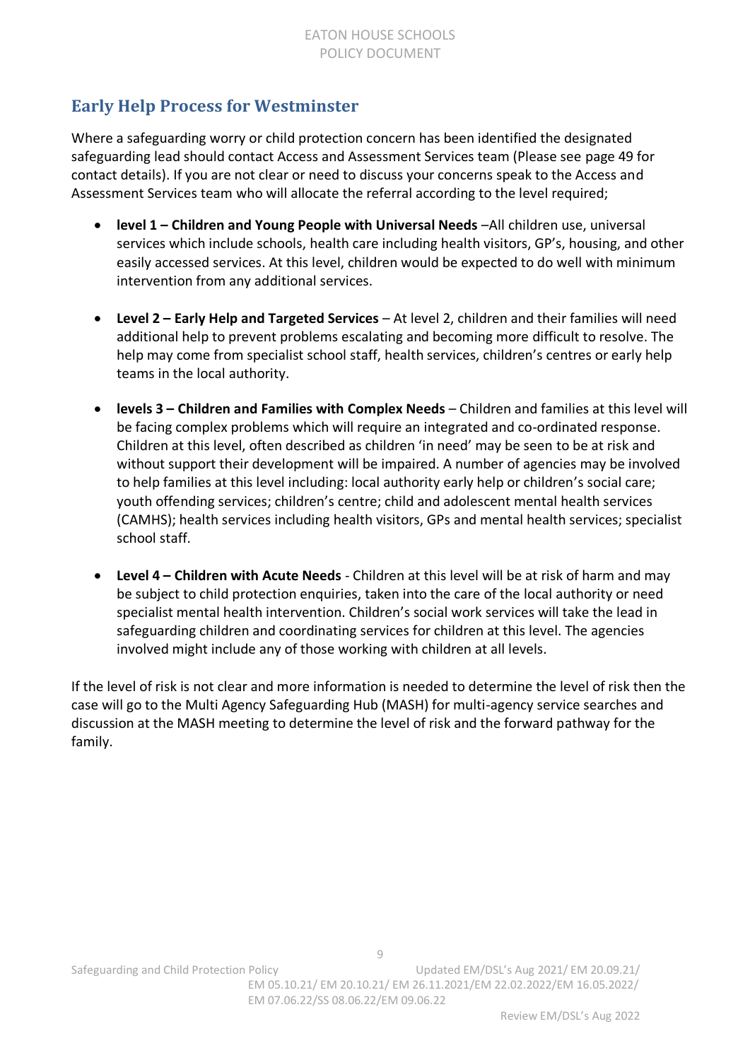## Early Help Process for Westminster

Where a safeguarding worry or child protection concern has been identified the designated safeguarding lead should contact Access and Assessment Services team (Please see page 49 for contact details). If you are not clear or need to discuss your concerns speak to the Access and Assessment Services team who will allocate the referral according to the level required;

- **level 1 – Children and Young People with Universal Needs** –All children use, universal services which include schools, health care including health visitors, GP's, housing, and other easily accessed services. At this level, children would be expected to do well with minimum intervention from any additional services.

- **Level 2 – Early Help and Targeted Services** – At level 2, children and their families will need additional help to prevent problems escalating and becoming more difficult to resolve. The help may come from specialist school staff, health services, children's centres or early help teams in the local authority.

- **levels 3 – Children and Families with Complex Needs** – Children and families at this level will be facing complex problems which will require an integrated and co-ordinated response. Children at this level, often described as children 'in need' may be seen to be at risk and without support their development will be impaired. A number of agencies may be involved to help families at this level including: local authority early help or children's social care; youth offending services; children's centre; child and adolescent mental health services (CAMHS); health services including health visitors, GPs and mental health services; specialist school staff.

- **Level 4 – Children with Acute Needs** - Children at this level will be at risk of harm and may be subject to child protection enquiries, taken into the care of the local authority or need specialist mental health intervention. Children's social work services will take the lead in safeguarding children and coordinating services for children at this level. The agencies involved might include any of those working with children at all levels.

If the level of risk is not clear and more information is needed to determine the level of risk then the case will go to the Multi Agency Safeguarding Hub (MASH) for multi-agency service searches and discussion at the MASH meeting to determine the level of risk and the forward pathway for the family.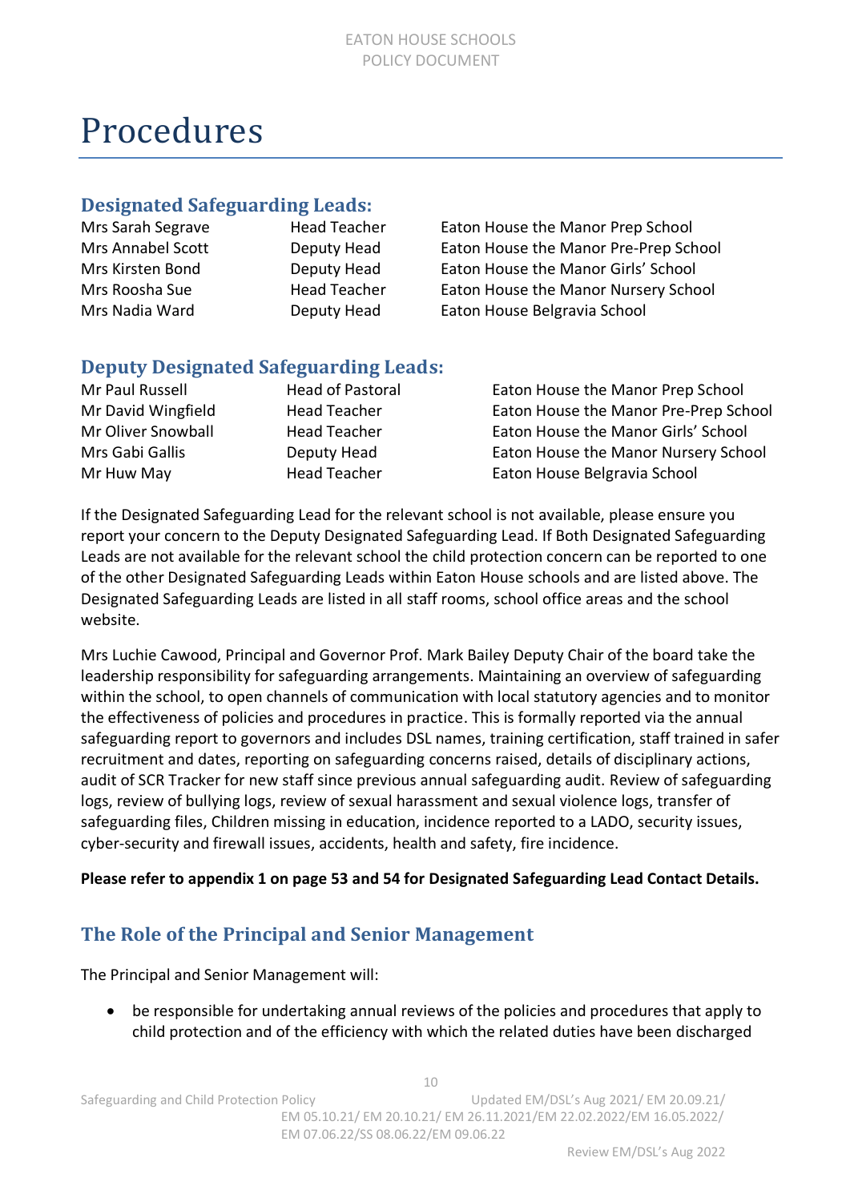# Procedures

## Designated Safeguarding Leads:

| | | |
|---|---|---|
| Mrs Sarah Segrave | Head Teacher | Eaton House the Manor Prep School |
| Mrs Annabel Scott | Deputy Head | Eaton House the Manor Pre-Prep School |
| Mrs Kirsten Bond | Deputy Head | Eaton House the Manor Girls' School |
| Mrs Roosha Sue | Head Teacher | Eaton House the Manor Nursery School |
| Mrs Nadia Ward | Deputy Head | Eaton House Belgravia School |

## Deputy Designated Safeguarding Leads:

| | | |
|---|---|---|
| Mr Paul Russell | Head of Pastoral | Eaton House the Manor Prep School |
| Mr David Wingfield | Head Teacher | Eaton House the Manor Pre-Prep School |
| Mr Oliver Snowball | Head Teacher | Eaton House the Manor Girls' School |
| Mrs Gabi Gallis | Deputy Head | Eaton House the Manor Nursery School |
| Mr Huw May | Head Teacher | Eaton House Belgravia School |

If the Designated Safeguarding Lead for the relevant school is not available, please ensure you report your concern to the Deputy Designated Safeguarding Lead. If Both Designated Safeguarding Leads are not available for the relevant school the child protection concern can be reported to one of the other Designated Safeguarding Leads within Eaton House schools and are listed above. The Designated Safeguarding Leads are listed in all staff rooms, school office areas and the school website.

Mrs Luchie Cawood, Principal and Governor Prof. Mark Bailey Deputy Chair of the board take the leadership responsibility for safeguarding arrangements. Maintaining an overview of safeguarding within the school, to open channels of communication with local statutory agencies and to monitor the effectiveness of policies and procedures in practice. This is formally reported via the annual safeguarding report to governors and includes DSL names, training certification, staff trained in safer recruitment and dates, reporting on safeguarding concerns raised, details of disciplinary actions, audit of SCR Tracker for new staff since previous annual safeguarding audit. Review of safeguarding logs, review of bullying logs, review of sexual harassment and sexual violence logs, transfer of safeguarding files, Children missing in education, incidence reported to a LADO, security issues, cyber-security and firewall issues, accidents, health and safety, fire incidence.

**Please refer to appendix 1 on page 53 and 54 for Designated Safeguarding Lead Contact Details.**

## The Role of the Principal and Senior Management

The Principal and Senior Management will:

- be responsible for undertaking annual reviews of the policies and procedures that apply to child protection and of the efficiency with which the related duties have been discharged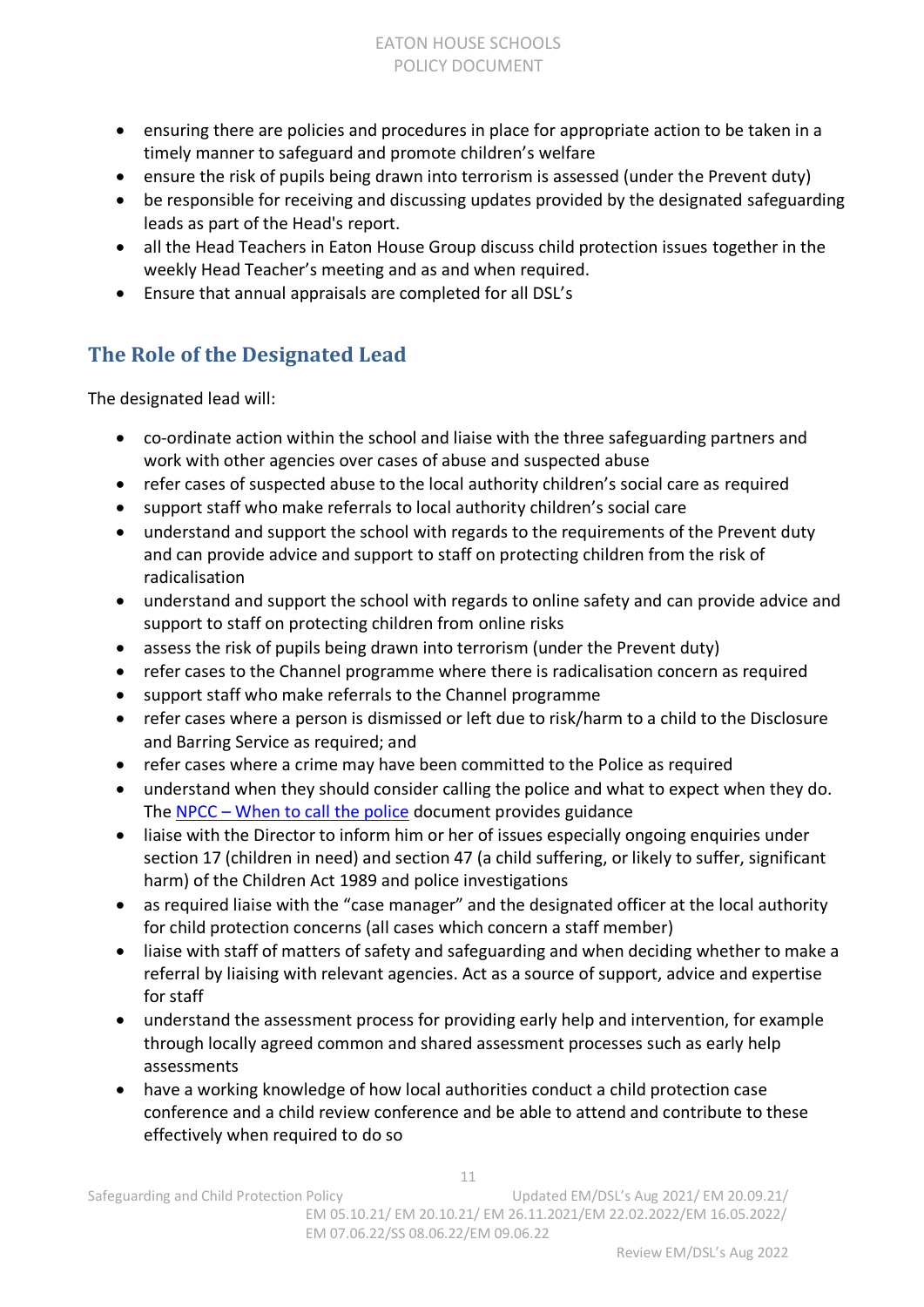- ensuring there are policies and procedures in place for appropriate action to be taken in a timely manner to safeguard and promote children's welfare
- ensure the risk of pupils being drawn into terrorism is assessed (under the Prevent duty)
- be responsible for receiving and discussing updates provided by the designated safeguarding leads as part of the Head's report.
- all the Head Teachers in Eaton House Group discuss child protection issues together in the weekly Head Teacher's meeting and as and when required.
- Ensure that annual appraisals are completed for all DSL's

## The Role of the Designated Lead

The designated lead will:

- co-ordinate action within the school and liaise with the three safeguarding partners and work with other agencies over cases of abuse and suspected abuse
- refer cases of suspected abuse to the local authority children's social care as required
- support staff who make referrals to local authority children's social care
- understand and support the school with regards to the requirements of the Prevent duty and can provide advice and support to staff on protecting children from the risk of radicalisation
- understand and support the school with regards to online safety and can provide advice and support to staff on protecting children from online risks
- assess the risk of pupils being drawn into terrorism (under the Prevent duty)
- refer cases to the Channel programme where there is radicalisation concern as required
- support staff who make referrals to the Channel programme
- refer cases where a person is dismissed or left due to risk/harm to a child to the Disclosure and Barring Service as required; and
- refer cases where a crime may have been committed to the Police as required
- understand when they should consider calling the police and what to expect when they do. The NPCC – When to call the police document provides guidance
- liaise with the Director to inform him or her of issues especially ongoing enquiries under section 17 (children in need) and section 47 (a child suffering, or likely to suffer, significant harm) of the Children Act 1989 and police investigations
- as required liaise with the "case manager" and the designated officer at the local authority for child protection concerns (all cases which concern a staff member)
- liaise with staff of matters of safety and safeguarding and when deciding whether to make a referral by liaising with relevant agencies. Act as a source of support, advice and expertise for staff
- understand the assessment process for providing early help and intervention, for example through locally agreed common and shared assessment processes such as early help assessments
- have a working knowledge of how local authorities conduct a child protection case conference and a child review conference and be able to attend and contribute to these effectively when required to do so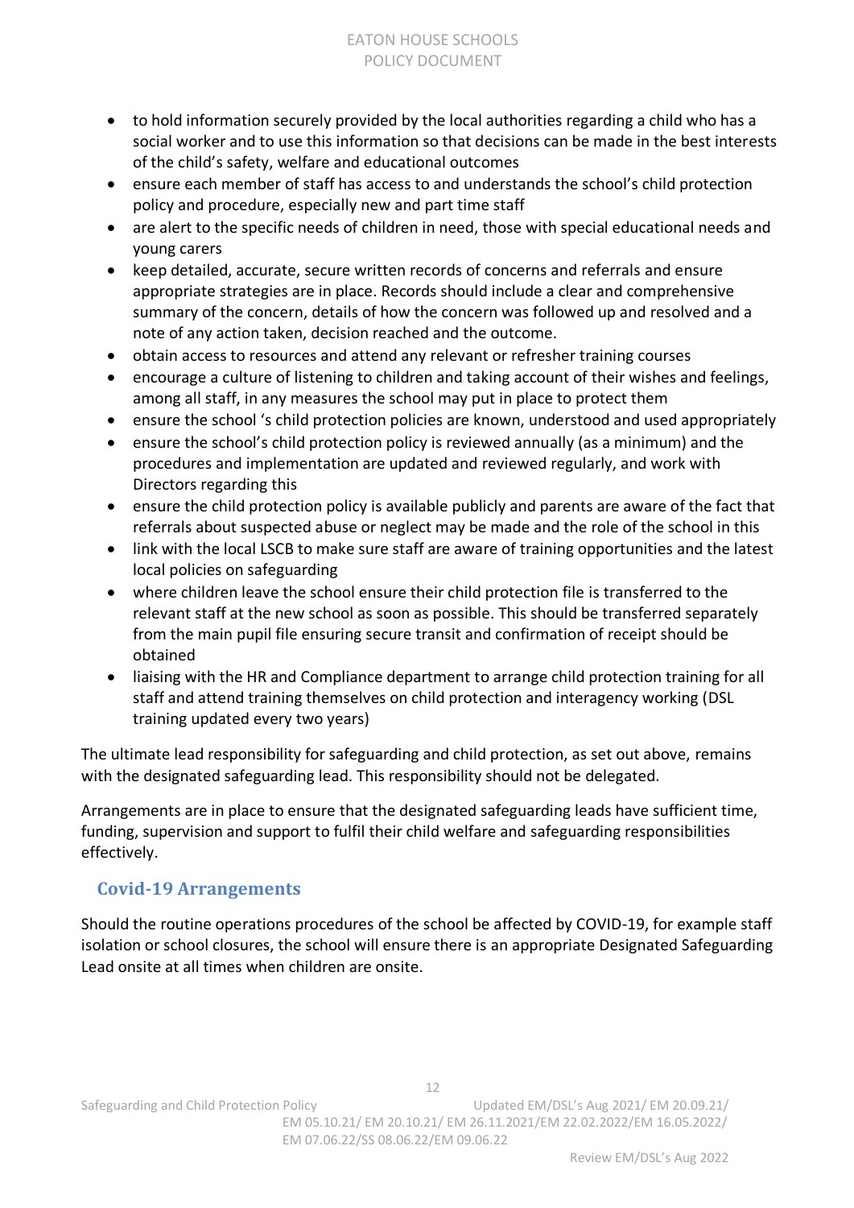- to hold information securely provided by the local authorities regarding a child who has a social worker and to use this information so that decisions can be made in the best interests of the child's safety, welfare and educational outcomes
- ensure each member of staff has access to and understands the school's child protection policy and procedure, especially new and part time staff
- are alert to the specific needs of children in need, those with special educational needs and young carers
- keep detailed, accurate, secure written records of concerns and referrals and ensure appropriate strategies are in place. Records should include a clear and comprehensive summary of the concern, details of how the concern was followed up and resolved and a note of any action taken, decision reached and the outcome.
- obtain access to resources and attend any relevant or refresher training courses
- encourage a culture of listening to children and taking account of their wishes and feelings, among all staff, in any measures the school may put in place to protect them
- ensure the school 's child protection policies are known, understood and used appropriately
- ensure the school's child protection policy is reviewed annually (as a minimum) and the procedures and implementation are updated and reviewed regularly, and work with Directors regarding this
- ensure the child protection policy is available publicly and parents are aware of the fact that referrals about suspected abuse or neglect may be made and the role of the school in this
- link with the local LSCB to make sure staff are aware of training opportunities and the latest local policies on safeguarding
- where children leave the school ensure their child protection file is transferred to the relevant staff at the new school as soon as possible. This should be transferred separately from the main pupil file ensuring secure transit and confirmation of receipt should be obtained
- liaising with the HR and Compliance department to arrange child protection training for all staff and attend training themselves on child protection and interagency working (DSL training updated every two years)

The ultimate lead responsibility for safeguarding and child protection, as set out above, remains with the designated safeguarding lead. This responsibility should not be delegated.

Arrangements are in place to ensure that the designated safeguarding leads have sufficient time, funding, supervision and support to fulfil their child welfare and safeguarding responsibilities effectively.

## Covid-19 Arrangements

Should the routine operations procedures of the school be affected by COVID-19, for example staff isolation or school closures, the school will ensure there is an appropriate Designated Safeguarding Lead onsite at all times when children are onsite.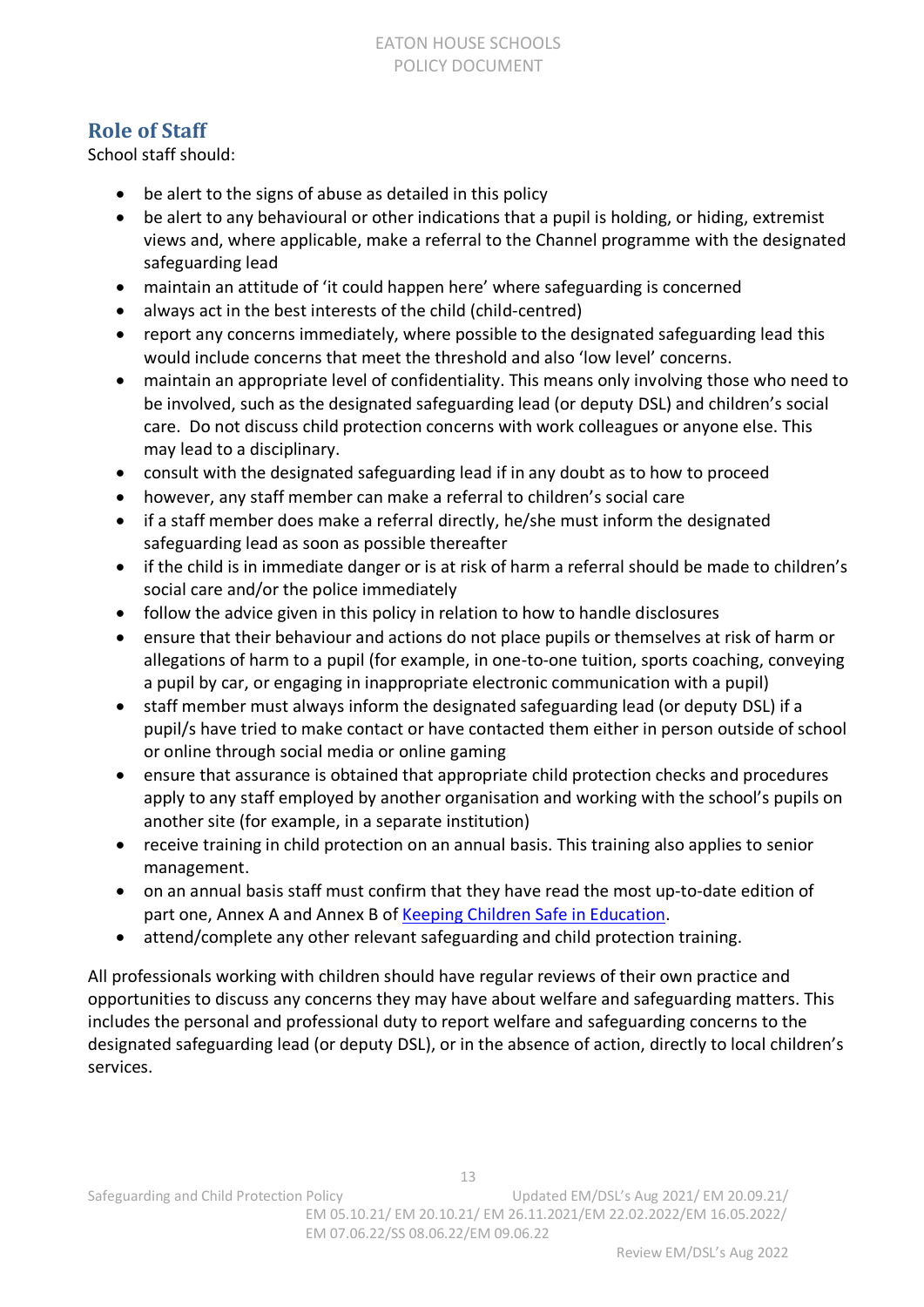## Role of Staff

School staff should:

- be alert to the signs of abuse as detailed in this policy
- be alert to any behavioural or other indications that a pupil is holding, or hiding, extremist views and, where applicable, make a referral to the Channel programme with the designated safeguarding lead
- maintain an attitude of 'it could happen here' where safeguarding is concerned
- always act in the best interests of the child (child-centred)
- report any concerns immediately, where possible to the designated safeguarding lead this would include concerns that meet the threshold and also 'low level' concerns.
- maintain an appropriate level of confidentiality. This means only involving those who need to be involved, such as the designated safeguarding lead (or deputy DSL) and children's social care. Do not discuss child protection concerns with work colleagues or anyone else. This may lead to a disciplinary.
- consult with the designated safeguarding lead if in any doubt as to how to proceed
- however, any staff member can make a referral to children's social care
- if a staff member does make a referral directly, he/she must inform the designated safeguarding lead as soon as possible thereafter
- if the child is in immediate danger or is at risk of harm a referral should be made to children's social care and/or the police immediately
- follow the advice given in this policy in relation to how to handle disclosures
- ensure that their behaviour and actions do not place pupils or themselves at risk of harm or allegations of harm to a pupil (for example, in one-to-one tuition, sports coaching, conveying a pupil by car, or engaging in inappropriate electronic communication with a pupil)
- staff member must always inform the designated safeguarding lead (or deputy DSL) if a pupil/s have tried to make contact or have contacted them either in person outside of school or online through social media or online gaming
- ensure that assurance is obtained that appropriate child protection checks and procedures apply to any staff employed by another organisation and working with the school's pupils on another site (for example, in a separate institution)
- receive training in child protection on an annual basis. This training also applies to senior management.
- on an annual basis staff must confirm that they have read the most up-to-date edition of part one, Annex A and Annex B of Keeping Children Safe in Education.
- attend/complete any other relevant safeguarding and child protection training.

All professionals working with children should have regular reviews of their own practice and opportunities to discuss any concerns they may have about welfare and safeguarding matters. This includes the personal and professional duty to report welfare and safeguarding concerns to the designated safeguarding lead (or deputy DSL), or in the absence of action, directly to local children's services.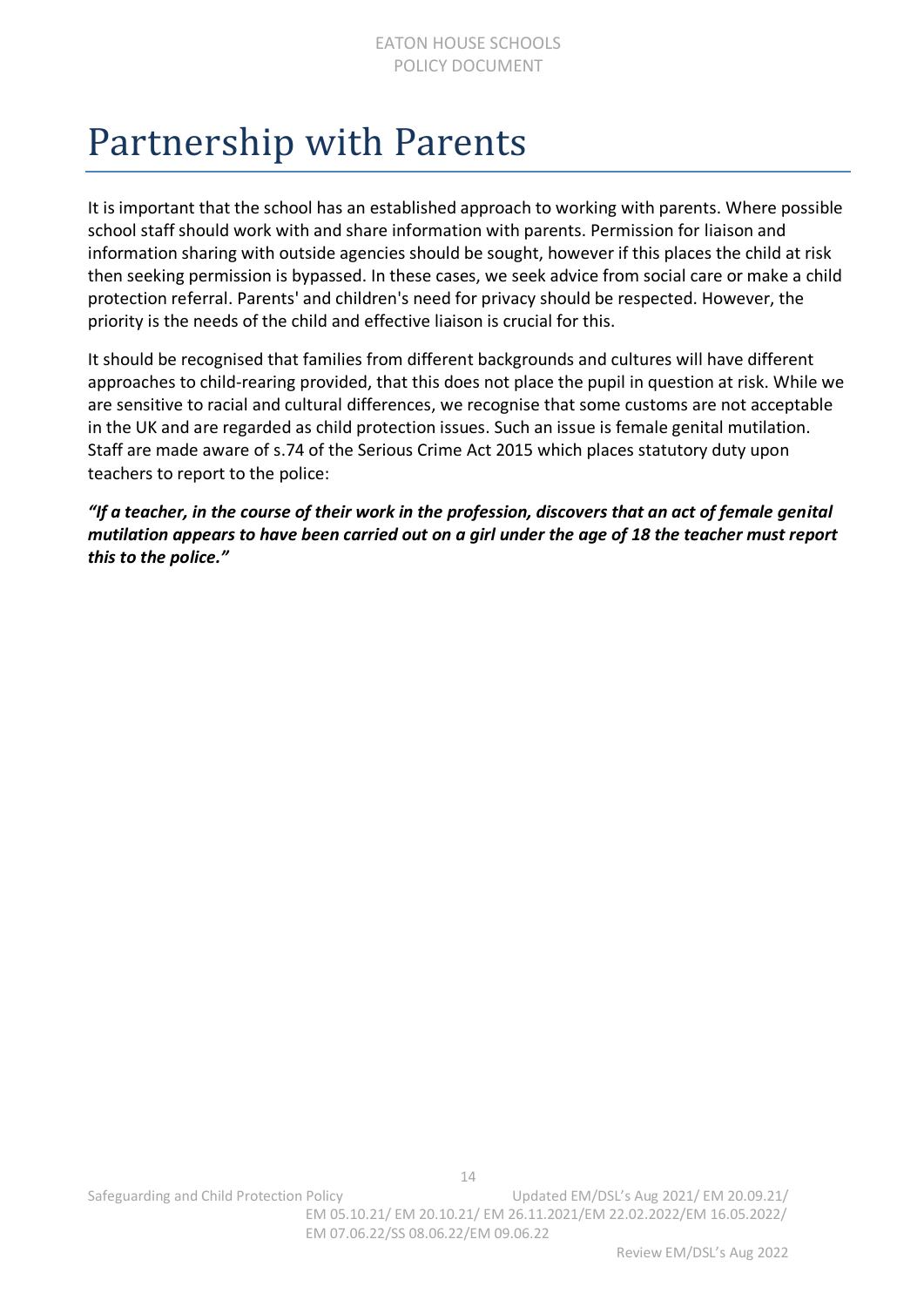# Partnership with Parents

It is important that the school has an established approach to working with parents. Where possible school staff should work with and share information with parents. Permission for liaison and information sharing with outside agencies should be sought, however if this places the child at risk then seeking permission is bypassed. In these cases, we seek advice from social care or make a child protection referral. Parents' and children's need for privacy should be respected. However, the priority is the needs of the child and effective liaison is crucial for this.

It should be recognised that families from different backgrounds and cultures will have different approaches to child-rearing provided, that this does not place the pupil in question at risk. While we are sensitive to racial and cultural differences, we recognise that some customs are not acceptable in the UK and are regarded as child protection issues. Such an issue is female genital mutilation. Staff are made aware of s.74 of the Serious Crime Act 2015 which places statutory duty upon teachers to report to the police:

***"If a teacher, in the course of their work in the profession, discovers that an act of female genital mutilation appears to have been carried out on a girl under the age of 18 the teacher must report this to the police."***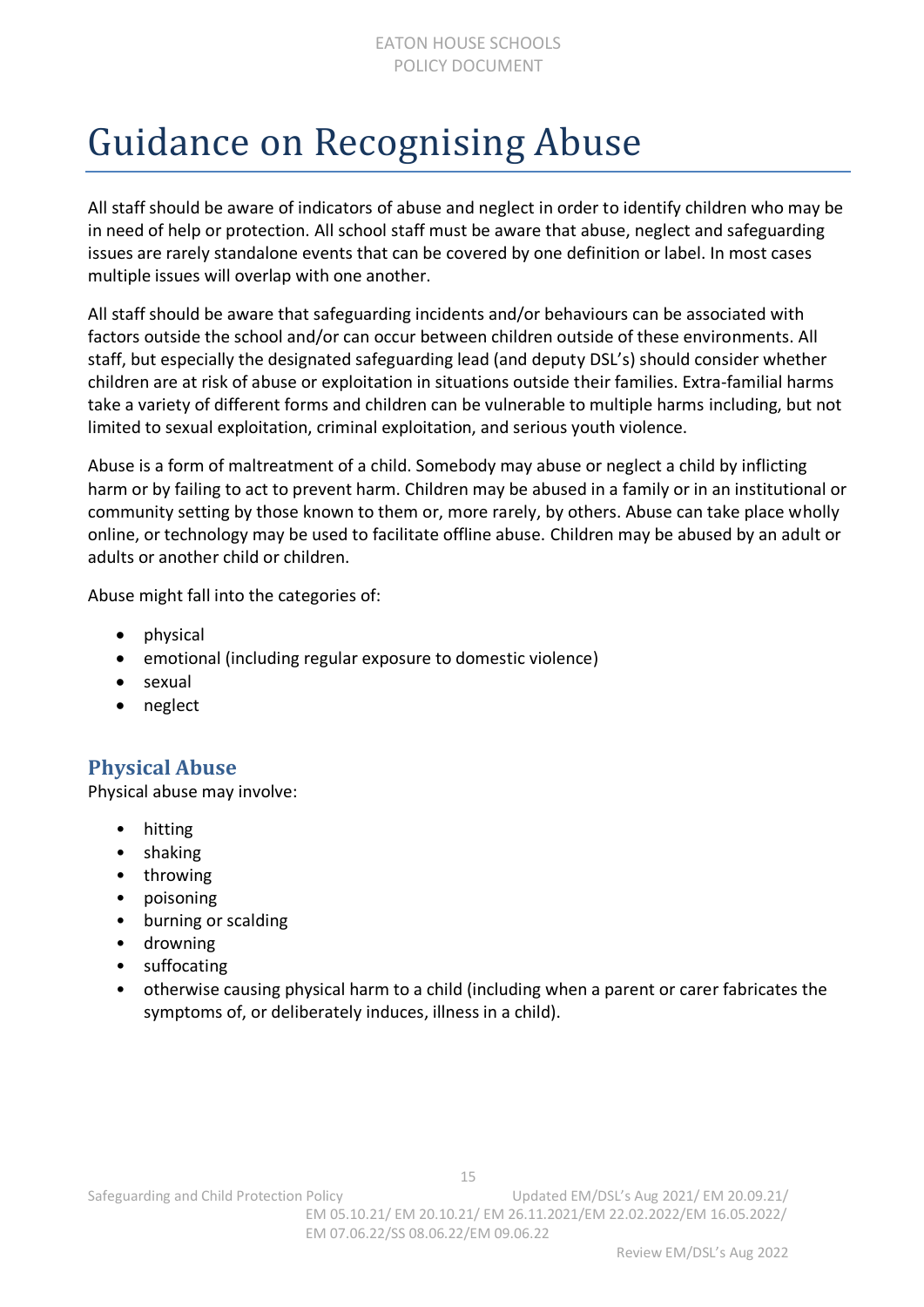# Guidance on Recognising Abuse

All staff should be aware of indicators of abuse and neglect in order to identify children who may be in need of help or protection. All school staff must be aware that abuse, neglect and safeguarding issues are rarely standalone events that can be covered by one definition or label. In most cases multiple issues will overlap with one another.

All staff should be aware that safeguarding incidents and/or behaviours can be associated with factors outside the school and/or can occur between children outside of these environments. All staff, but especially the designated safeguarding lead (and deputy DSL's) should consider whether children are at risk of abuse or exploitation in situations outside their families. Extra-familial harms take a variety of different forms and children can be vulnerable to multiple harms including, but not limited to sexual exploitation, criminal exploitation, and serious youth violence.

Abuse is a form of maltreatment of a child. Somebody may abuse or neglect a child by inflicting harm or by failing to act to prevent harm. Children may be abused in a family or in an institutional or community setting by those known to them or, more rarely, by others. Abuse can take place wholly online, or technology may be used to facilitate offline abuse. Children may be abused by an adult or adults or another child or children.

Abuse might fall into the categories of:

- physical
- emotional (including regular exposure to domestic violence)
- sexual
- neglect

### Physical Abuse

Physical abuse may involve:

- hitting
- shaking
- throwing
- poisoning
- burning or scalding
- drowning
- suffocating
- otherwise causing physical harm to a child (including when a parent or carer fabricates the symptoms of, or deliberately induces, illness in a child).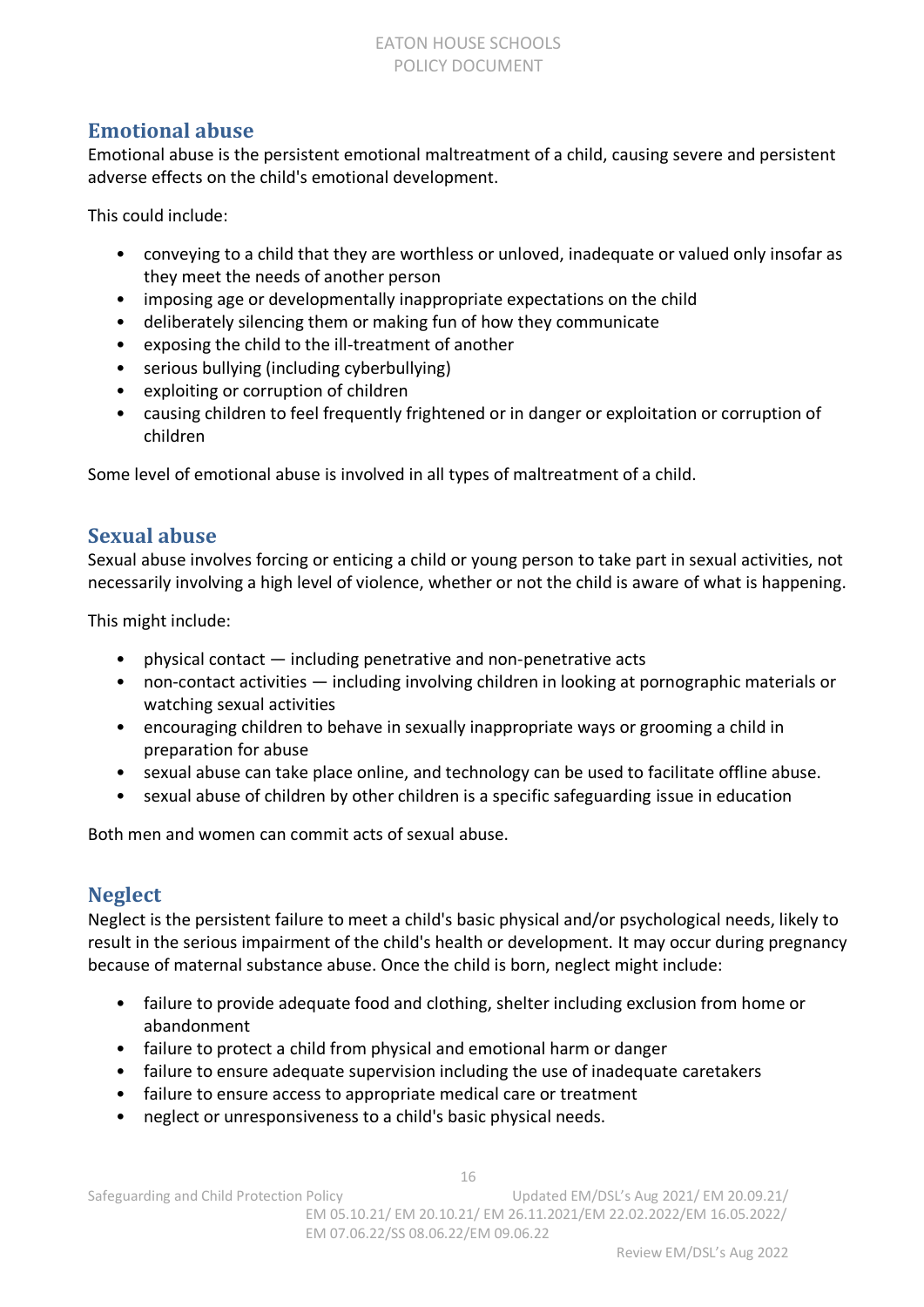## Emotional abuse

Emotional abuse is the persistent emotional maltreatment of a child, causing severe and persistent adverse effects on the child's emotional development.

This could include:

- conveying to a child that they are worthless or unloved, inadequate or valued only insofar as they meet the needs of another person
- imposing age or developmentally inappropriate expectations on the child
- deliberately silencing them or making fun of how they communicate
- exposing the child to the ill-treatment of another
- serious bullying (including cyberbullying)
- exploiting or corruption of children
- causing children to feel frequently frightened or in danger or exploitation or corruption of children

Some level of emotional abuse is involved in all types of maltreatment of a child.

## Sexual abuse

Sexual abuse involves forcing or enticing a child or young person to take part in sexual activities, not necessarily involving a high level of violence, whether or not the child is aware of what is happening.

This might include:

- physical contact — including penetrative and non-penetrative acts
- non-contact activities — including involving children in looking at pornographic materials or watching sexual activities
- encouraging children to behave in sexually inappropriate ways or grooming a child in preparation for abuse
- sexual abuse can take place online, and technology can be used to facilitate offline abuse.
- sexual abuse of children by other children is a specific safeguarding issue in education

Both men and women can commit acts of sexual abuse.

## Neglect

Neglect is the persistent failure to meet a child's basic physical and/or psychological needs, likely to result in the serious impairment of the child's health or development. It may occur during pregnancy because of maternal substance abuse. Once the child is born, neglect might include:

- failure to provide adequate food and clothing, shelter including exclusion from home or abandonment
- failure to protect a child from physical and emotional harm or danger
- failure to ensure adequate supervision including the use of inadequate caretakers
- failure to ensure access to appropriate medical care or treatment
- neglect or unresponsiveness to a child's basic physical needs.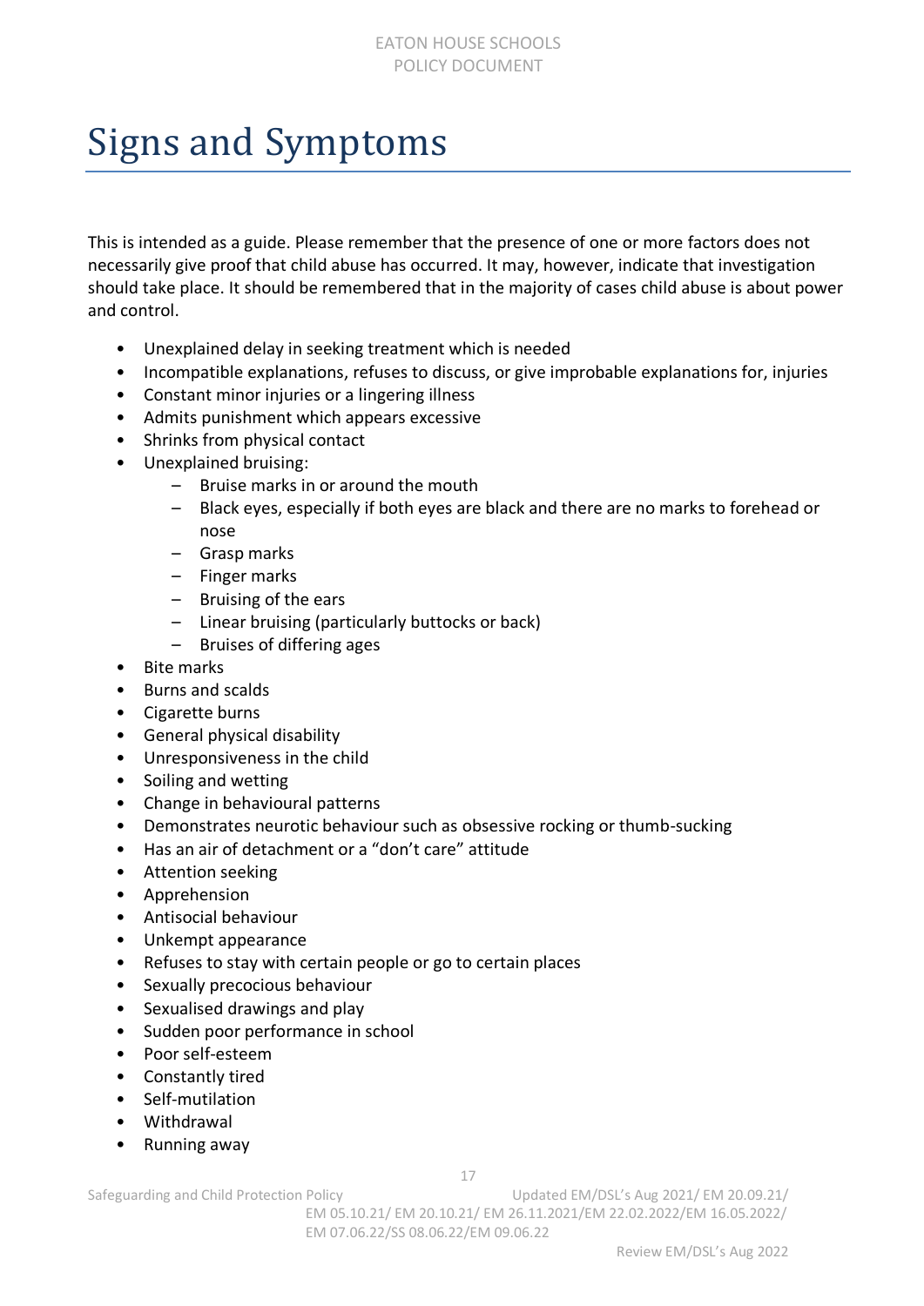# Signs and Symptoms

This is intended as a guide. Please remember that the presence of one or more factors does not necessarily give proof that child abuse has occurred. It may, however, indicate that investigation should take place. It should be remembered that in the majority of cases child abuse is about power and control.

- Unexplained delay in seeking treatment which is needed
- Incompatible explanations, refuses to discuss, or give improbable explanations for, injuries
- Constant minor injuries or a lingering illness
- Admits punishment which appears excessive
- Shrinks from physical contact
- Unexplained bruising:
  - Bruise marks in or around the mouth
  - Black eyes, especially if both eyes are black and there are no marks to forehead or nose
  - Grasp marks
  - Finger marks
  - Bruising of the ears
  - Linear bruising (particularly buttocks or back)
  - Bruises of differing ages
- Bite marks
- Burns and scalds
- Cigarette burns
- General physical disability
- Unresponsiveness in the child
- Soiling and wetting
- Change in behavioural patterns
- Demonstrates neurotic behaviour such as obsessive rocking or thumb-sucking
- Has an air of detachment or a "don't care" attitude
- Attention seeking
- Apprehension
- Antisocial behaviour
- Unkempt appearance
- Refuses to stay with certain people or go to certain places
- Sexually precocious behaviour
- Sexualised drawings and play
- Sudden poor performance in school
- Poor self-esteem
- Constantly tired
- Self-mutilation
- Withdrawal
- Running away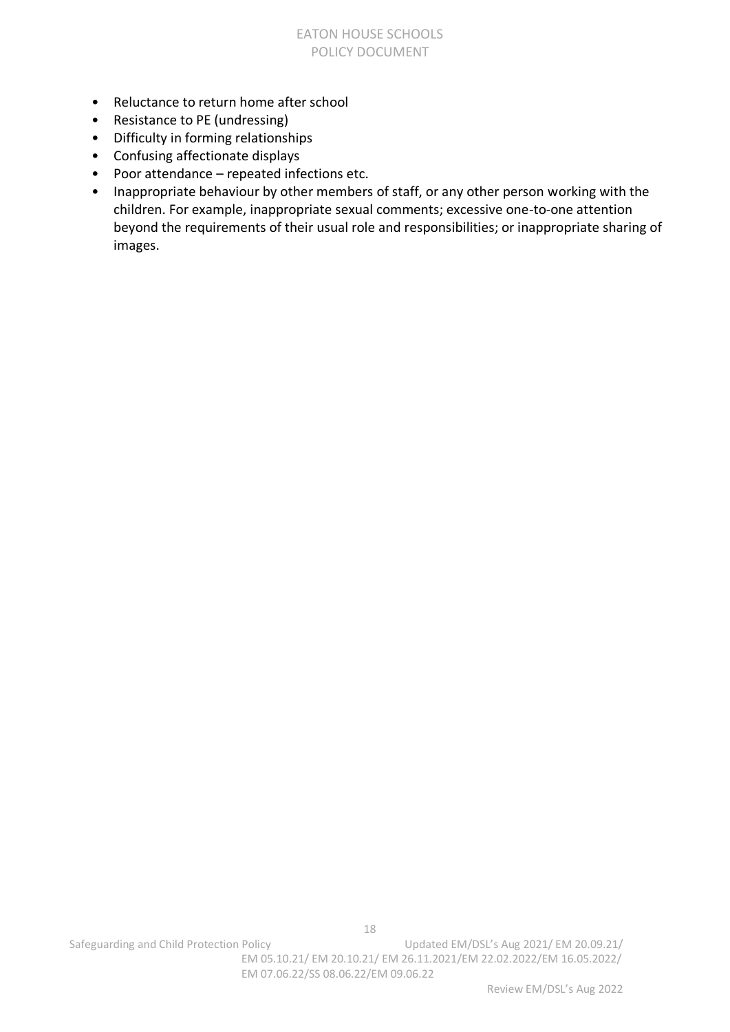- Reluctance to return home after school
- Resistance to PE (undressing)
- Difficulty in forming relationships
- Confusing affectionate displays
- Poor attendance – repeated infections etc.
- Inappropriate behaviour by other members of staff, or any other person working with the children. For example, inappropriate sexual comments; excessive one-to-one attention beyond the requirements of their usual role and responsibilities; or inappropriate sharing of images.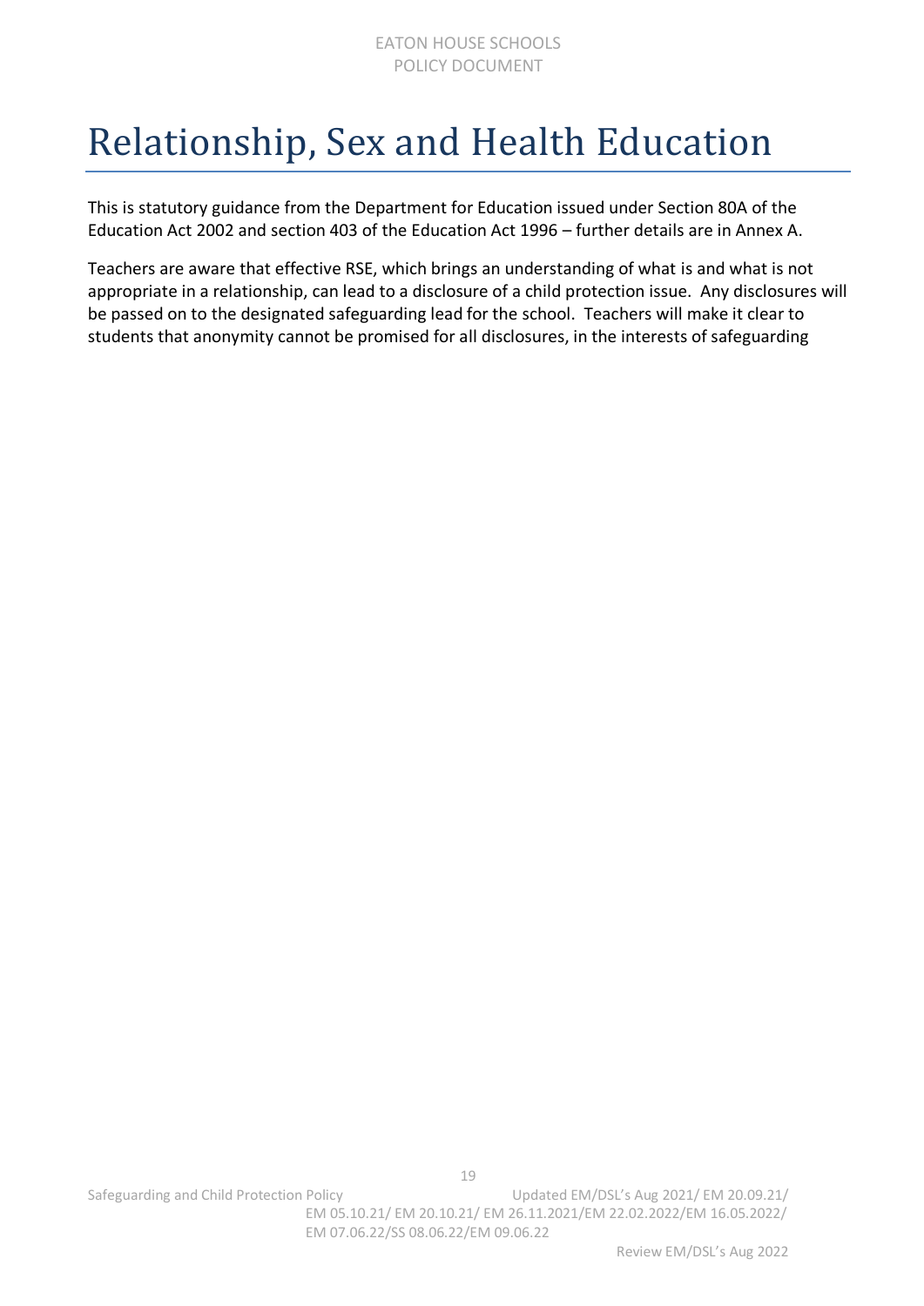# Relationship, Sex and Health Education

This is statutory guidance from the Department for Education issued under Section 80A of the Education Act 2002 and section 403 of the Education Act 1996 – further details are in Annex A.

Teachers are aware that effective RSE, which brings an understanding of what is and what is not appropriate in a relationship, can lead to a disclosure of a child protection issue. Any disclosures will be passed on to the designated safeguarding lead for the school. Teachers will make it clear to students that anonymity cannot be promised for all disclosures, in the interests of safeguarding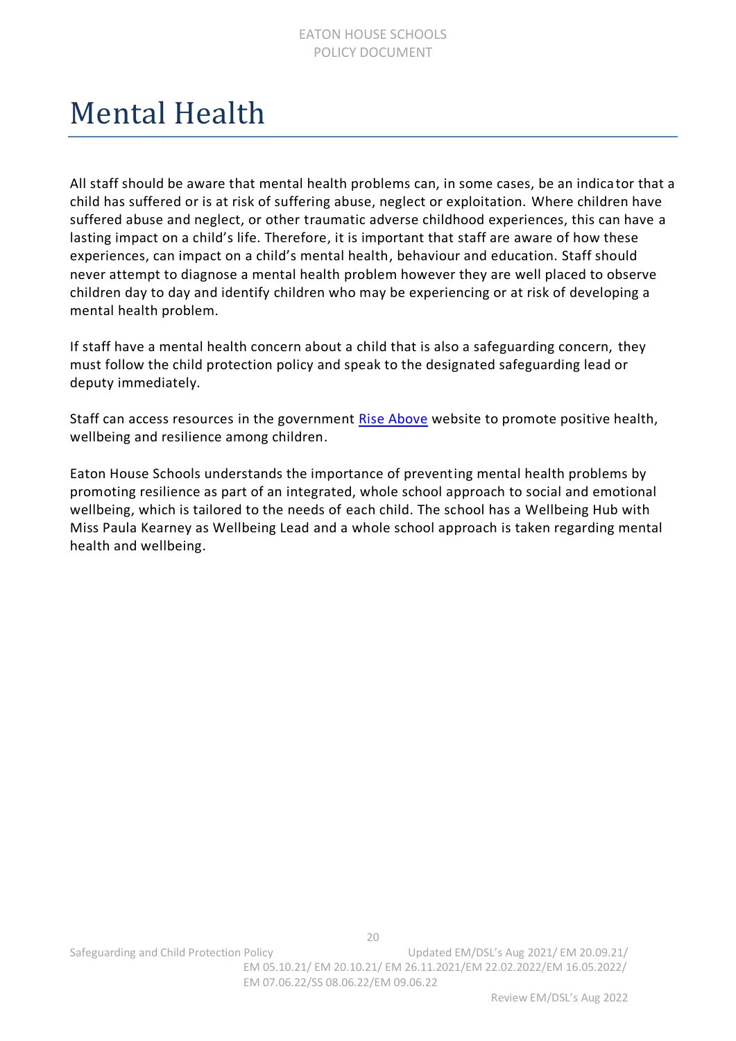# Mental Health

All staff should be aware that mental health problems can, in some cases, be an indicator that a child has suffered or is at risk of suffering abuse, neglect or exploitation. Where children have suffered abuse and neglect, or other traumatic adverse childhood experiences, this can have a lasting impact on a child's life. Therefore, it is important that staff are aware of how these experiences, can impact on a child's mental health, behaviour and education. Staff should never attempt to diagnose a mental health problem however they are well placed to observe children day to day and identify children who may be experiencing or at risk of developing a mental health problem.

If staff have a mental health concern about a child that is also a safeguarding concern, they must follow the child protection policy and speak to the designated safeguarding lead or deputy immediately.

Staff can access resources in the government Rise Above website to promote positive health, wellbeing and resilience among children.

Eaton House Schools understands the importance of preventing mental health problems by promoting resilience as part of an integrated, whole school approach to social and emotional wellbeing, which is tailored to the needs of each child. The school has a Wellbeing Hub with Miss Paula Kearney as Wellbeing Lead and a whole school approach is taken regarding mental health and wellbeing.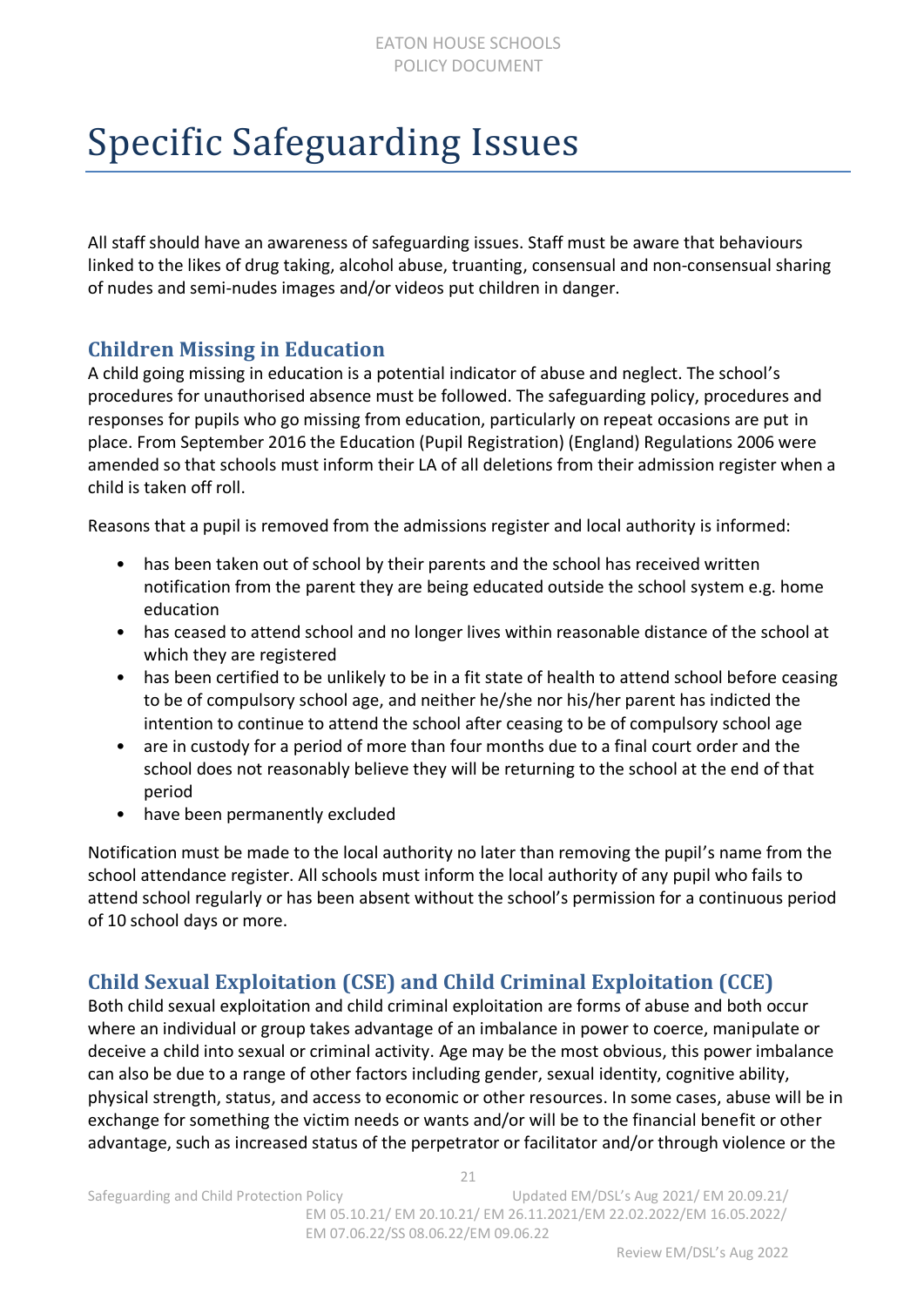# Specific Safeguarding Issues

All staff should have an awareness of safeguarding issues. Staff must be aware that behaviours linked to the likes of drug taking, alcohol abuse, truanting, consensual and non-consensual sharing of nudes and semi-nudes images and/or videos put children in danger.

## Children Missing in Education

A child going missing in education is a potential indicator of abuse and neglect. The school's procedures for unauthorised absence must be followed. The safeguarding policy, procedures and responses for pupils who go missing from education, particularly on repeat occasions are put in place. From September 2016 the Education (Pupil Registration) (England) Regulations 2006 were amended so that schools must inform their LA of all deletions from their admission register when a child is taken off roll.

Reasons that a pupil is removed from the admissions register and local authority is informed:

- has been taken out of school by their parents and the school has received written notification from the parent they are being educated outside the school system e.g. home education
- has ceased to attend school and no longer lives within reasonable distance of the school at which they are registered
- has been certified to be unlikely to be in a fit state of health to attend school before ceasing to be of compulsory school age, and neither he/she nor his/her parent has indicted the intention to continue to attend the school after ceasing to be of compulsory school age
- are in custody for a period of more than four months due to a final court order and the school does not reasonably believe they will be returning to the school at the end of that period
- have been permanently excluded

Notification must be made to the local authority no later than removing the pupil's name from the school attendance register. All schools must inform the local authority of any pupil who fails to attend school regularly or has been absent without the school's permission for a continuous period of 10 school days or more.

## Child Sexual Exploitation (CSE) and Child Criminal Exploitation (CCE)

Both child sexual exploitation and child criminal exploitation are forms of abuse and both occur where an individual or group takes advantage of an imbalance in power to coerce, manipulate or deceive a child into sexual or criminal activity. Age may be the most obvious, this power imbalance can also be due to a range of other factors including gender, sexual identity, cognitive ability, physical strength, status, and access to economic or other resources. In some cases, abuse will be in exchange for something the victim needs or wants and/or will be to the financial benefit or other advantage, such as increased status of the perpetrator or facilitator and/or through violence or the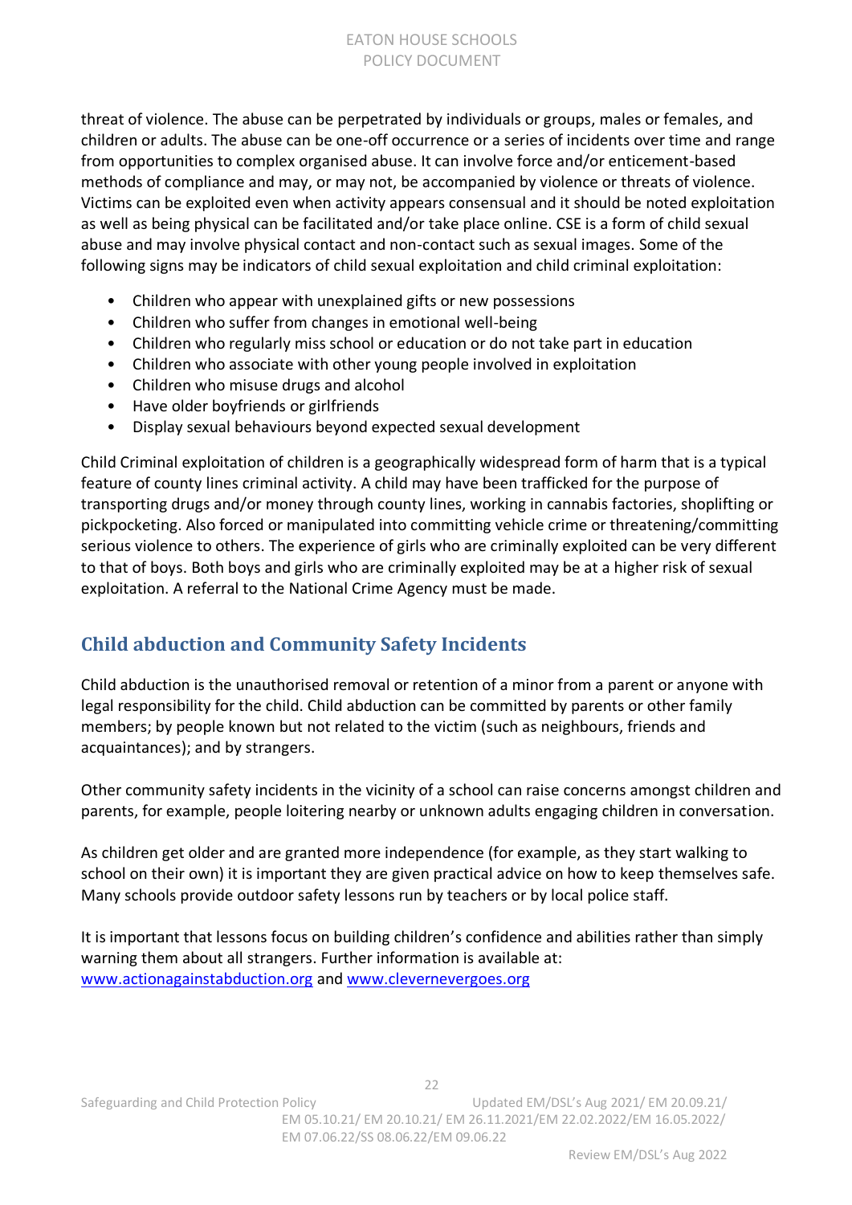threat of violence. The abuse can be perpetrated by individuals or groups, males or females, and children or adults. The abuse can be one-off occurrence or a series of incidents over time and range from opportunities to complex organised abuse. It can involve force and/or enticement-based methods of compliance and may, or may not, be accompanied by violence or threats of violence. Victims can be exploited even when activity appears consensual and it should be noted exploitation as well as being physical can be facilitated and/or take place online. CSE is a form of child sexual abuse and may involve physical contact and non-contact such as sexual images. Some of the following signs may be indicators of child sexual exploitation and child criminal exploitation:

- Children who appear with unexplained gifts or new possessions
- Children who suffer from changes in emotional well-being
- Children who regularly miss school or education or do not take part in education
- Children who associate with other young people involved in exploitation
- Children who misuse drugs and alcohol
- Have older boyfriends or girlfriends
- Display sexual behaviours beyond expected sexual development

Child Criminal exploitation of children is a geographically widespread form of harm that is a typical feature of county lines criminal activity. A child may have been trafficked for the purpose of transporting drugs and/or money through county lines, working in cannabis factories, shoplifting or pickpocketing. Also forced or manipulated into committing vehicle crime or threatening/committing serious violence to others. The experience of girls who are criminally exploited can be very different to that of boys. Both boys and girls who are criminally exploited may be at a higher risk of sexual exploitation. A referral to the National Crime Agency must be made.

## Child abduction and Community Safety Incidents

Child abduction is the unauthorised removal or retention of a minor from a parent or anyone with legal responsibility for the child. Child abduction can be committed by parents or other family members; by people known but not related to the victim (such as neighbours, friends and acquaintances); and by strangers.

Other community safety incidents in the vicinity of a school can raise concerns amongst children and parents, for example, people loitering nearby or unknown adults engaging children in conversation.

As children get older and are granted more independence (for example, as they start walking to school on their own) it is important they are given practical advice on how to keep themselves safe. Many schools provide outdoor safety lessons run by teachers or by local police staff.

It is important that lessons focus on building children's confidence and abilities rather than simply warning them about all strangers. Further information is available at: [www.actionagainstabduction.org](http://www.actionagainstabduction.org) and [www.clevernevergoes.org](http://www.clevernevergoes.org)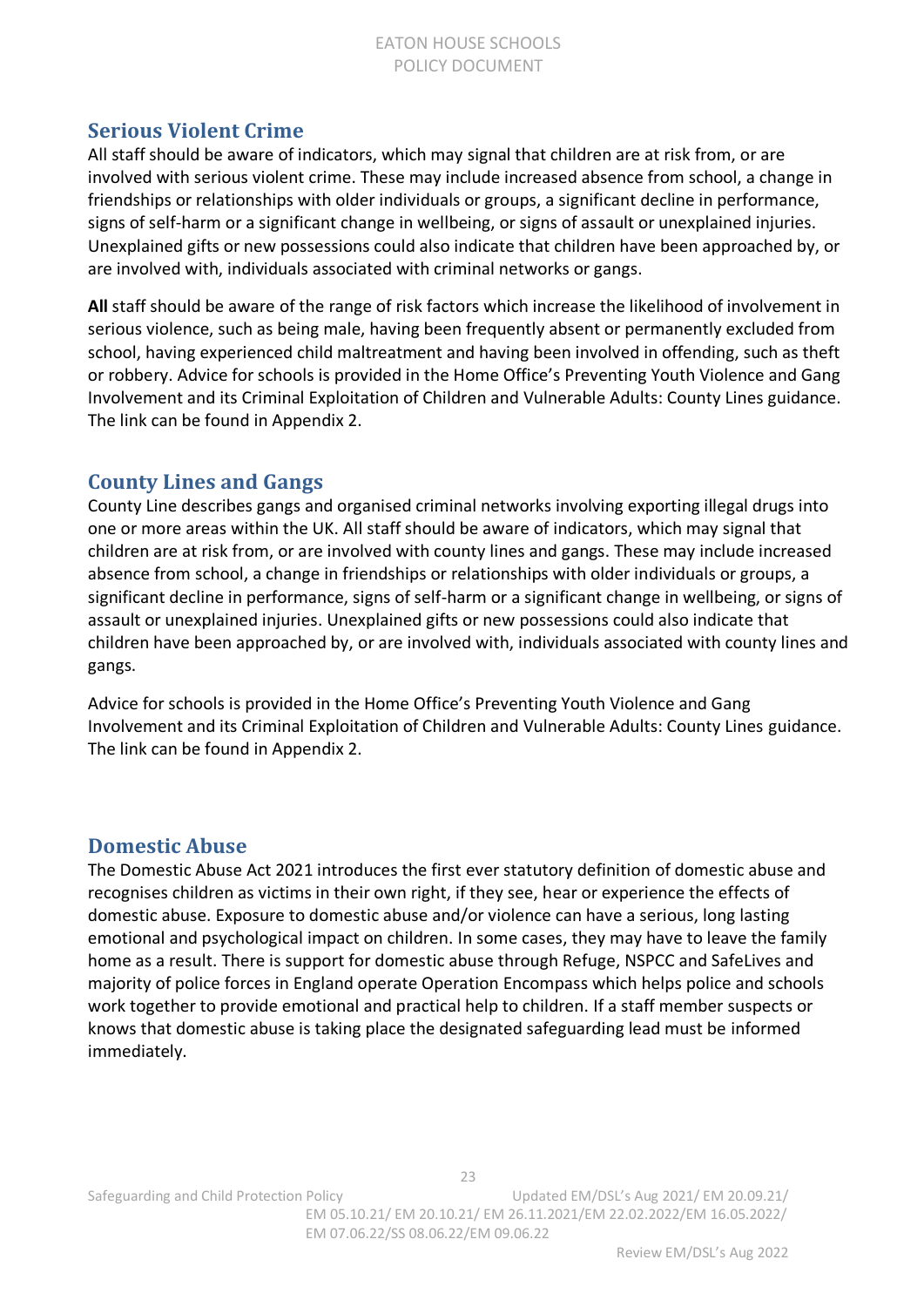## Serious Violent Crime

All staff should be aware of indicators, which may signal that children are at risk from, or are involved with serious violent crime. These may include increased absence from school, a change in friendships or relationships with older individuals or groups, a significant decline in performance, signs of self-harm or a significant change in wellbeing, or signs of assault or unexplained injuries. Unexplained gifts or new possessions could also indicate that children have been approached by, or are involved with, individuals associated with criminal networks or gangs.

**All** staff should be aware of the range of risk factors which increase the likelihood of involvement in serious violence, such as being male, having been frequently absent or permanently excluded from school, having experienced child maltreatment and having been involved in offending, such as theft or robbery. Advice for schools is provided in the Home Office's Preventing Youth Violence and Gang Involvement and its Criminal Exploitation of Children and Vulnerable Adults: County Lines guidance. The link can be found in Appendix 2.

## County Lines and Gangs

County Line describes gangs and organised criminal networks involving exporting illegal drugs into one or more areas within the UK. All staff should be aware of indicators, which may signal that children are at risk from, or are involved with county lines and gangs. These may include increased absence from school, a change in friendships or relationships with older individuals or groups, a significant decline in performance, signs of self-harm or a significant change in wellbeing, or signs of assault or unexplained injuries. Unexplained gifts or new possessions could also indicate that children have been approached by, or are involved with, individuals associated with county lines and gangs.

Advice for schools is provided in the Home Office's Preventing Youth Violence and Gang Involvement and its Criminal Exploitation of Children and Vulnerable Adults: County Lines guidance. The link can be found in Appendix 2.

## Domestic Abuse

The Domestic Abuse Act 2021 introduces the first ever statutory definition of domestic abuse and recognises children as victims in their own right, if they see, hear or experience the effects of domestic abuse. Exposure to domestic abuse and/or violence can have a serious, long lasting emotional and psychological impact on children. In some cases, they may have to leave the family home as a result. There is support for domestic abuse through Refuge, NSPCC and SafeLives and majority of police forces in England operate Operation Encompass which helps police and schools work together to provide emotional and practical help to children. If a staff member suspects or knows that domestic abuse is taking place the designated safeguarding lead must be informed immediately.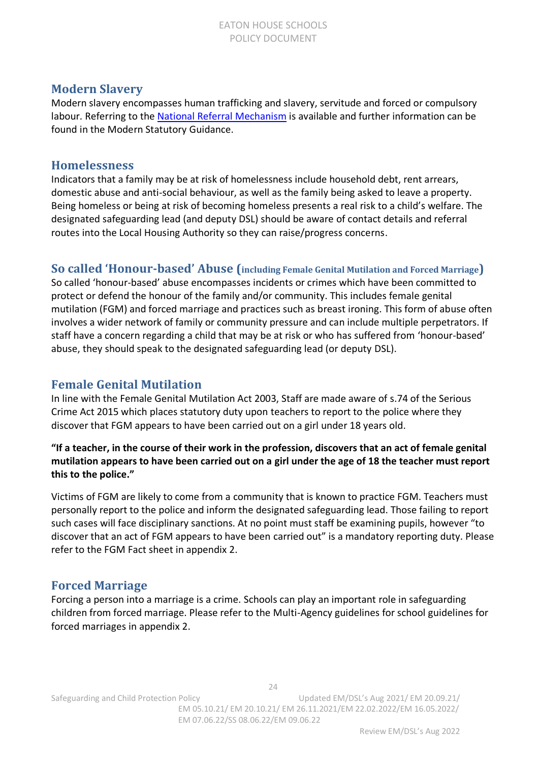## Modern Slavery

Modern slavery encompasses human trafficking and slavery, servitude and forced or compulsory labour. Referring to the [National Referral Mechanism](National Referral Mechanism) is available and further information can be found in the Modern Statutory Guidance.

## Homelessness

Indicators that a family may be at risk of homelessness include household debt, rent arrears, domestic abuse and anti-social behaviour, as well as the family being asked to leave a property. Being homeless or being at risk of becoming homeless presents a real risk to a child's welfare. The designated safeguarding lead (and deputy DSL) should be aware of contact details and referral routes into the Local Housing Authority so they can raise/progress concerns.

## So called 'Honour-based' Abuse (including Female Genital Mutilation and Forced Marriage)

So called 'honour-based' abuse encompasses incidents or crimes which have been committed to protect or defend the honour of the family and/or community. This includes female genital mutilation (FGM) and forced marriage and practices such as breast ironing. This form of abuse often involves a wider network of family or community pressure and can include multiple perpetrators. If staff have a concern regarding a child that may be at risk or who has suffered from 'honour-based' abuse, they should speak to the designated safeguarding lead (or deputy DSL).

## Female Genital Mutilation

In line with the Female Genital Mutilation Act 2003, Staff are made aware of s.74 of the Serious Crime Act 2015 which places statutory duty upon teachers to report to the police where they discover that FGM appears to have been carried out on a girl under 18 years old.

**"If a teacher, in the course of their work in the profession, discovers that an act of female genital mutilation appears to have been carried out on a girl under the age of 18 the teacher must report this to the police."**

Victims of FGM are likely to come from a community that is known to practice FGM. Teachers must personally report to the police and inform the designated safeguarding lead. Those failing to report such cases will face disciplinary sanctions. At no point must staff be examining pupils, however "to discover that an act of FGM appears to have been carried out" is a mandatory reporting duty. Please refer to the FGM Fact sheet in appendix 2.

## Forced Marriage

Forcing a person into a marriage is a crime. Schools can play an important role in safeguarding children from forced marriage. Please refer to the Multi-Agency guidelines for school guidelines for forced marriages in appendix 2.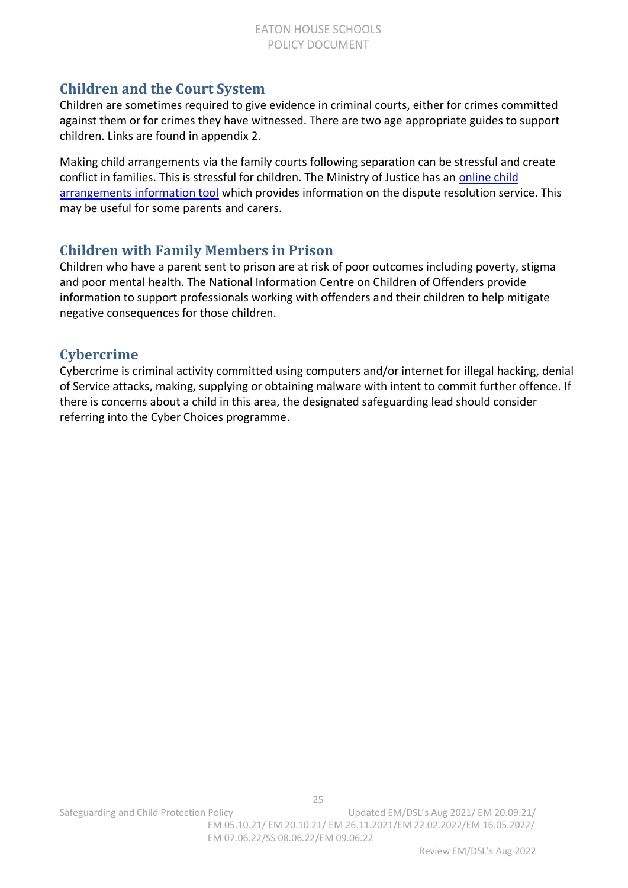## Children and the Court System

Children are sometimes required to give evidence in criminal courts, either for crimes committed against them or for crimes they have witnessed. There are two age appropriate guides to support children. Links are found in appendix 2.

Making child arrangements via the family courts following separation can be stressful and create conflict in families. This is stressful for children. The Ministry of Justice has an online child arrangements information tool which provides information on the dispute resolution service. This may be useful for some parents and carers.

## Children with Family Members in Prison

Children who have a parent sent to prison are at risk of poor outcomes including poverty, stigma and poor mental health. The National Information Centre on Children of Offenders provide information to support professionals working with offenders and their children to help mitigate negative consequences for those children.

## Cybercrime

Cybercrime is criminal activity committed using computers and/or internet for illegal hacking, denial of Service attacks, making, supplying or obtaining malware with intent to commit further offence. If there is concerns about a child in this area, the designated safeguarding lead should consider referring into the Cyber Choices programme.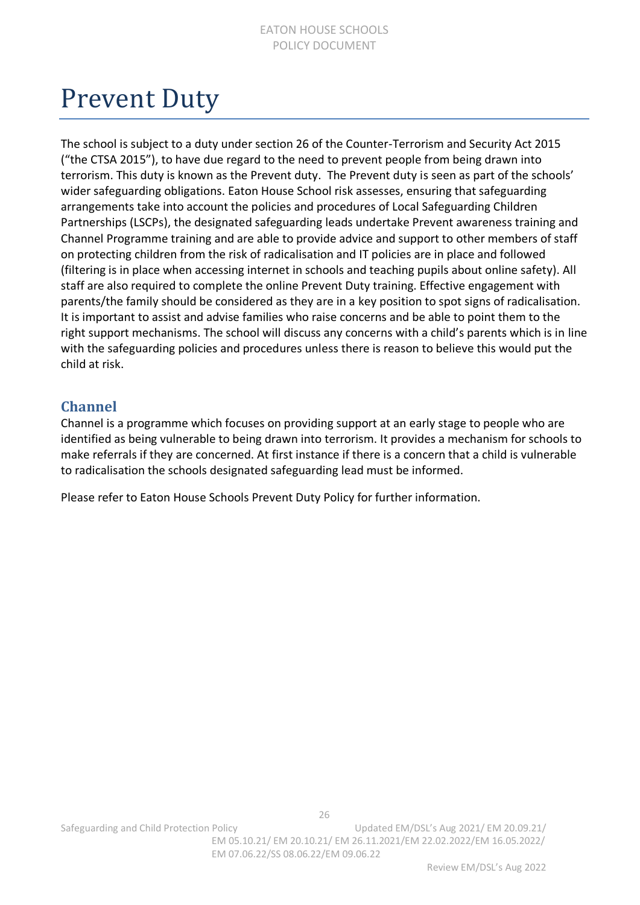# Prevent Duty

The school is subject to a duty under section 26 of the Counter-Terrorism and Security Act 2015 ("the CTSA 2015"), to have due regard to the need to prevent people from being drawn into terrorism. This duty is known as the Prevent duty. The Prevent duty is seen as part of the schools' wider safeguarding obligations. Eaton House School risk assesses, ensuring that safeguarding arrangements take into account the policies and procedures of Local Safeguarding Children Partnerships (LSCPs), the designated safeguarding leads undertake Prevent awareness training and Channel Programme training and are able to provide advice and support to other members of staff on protecting children from the risk of radicalisation and IT policies are in place and followed (filtering is in place when accessing internet in schools and teaching pupils about online safety). All staff are also required to complete the online Prevent Duty training. Effective engagement with parents/the family should be considered as they are in a key position to spot signs of radicalisation. It is important to assist and advise families who raise concerns and be able to point them to the right support mechanisms. The school will discuss any concerns with a child's parents which is in line with the safeguarding policies and procedures unless there is reason to believe this would put the child at risk.

## Channel

Channel is a programme which focuses on providing support at an early stage to people who are identified as being vulnerable to being drawn into terrorism. It provides a mechanism for schools to make referrals if they are concerned. At first instance if there is a concern that a child is vulnerable to radicalisation the schools designated safeguarding lead must be informed.

Please refer to Eaton House Schools Prevent Duty Policy for further information.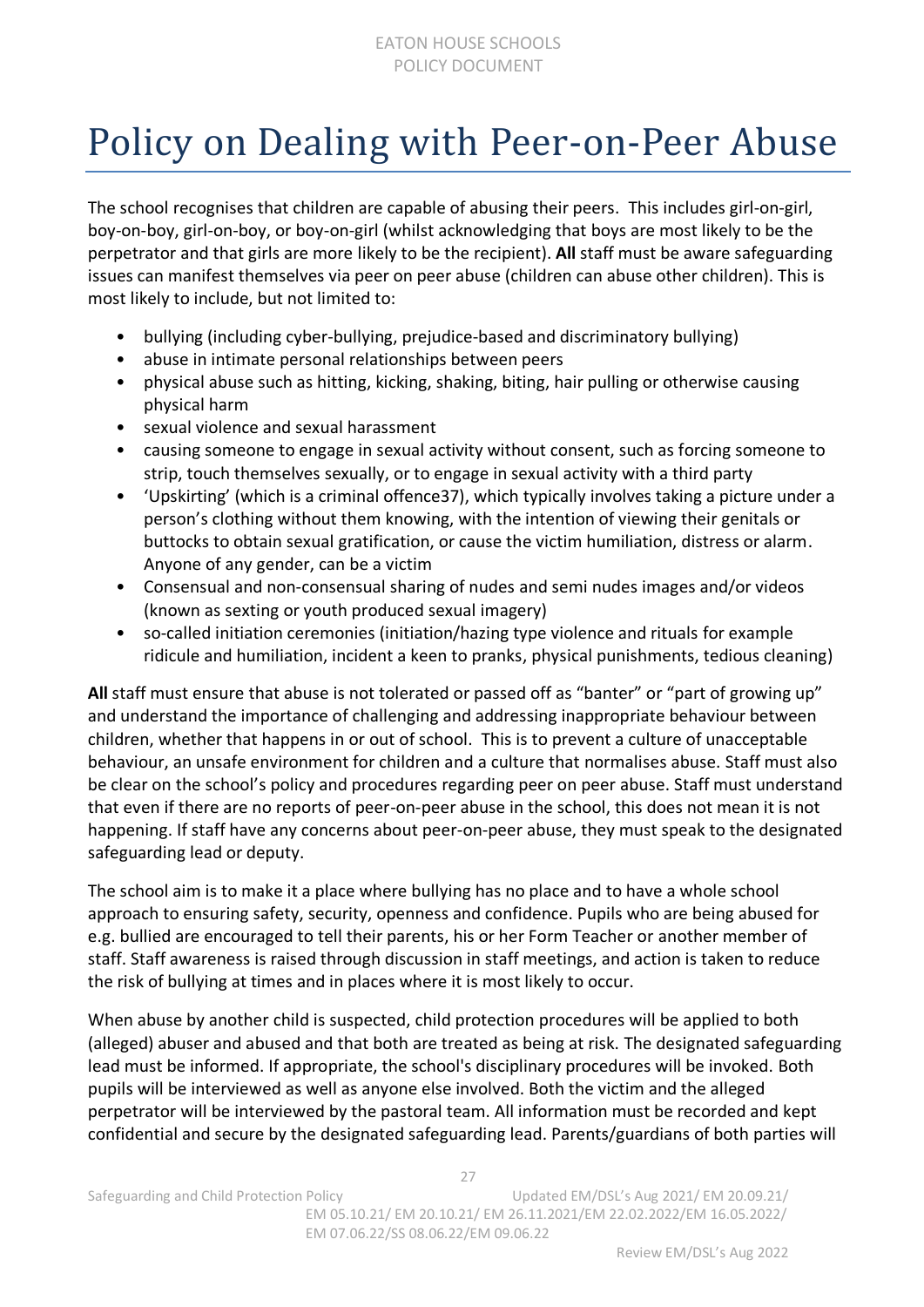# Policy on Dealing with Peer-on-Peer Abuse

The school recognises that children are capable of abusing their peers. This includes girl-on-girl, boy-on-boy, girl-on-boy, or boy-on-girl (whilst acknowledging that boys are most likely to be the perpetrator and that girls are more likely to be the recipient). **All** staff must be aware safeguarding issues can manifest themselves via peer on peer abuse (children can abuse other children). This is most likely to include, but not limited to:

- bullying (including cyber-bullying, prejudice-based and discriminatory bullying)
- abuse in intimate personal relationships between peers
- physical abuse such as hitting, kicking, shaking, biting, hair pulling or otherwise causing physical harm
- sexual violence and sexual harassment
- causing someone to engage in sexual activity without consent, such as forcing someone to strip, touch themselves sexually, or to engage in sexual activity with a third party
- 'Upskirting' (which is a criminal offence37), which typically involves taking a picture under a person's clothing without them knowing, with the intention of viewing their genitals or buttocks to obtain sexual gratification, or cause the victim humiliation, distress or alarm. Anyone of any gender, can be a victim
- Consensual and non-consensual sharing of nudes and semi nudes images and/or videos (known as sexting or youth produced sexual imagery)
- so-called initiation ceremonies (initiation/hazing type violence and rituals for example ridicule and humiliation, incident a keen to pranks, physical punishments, tedious cleaning)

**All** staff must ensure that abuse is not tolerated or passed off as "banter" or "part of growing up" and understand the importance of challenging and addressing inappropriate behaviour between children, whether that happens in or out of school. This is to prevent a culture of unacceptable behaviour, an unsafe environment for children and a culture that normalises abuse. Staff must also be clear on the school's policy and procedures regarding peer on peer abuse. Staff must understand that even if there are no reports of peer-on-peer abuse in the school, this does not mean it is not happening. If staff have any concerns about peer-on-peer abuse, they must speak to the designated safeguarding lead or deputy.

The school aim is to make it a place where bullying has no place and to have a whole school approach to ensuring safety, security, openness and confidence. Pupils who are being abused for e.g. bullied are encouraged to tell their parents, his or her Form Teacher or another member of staff. Staff awareness is raised through discussion in staff meetings, and action is taken to reduce the risk of bullying at times and in places where it is most likely to occur.

When abuse by another child is suspected, child protection procedures will be applied to both (alleged) abuser and abused and that both are treated as being at risk. The designated safeguarding lead must be informed. If appropriate, the school's disciplinary procedures will be invoked. Both pupils will be interviewed as well as anyone else involved. Both the victim and the alleged perpetrator will be interviewed by the pastoral team. All information must be recorded and kept confidential and secure by the designated safeguarding lead. Parents/guardians of both parties will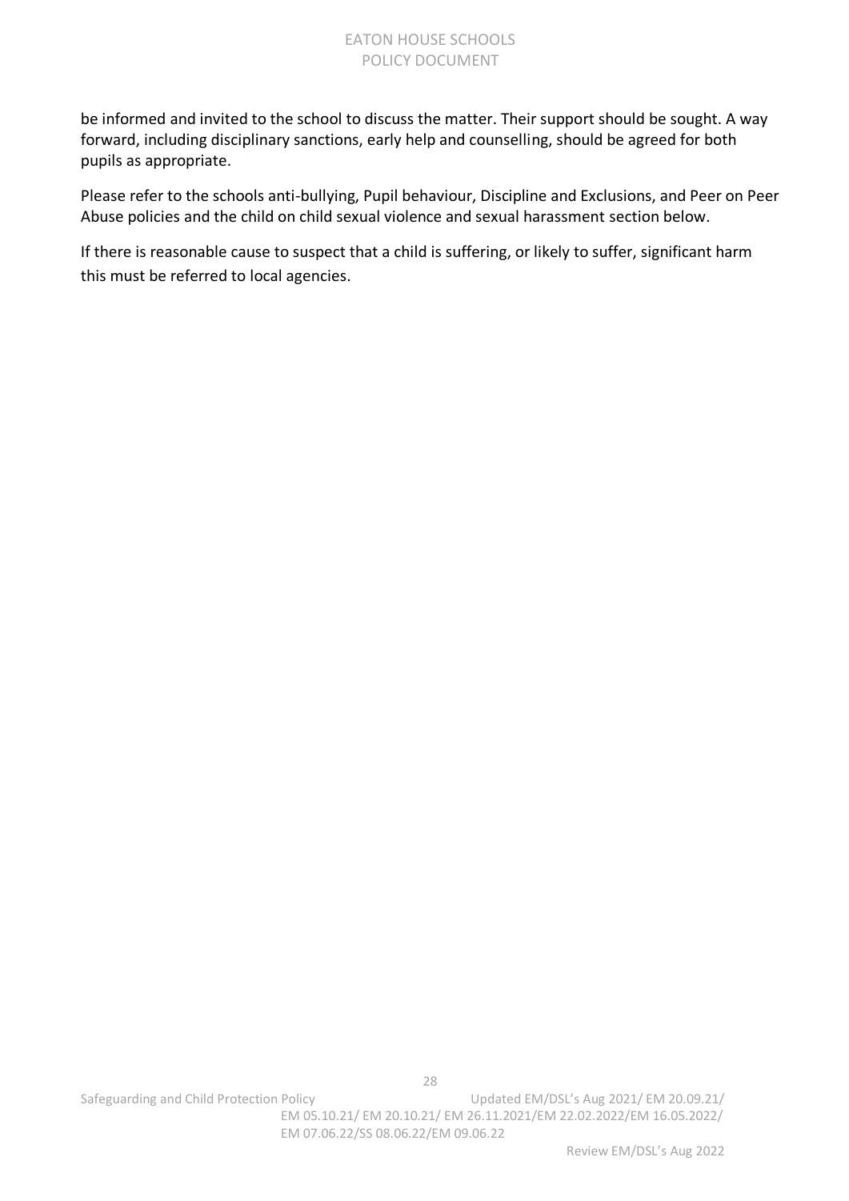be informed and invited to the school to discuss the matter. Their support should be sought. A way forward, including disciplinary sanctions, early help and counselling, should be agreed for both pupils as appropriate.

Please refer to the schools anti-bullying, Pupil behaviour, Discipline and Exclusions, and Peer on Peer Abuse policies and the child on child sexual violence and sexual harassment section below.

If there is reasonable cause to suspect that a child is suffering, or likely to suffer, significant harm this must be referred to local agencies.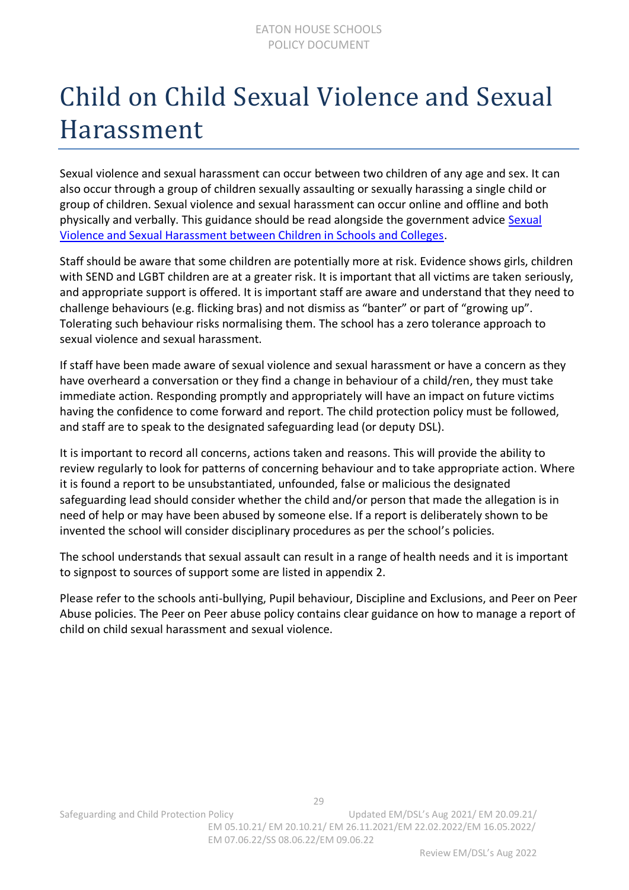# Child on Child Sexual Violence and Sexual Harassment

Sexual violence and sexual harassment can occur between two children of any age and sex. It can also occur through a group of children sexually assaulting or sexually harassing a single child or group of children. Sexual violence and sexual harassment can occur online and offline and both physically and verbally. This guidance should be read alongside the government advice [Sexual Violence and Sexual Harassment between Children in Schools and Colleges].

Staff should be aware that some children are potentially more at risk. Evidence shows girls, children with SEND and LGBT children are at a greater risk. It is important that all victims are taken seriously, and appropriate support is offered. It is important staff are aware and understand that they need to challenge behaviours (e.g. flicking bras) and not dismiss as "banter" or part of "growing up". Tolerating such behaviour risks normalising them. The school has a zero tolerance approach to sexual violence and sexual harassment.

If staff have been made aware of sexual violence and sexual harassment or have a concern as they have overheard a conversation or they find a change in behaviour of a child/ren, they must take immediate action. Responding promptly and appropriately will have an impact on future victims having the confidence to come forward and report. The child protection policy must be followed, and staff are to speak to the designated safeguarding lead (or deputy DSL).

It is important to record all concerns, actions taken and reasons. This will provide the ability to review regularly to look for patterns of concerning behaviour and to take appropriate action. Where it is found a report to be unsubstantiated, unfounded, false or malicious the designated safeguarding lead should consider whether the child and/or person that made the allegation is in need of help or may have been abused by someone else. If a report is deliberately shown to be invented the school will consider disciplinary procedures as per the school's policies.

The school understands that sexual assault can result in a range of health needs and it is important to signpost to sources of support some are listed in appendix 2.

Please refer to the schools anti-bullying, Pupil behaviour, Discipline and Exclusions, and Peer on Peer Abuse policies. The Peer on Peer abuse policy contains clear guidance on how to manage a report of child on child sexual harassment and sexual violence.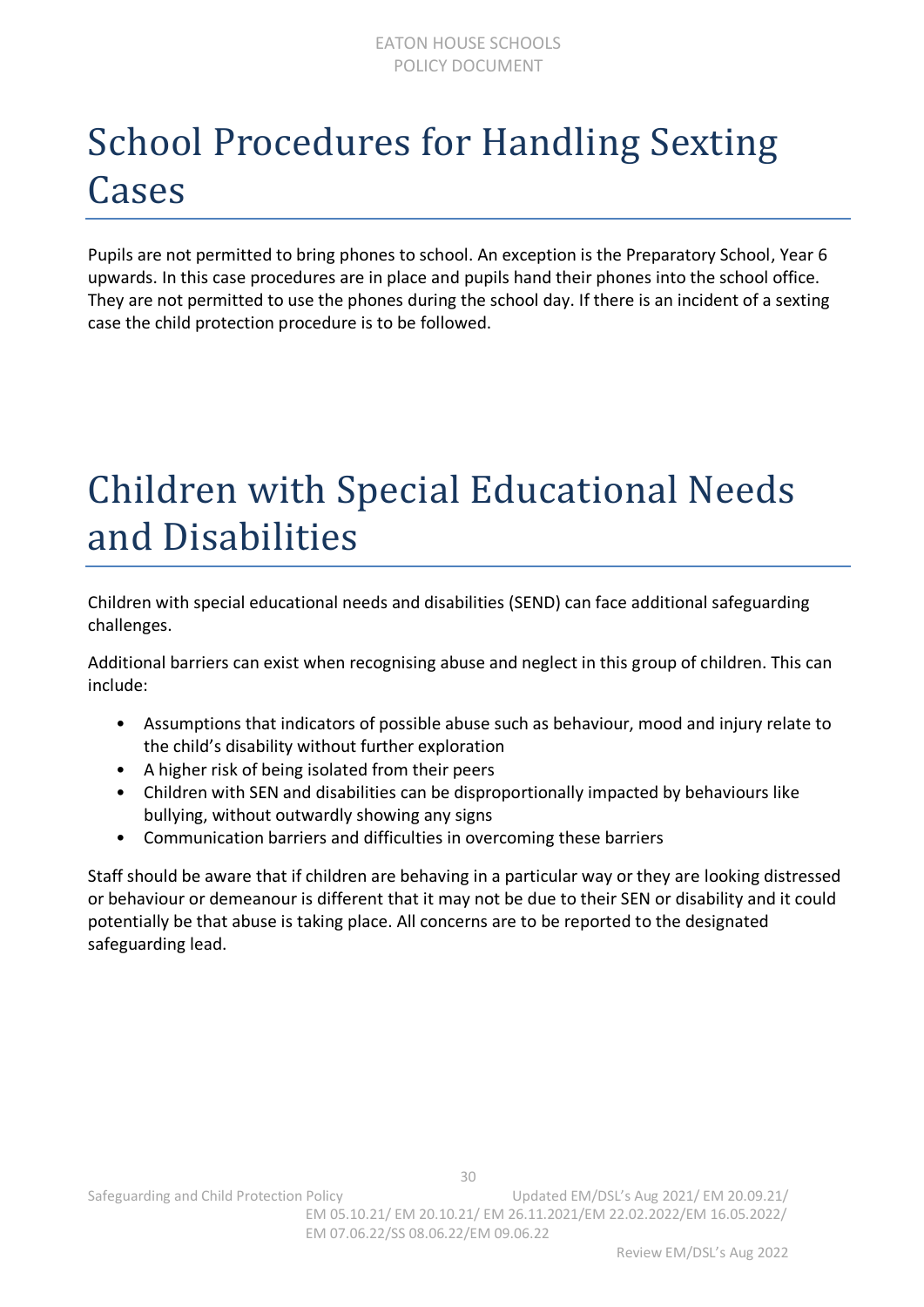# School Procedures for Handling Sexting Cases

Pupils are not permitted to bring phones to school. An exception is the Preparatory School, Year 6 upwards. In this case procedures are in place and pupils hand their phones into the school office. They are not permitted to use the phones during the school day. If there is an incident of a sexting case the child protection procedure is to be followed.

# Children with Special Educational Needs and Disabilities

Children with special educational needs and disabilities (SEND) can face additional safeguarding challenges.

Additional barriers can exist when recognising abuse and neglect in this group of children. This can include:

- Assumptions that indicators of possible abuse such as behaviour, mood and injury relate to the child's disability without further exploration
- A higher risk of being isolated from their peers
- Children with SEN and disabilities can be disproportionally impacted by behaviours like bullying, without outwardly showing any signs
- Communication barriers and difficulties in overcoming these barriers

Staff should be aware that if children are behaving in a particular way or they are looking distressed or behaviour or demeanour is different that it may not be due to their SEN or disability and it could potentially be that abuse is taking place. All concerns are to be reported to the designated safeguarding lead.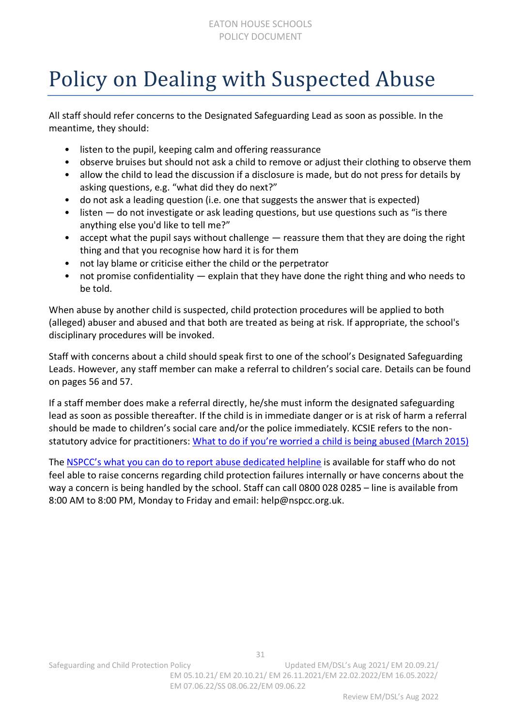# Policy on Dealing with Suspected Abuse

All staff should refer concerns to the Designated Safeguarding Lead as soon as possible. In the meantime, they should:

- listen to the pupil, keeping calm and offering reassurance
- observe bruises but should not ask a child to remove or adjust their clothing to observe them
- allow the child to lead the discussion if a disclosure is made, but do not press for details by asking questions, e.g. "what did they do next?"
- do not ask a leading question (i.e. one that suggests the answer that is expected)
- listen — do not investigate or ask leading questions, but use questions such as "is there anything else you'd like to tell me?"
- accept what the pupil says without challenge — reassure them that they are doing the right thing and that you recognise how hard it is for them
- not lay blame or criticise either the child or the perpetrator
- not promise confidentiality — explain that they have done the right thing and who needs to be told.

When abuse by another child is suspected, child protection procedures will be applied to both (alleged) abuser and abused and that both are treated as being at risk. If appropriate, the school's disciplinary procedures will be invoked.

Staff with concerns about a child should speak first to one of the school's Designated Safeguarding Leads. However, any staff member can make a referral to children's social care. Details can be found on pages 56 and 57.

If a staff member does make a referral directly, he/she must inform the designated safeguarding lead as soon as possible thereafter. If the child is in immediate danger or is at risk of harm a referral should be made to children's social care and/or the police immediately. KCSIE refers to the non-statutory advice for practitioners: What to do if you're worried a child is being abused (March 2015)

The NSPCC's what you can do to report abuse dedicated helpline is available for staff who do not feel able to raise concerns regarding child protection failures internally or have concerns about the way a concern is being handled by the school. Staff can call 0800 028 0285 – line is available from 8:00 AM to 8:00 PM, Monday to Friday and email: help@nspcc.org.uk.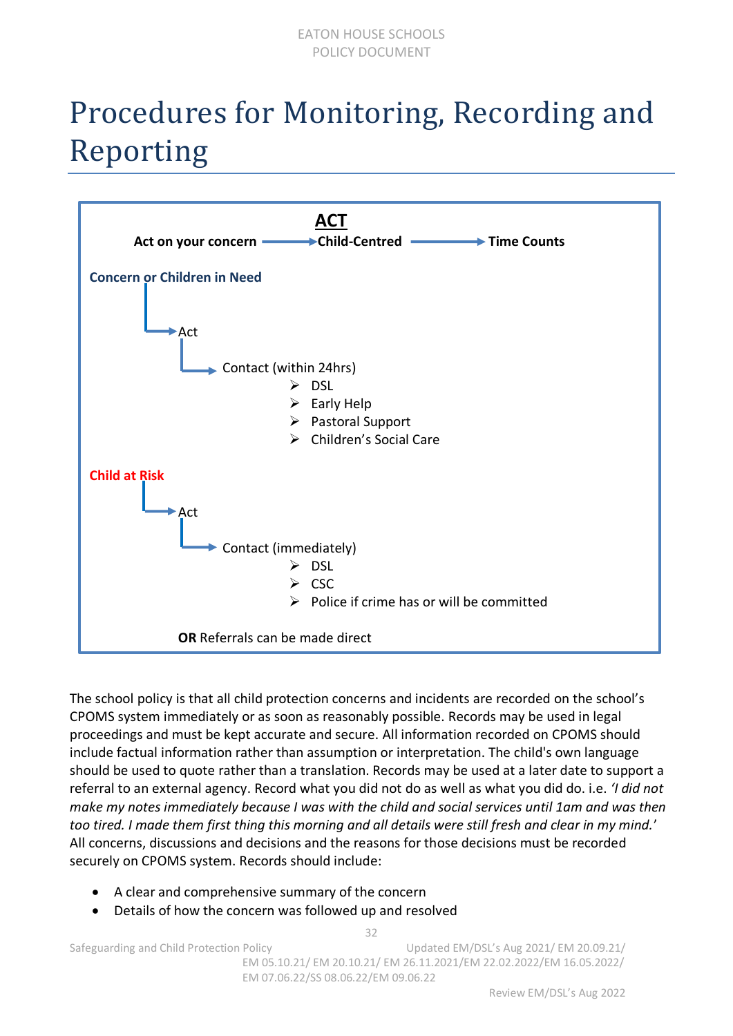# Procedures for Monitoring, Recording and Reporting

**ACT**

**Act on your concern** → **Child-Centred** → **Time Counts**

**Concern or Children in Need**

- Act
  - Contact (within 24hrs)
    - DSL
    - Early Help
    - Pastoral Support
    - Children's Social Care

**Child at Risk**

- Act
  - Contact (immediately)
    - DSL
    - CSC
    - Police if crime has or will be committed

**OR** Referrals can be made direct

The school policy is that all child protection concerns and incidents are recorded on the school's CPOMS system immediately or as soon as reasonably possible. Records may be used in legal proceedings and must be kept accurate and secure. All information recorded on CPOMS should include factual information rather than assumption or interpretation. The child's own language should be used to quote rather than a translation. Records may be used at a later date to support a referral to an external agency. Record what you did not do as well as what you did do. i.e. *'I did not make my notes immediately because I was with the child and social services until 1am and was then too tired. I made them first thing this morning and all details were still fresh and clear in my mind.'* All concerns, discussions and decisions and the reasons for those decisions must be recorded securely on CPOMS system. Records should include:

- A clear and comprehensive summary of the concern
- Details of how the concern was followed up and resolved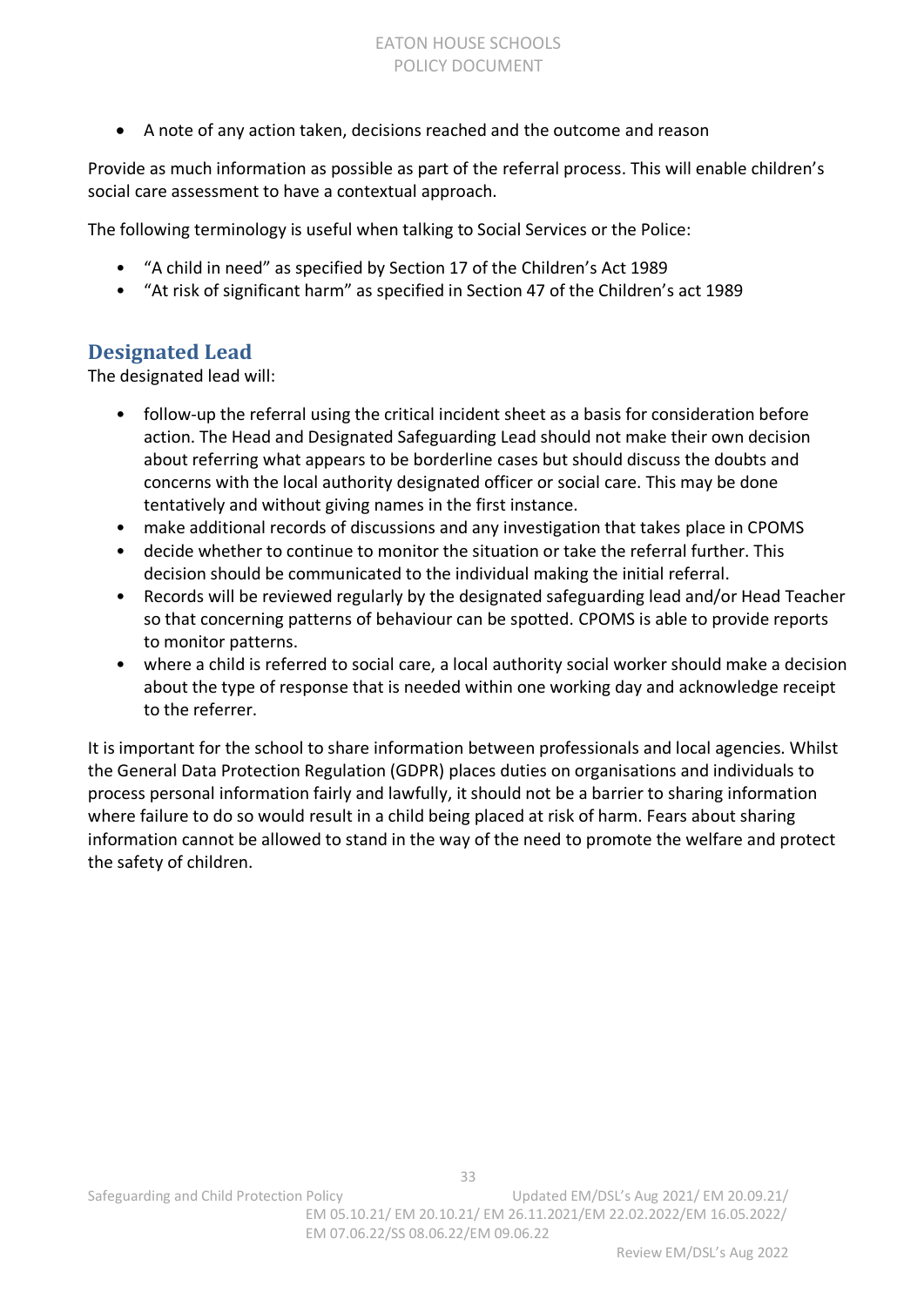- A note of any action taken, decisions reached and the outcome and reason

Provide as much information as possible as part of the referral process. This will enable children's social care assessment to have a contextual approach.

The following terminology is useful when talking to Social Services or the Police:

- "A child in need" as specified by Section 17 of the Children's Act 1989
- "At risk of significant harm" as specified in Section 47 of the Children's act 1989

## Designated Lead

The designated lead will:

- follow-up the referral using the critical incident sheet as a basis for consideration before action. The Head and Designated Safeguarding Lead should not make their own decision about referring what appears to be borderline cases but should discuss the doubts and concerns with the local authority designated officer or social care. This may be done tentatively and without giving names in the first instance.
- make additional records of discussions and any investigation that takes place in CPOMS
- decide whether to continue to monitor the situation or take the referral further. This decision should be communicated to the individual making the initial referral.
- Records will be reviewed regularly by the designated safeguarding lead and/or Head Teacher so that concerning patterns of behaviour can be spotted. CPOMS is able to provide reports to monitor patterns.
- where a child is referred to social care, a local authority social worker should make a decision about the type of response that is needed within one working day and acknowledge receipt to the referrer.

It is important for the school to share information between professionals and local agencies. Whilst the General Data Protection Regulation (GDPR) places duties on organisations and individuals to process personal information fairly and lawfully, it should not be a barrier to sharing information where failure to do so would result in a child being placed at risk of harm. Fears about sharing information cannot be allowed to stand in the way of the need to promote the welfare and protect the safety of children.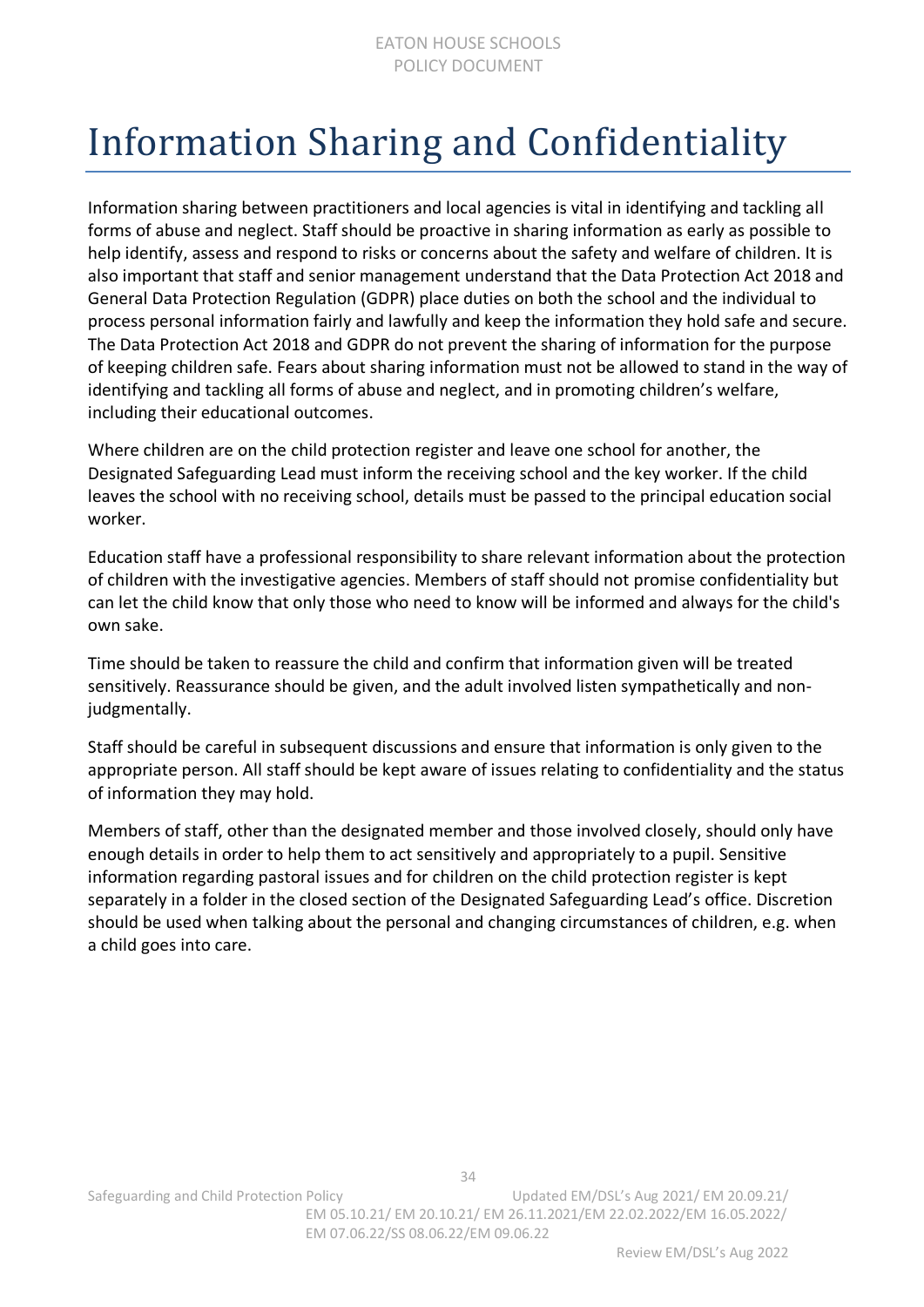# Information Sharing and Confidentiality

Information sharing between practitioners and local agencies is vital in identifying and tackling all forms of abuse and neglect. Staff should be proactive in sharing information as early as possible to help identify, assess and respond to risks or concerns about the safety and welfare of children. It is also important that staff and senior management understand that the Data Protection Act 2018 and General Data Protection Regulation (GDPR) place duties on both the school and the individual to process personal information fairly and lawfully and keep the information they hold safe and secure. The Data Protection Act 2018 and GDPR do not prevent the sharing of information for the purpose of keeping children safe. Fears about sharing information must not be allowed to stand in the way of identifying and tackling all forms of abuse and neglect, and in promoting children's welfare, including their educational outcomes.

Where children are on the child protection register and leave one school for another, the Designated Safeguarding Lead must inform the receiving school and the key worker. If the child leaves the school with no receiving school, details must be passed to the principal education social worker.

Education staff have a professional responsibility to share relevant information about the protection of children with the investigative agencies. Members of staff should not promise confidentiality but can let the child know that only those who need to know will be informed and always for the child's own sake.

Time should be taken to reassure the child and confirm that information given will be treated sensitively. Reassurance should be given, and the adult involved listen sympathetically and non-judgmentally.

Staff should be careful in subsequent discussions and ensure that information is only given to the appropriate person. All staff should be kept aware of issues relating to confidentiality and the status of information they may hold.

Members of staff, other than the designated member and those involved closely, should only have enough details in order to help them to act sensitively and appropriately to a pupil. Sensitive information regarding pastoral issues and for children on the child protection register is kept separately in a folder in the closed section of the Designated Safeguarding Lead's office. Discretion should be used when talking about the personal and changing circumstances of children, e.g. when a child goes into care.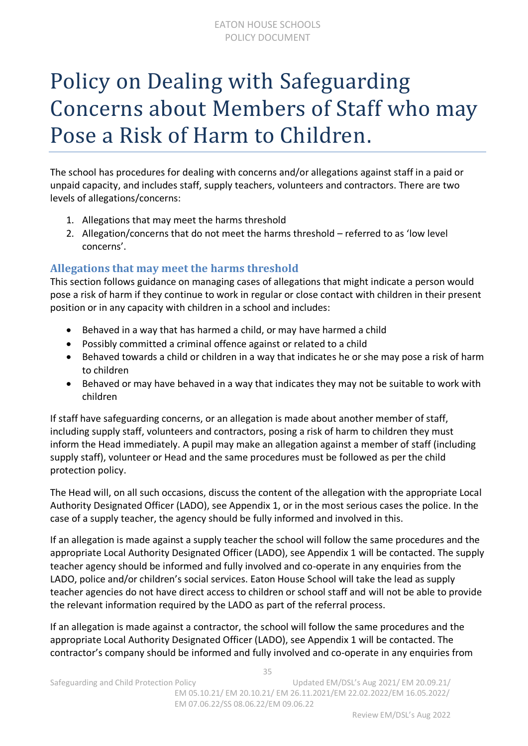# Policy on Dealing with Safeguarding Concerns about Members of Staff who may Pose a Risk of Harm to Children.

The school has procedures for dealing with concerns and/or allegations against staff in a paid or unpaid capacity, and includes staff, supply teachers, volunteers and contractors. There are two levels of allegations/concerns:

1. Allegations that may meet the harms threshold
2. Allegation/concerns that do not meet the harms threshold – referred to as 'low level concerns'.

### Allegations that may meet the harms threshold

This section follows guidance on managing cases of allegations that might indicate a person would pose a risk of harm if they continue to work in regular or close contact with children in their present position or in any capacity with children in a school and includes:

- Behaved in a way that has harmed a child, or may have harmed a child
- Possibly committed a criminal offence against or related to a child
- Behaved towards a child or children in a way that indicates he or she may pose a risk of harm to children
- Behaved or may have behaved in a way that indicates they may not be suitable to work with children

If staff have safeguarding concerns, or an allegation is made about another member of staff, including supply staff, volunteers and contractors, posing a risk of harm to children they must inform the Head immediately. A pupil may make an allegation against a member of staff (including supply staff), volunteer or Head and the same procedures must be followed as per the child protection policy.

The Head will, on all such occasions, discuss the content of the allegation with the appropriate Local Authority Designated Officer (LADO), see Appendix 1, or in the most serious cases the police. In the case of a supply teacher, the agency should be fully informed and involved in this.

If an allegation is made against a supply teacher the school will follow the same procedures and the appropriate Local Authority Designated Officer (LADO), see Appendix 1 will be contacted. The supply teacher agency should be informed and fully involved and co-operate in any enquiries from the LADO, police and/or children's social services. Eaton House School will take the lead as supply teacher agencies do not have direct access to children or school staff and will not be able to provide the relevant information required by the LADO as part of the referral process.

If an allegation is made against a contractor, the school will follow the same procedures and the appropriate Local Authority Designated Officer (LADO), see Appendix 1 will be contacted. The contractor's company should be informed and fully involved and co-operate in any enquiries from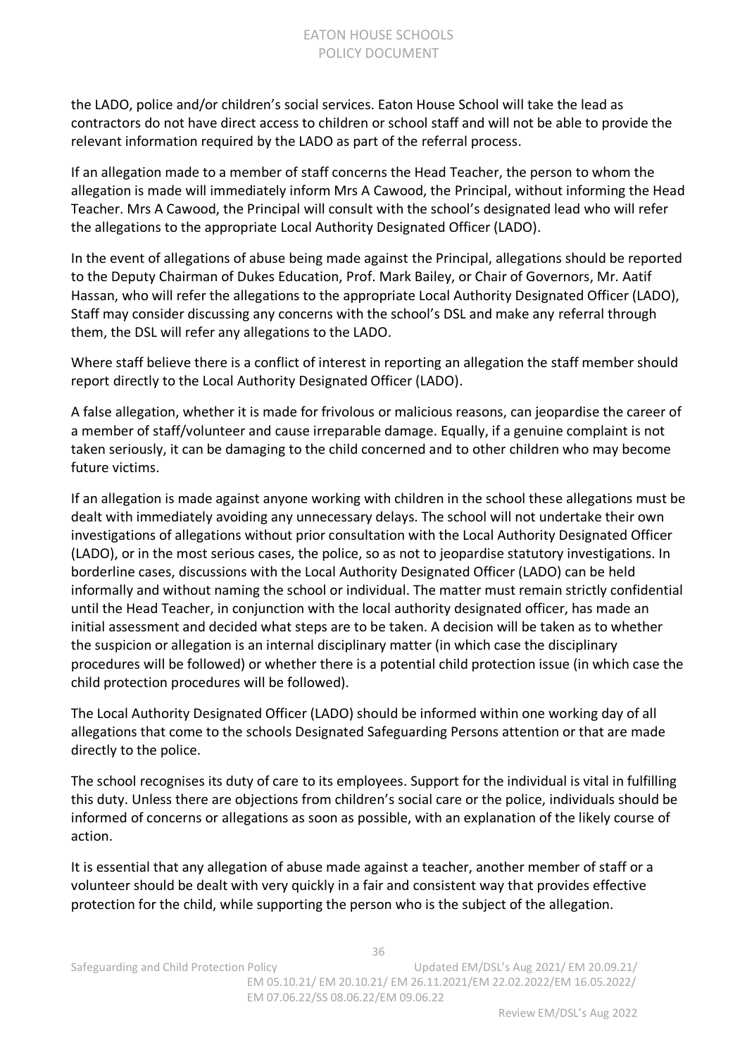the LADO, police and/or children's social services. Eaton House School will take the lead as contractors do not have direct access to children or school staff and will not be able to provide the relevant information required by the LADO as part of the referral process.

If an allegation made to a member of staff concerns the Head Teacher, the person to whom the allegation is made will immediately inform Mrs A Cawood, the Principal, without informing the Head Teacher. Mrs A Cawood, the Principal will consult with the school's designated lead who will refer the allegations to the appropriate Local Authority Designated Officer (LADO).

In the event of allegations of abuse being made against the Principal, allegations should be reported to the Deputy Chairman of Dukes Education, Prof. Mark Bailey, or Chair of Governors, Mr. Aatif Hassan, who will refer the allegations to the appropriate Local Authority Designated Officer (LADO), Staff may consider discussing any concerns with the school's DSL and make any referral through them, the DSL will refer any allegations to the LADO.

Where staff believe there is a conflict of interest in reporting an allegation the staff member should report directly to the Local Authority Designated Officer (LADO).

A false allegation, whether it is made for frivolous or malicious reasons, can jeopardise the career of a member of staff/volunteer and cause irreparable damage. Equally, if a genuine complaint is not taken seriously, it can be damaging to the child concerned and to other children who may become future victims.

If an allegation is made against anyone working with children in the school these allegations must be dealt with immediately avoiding any unnecessary delays. The school will not undertake their own investigations of allegations without prior consultation with the Local Authority Designated Officer (LADO), or in the most serious cases, the police, so as not to jeopardise statutory investigations. In borderline cases, discussions with the Local Authority Designated Officer (LADO) can be held informally and without naming the school or individual. The matter must remain strictly confidential until the Head Teacher, in conjunction with the local authority designated officer, has made an initial assessment and decided what steps are to be taken. A decision will be taken as to whether the suspicion or allegation is an internal disciplinary matter (in which case the disciplinary procedures will be followed) or whether there is a potential child protection issue (in which case the child protection procedures will be followed).

The Local Authority Designated Officer (LADO) should be informed within one working day of all allegations that come to the schools Designated Safeguarding Persons attention or that are made directly to the police.

The school recognises its duty of care to its employees. Support for the individual is vital in fulfilling this duty. Unless there are objections from children's social care or the police, individuals should be informed of concerns or allegations as soon as possible, with an explanation of the likely course of action.

It is essential that any allegation of abuse made against a teacher, another member of staff or a volunteer should be dealt with very quickly in a fair and consistent way that provides effective protection for the child, while supporting the person who is the subject of the allegation.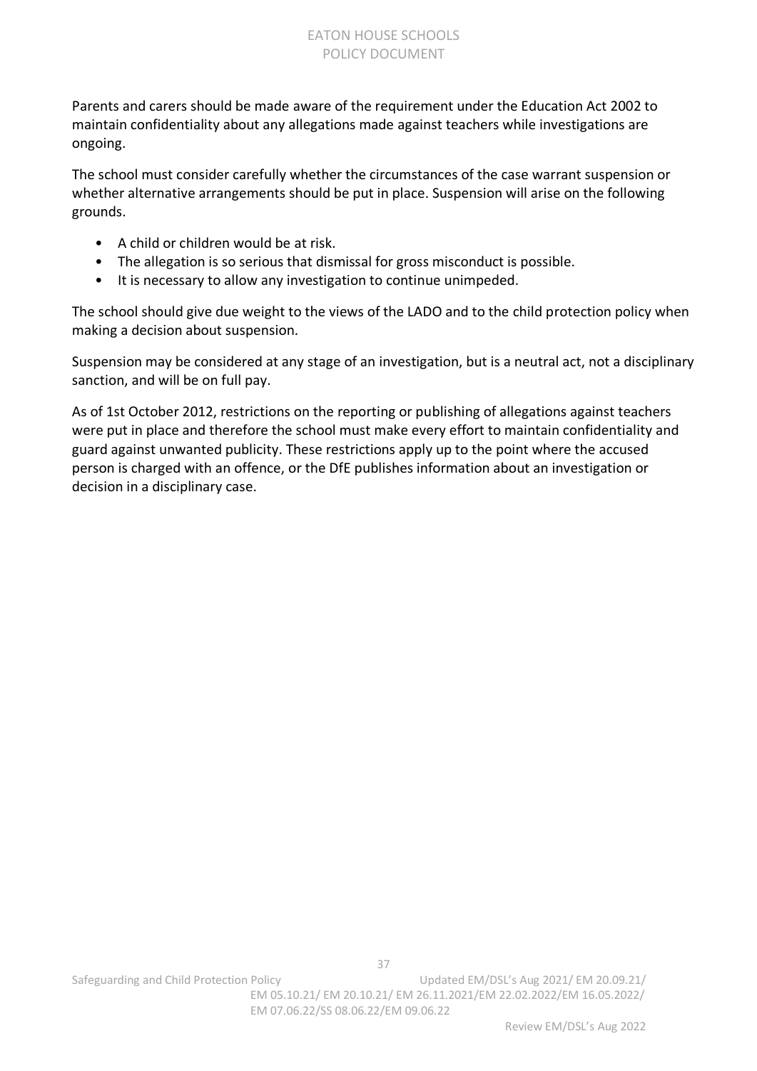Parents and carers should be made aware of the requirement under the Education Act 2002 to maintain confidentiality about any allegations made against teachers while investigations are ongoing.

The school must consider carefully whether the circumstances of the case warrant suspension or whether alternative arrangements should be put in place. Suspension will arise on the following grounds.

- A child or children would be at risk.
- The allegation is so serious that dismissal for gross misconduct is possible.
- It is necessary to allow any investigation to continue unimpeded.

The school should give due weight to the views of the LADO and to the child protection policy when making a decision about suspension.

Suspension may be considered at any stage of an investigation, but is a neutral act, not a disciplinary sanction, and will be on full pay.

As of 1st October 2012, restrictions on the reporting or publishing of allegations against teachers were put in place and therefore the school must make every effort to maintain confidentiality and guard against unwanted publicity. These restrictions apply up to the point where the accused person is charged with an offence, or the DfE publishes information about an investigation or decision in a disciplinary case.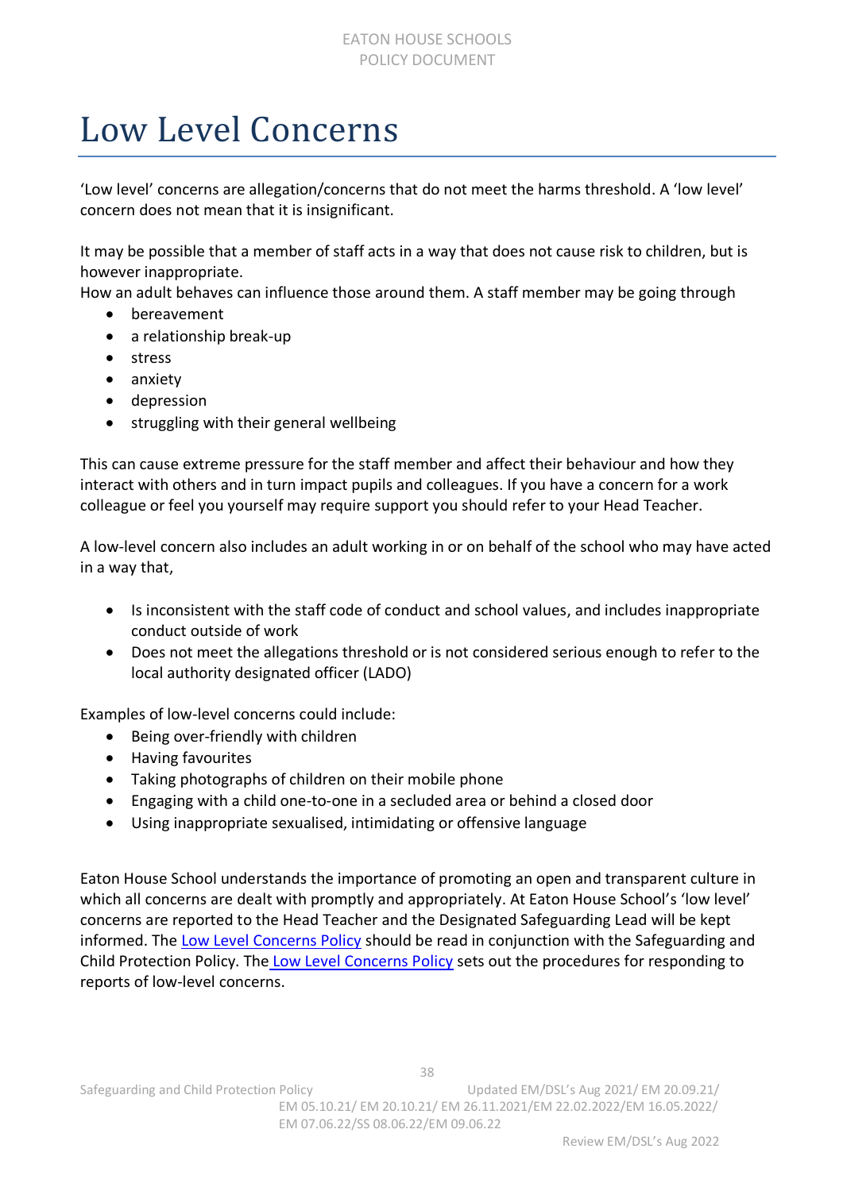# Low Level Concerns

'Low level' concerns are allegation/concerns that do not meet the harms threshold. A 'low level' concern does not mean that it is insignificant.

It may be possible that a member of staff acts in a way that does not cause risk to children, but is however inappropriate.
How an adult behaves can influence those around them. A staff member may be going through

- bereavement
- a relationship break-up
- stress
- anxiety
- depression
- struggling with their general wellbeing

This can cause extreme pressure for the staff member and affect their behaviour and how they interact with others and in turn impact pupils and colleagues. If you have a concern for a work colleague or feel you yourself may require support you should refer to your Head Teacher.

A low-level concern also includes an adult working in or on behalf of the school who may have acted in a way that,

- Is inconsistent with the staff code of conduct and school values, and includes inappropriate conduct outside of work
- Does not meet the allegations threshold or is not considered serious enough to refer to the local authority designated officer (LADO)

Examples of low-level concerns could include:

- Being over-friendly with children
- Having favourites
- Taking photographs of children on their mobile phone
- Engaging with a child one-to-one in a secluded area or behind a closed door
- Using inappropriate sexualised, intimidating or offensive language

Eaton House School understands the importance of promoting an open and transparent culture in which all concerns are dealt with promptly and appropriately. At Eaton House School's 'low level' concerns are reported to the Head Teacher and the Designated Safeguarding Lead will be kept informed. The Low Level Concerns Policy should be read in conjunction with the Safeguarding and Child Protection Policy. The Low Level Concerns Policy sets out the procedures for responding to reports of low-level concerns.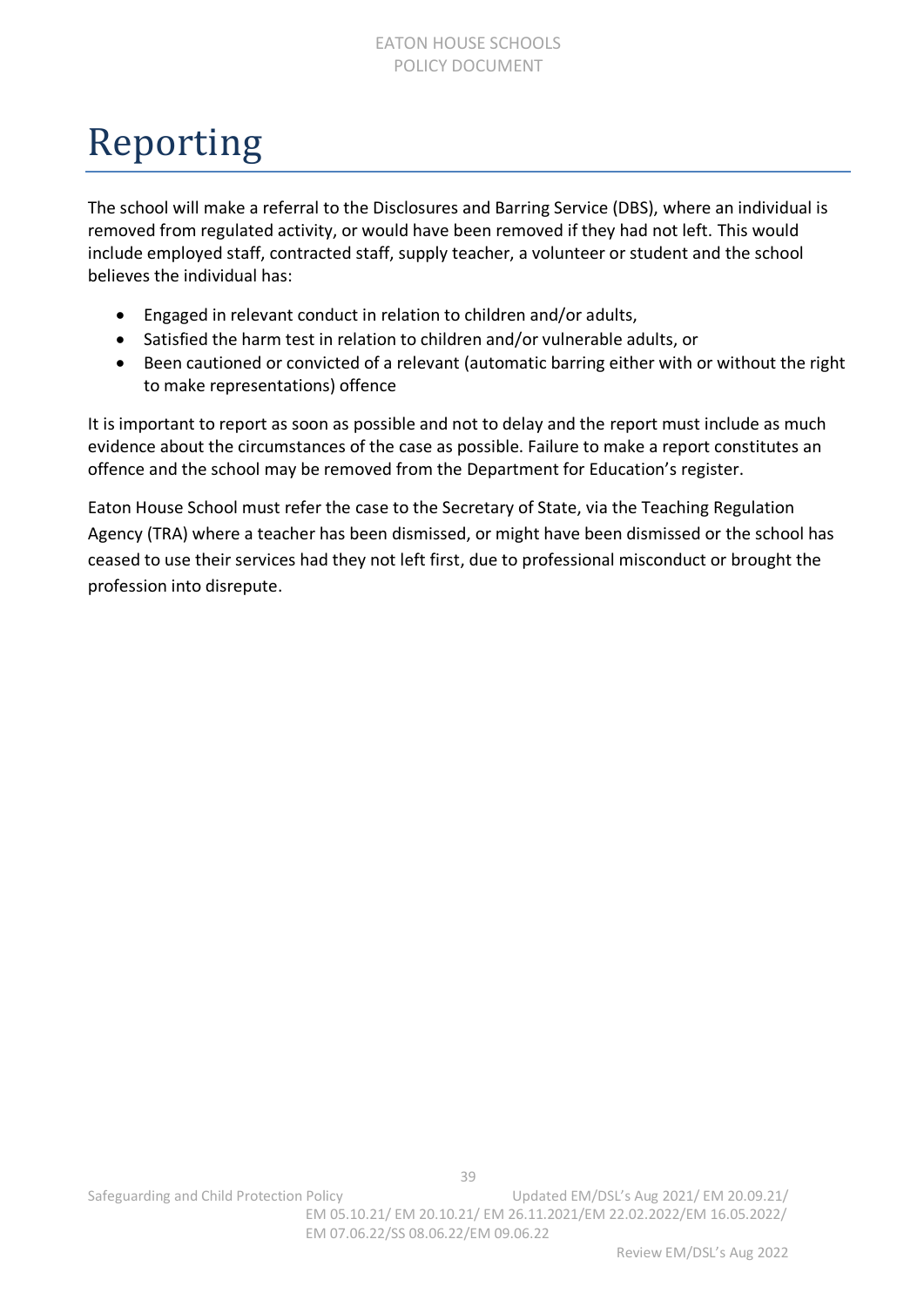# Reporting

The school will make a referral to the Disclosures and Barring Service (DBS), where an individual is removed from regulated activity, or would have been removed if they had not left. This would include employed staff, contracted staff, supply teacher, a volunteer or student and the school believes the individual has:

- Engaged in relevant conduct in relation to children and/or adults,
- Satisfied the harm test in relation to children and/or vulnerable adults, or
- Been cautioned or convicted of a relevant (automatic barring either with or without the right to make representations) offence

It is important to report as soon as possible and not to delay and the report must include as much evidence about the circumstances of the case as possible. Failure to make a report constitutes an offence and the school may be removed from the Department for Education's register.

Eaton House School must refer the case to the Secretary of State, via the Teaching Regulation Agency (TRA) where a teacher has been dismissed, or might have been dismissed or the school has ceased to use their services had they not left first, due to professional misconduct or brought the profession into disrepute.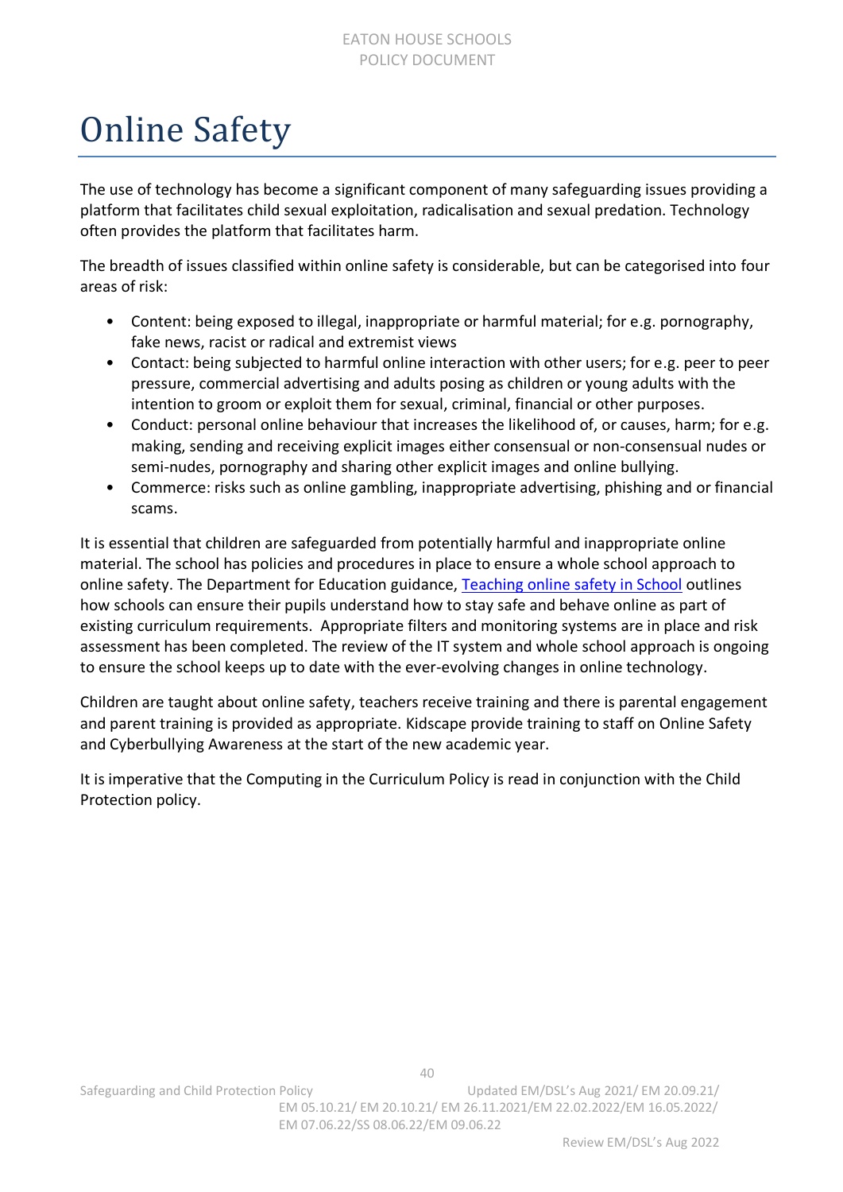# Online Safety

The use of technology has become a significant component of many safeguarding issues providing a platform that facilitates child sexual exploitation, radicalisation and sexual predation. Technology often provides the platform that facilitates harm.

The breadth of issues classified within online safety is considerable, but can be categorised into four areas of risk:

- Content: being exposed to illegal, inappropriate or harmful material; for e.g. pornography, fake news, racist or radical and extremist views
- Contact: being subjected to harmful online interaction with other users; for e.g. peer to peer pressure, commercial advertising and adults posing as children or young adults with the intention to groom or exploit them for sexual, criminal, financial or other purposes.
- Conduct: personal online behaviour that increases the likelihood of, or causes, harm; for e.g. making, sending and receiving explicit images either consensual or non-consensual nudes or semi-nudes, pornography and sharing other explicit images and online bullying.
- Commerce: risks such as online gambling, inappropriate advertising, phishing and or financial scams.

It is essential that children are safeguarded from potentially harmful and inappropriate online material. The school has policies and procedures in place to ensure a whole school approach to online safety. The Department for Education guidance, [Teaching online safety in School]() outlines how schools can ensure their pupils understand how to stay safe and behave online as part of existing curriculum requirements. Appropriate filters and monitoring systems are in place and risk assessment has been completed. The review of the IT system and whole school approach is ongoing to ensure the school keeps up to date with the ever-evolving changes in online technology.

Children are taught about online safety, teachers receive training and there is parental engagement and parent training is provided as appropriate. Kidscape provide training to staff on Online Safety and Cyberbullying Awareness at the start of the new academic year.

It is imperative that the Computing in the Curriculum Policy is read in conjunction with the Child Protection policy.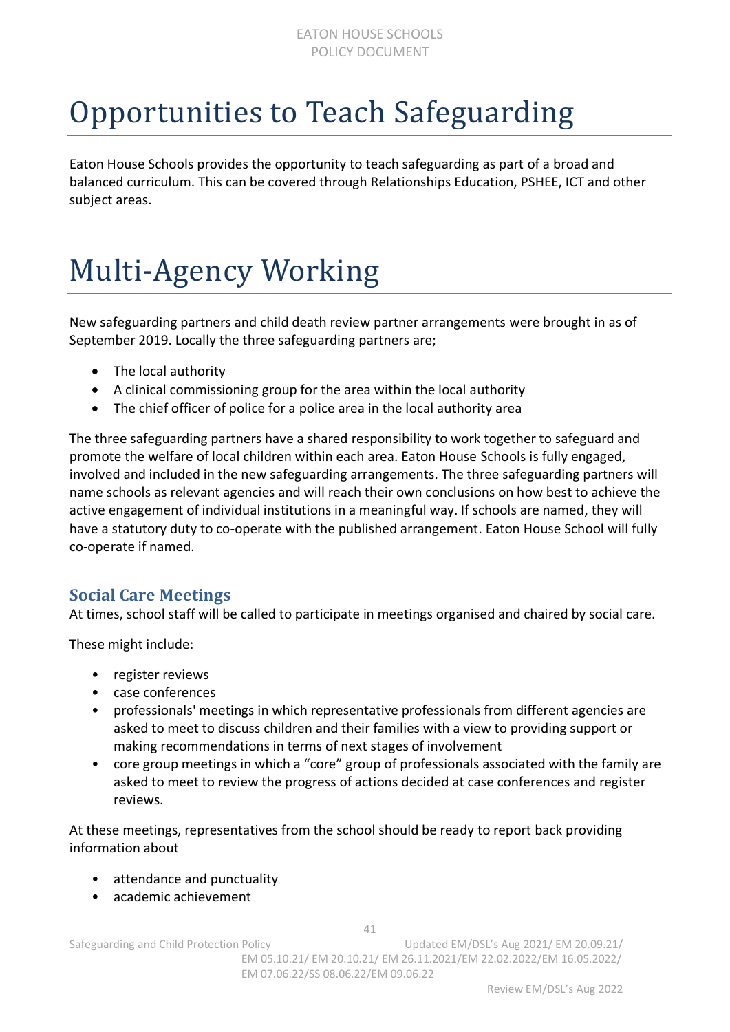# Opportunities to Teach Safeguarding

Eaton House Schools provides the opportunity to teach safeguarding as part of a broad and balanced curriculum. This can be covered through Relationships Education, PSHEE, ICT and other subject areas.

# Multi-Agency Working

New safeguarding partners and child death review partner arrangements were brought in as of September 2019. Locally the three safeguarding partners are;

- The local authority
- A clinical commissioning group for the area within the local authority
- The chief officer of police for a police area in the local authority area

The three safeguarding partners have a shared responsibility to work together to safeguard and promote the welfare of local children within each area. Eaton House Schools is fully engaged, involved and included in the new safeguarding arrangements. The three safeguarding partners will name schools as relevant agencies and will reach their own conclusions on how best to achieve the active engagement of individual institutions in a meaningful way. If schools are named, they will have a statutory duty to co-operate with the published arrangement. Eaton House School will fully co-operate if named.

### Social Care Meetings

At times, school staff will be called to participate in meetings organised and chaired by social care.

These might include:

- register reviews
- case conferences
- professionals' meetings in which representative professionals from different agencies are asked to meet to discuss children and their families with a view to providing support or making recommendations in terms of next stages of involvement
- core group meetings in which a "core" group of professionals associated with the family are asked to meet to review the progress of actions decided at case conferences and register reviews.

At these meetings, representatives from the school should be ready to report back providing information about

- attendance and punctuality
- academic achievement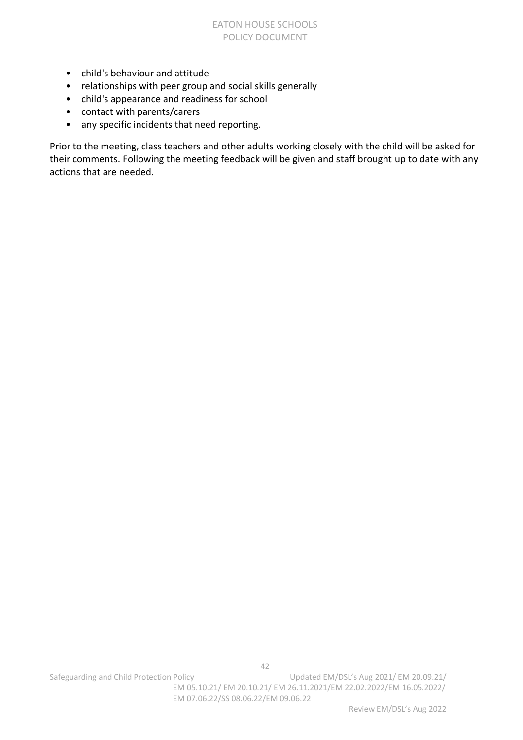- child's behaviour and attitude
- relationships with peer group and social skills generally
- child's appearance and readiness for school
- contact with parents/carers
- any specific incidents that need reporting.

Prior to the meeting, class teachers and other adults working closely with the child will be asked for their comments. Following the meeting feedback will be given and staff brought up to date with any actions that are needed.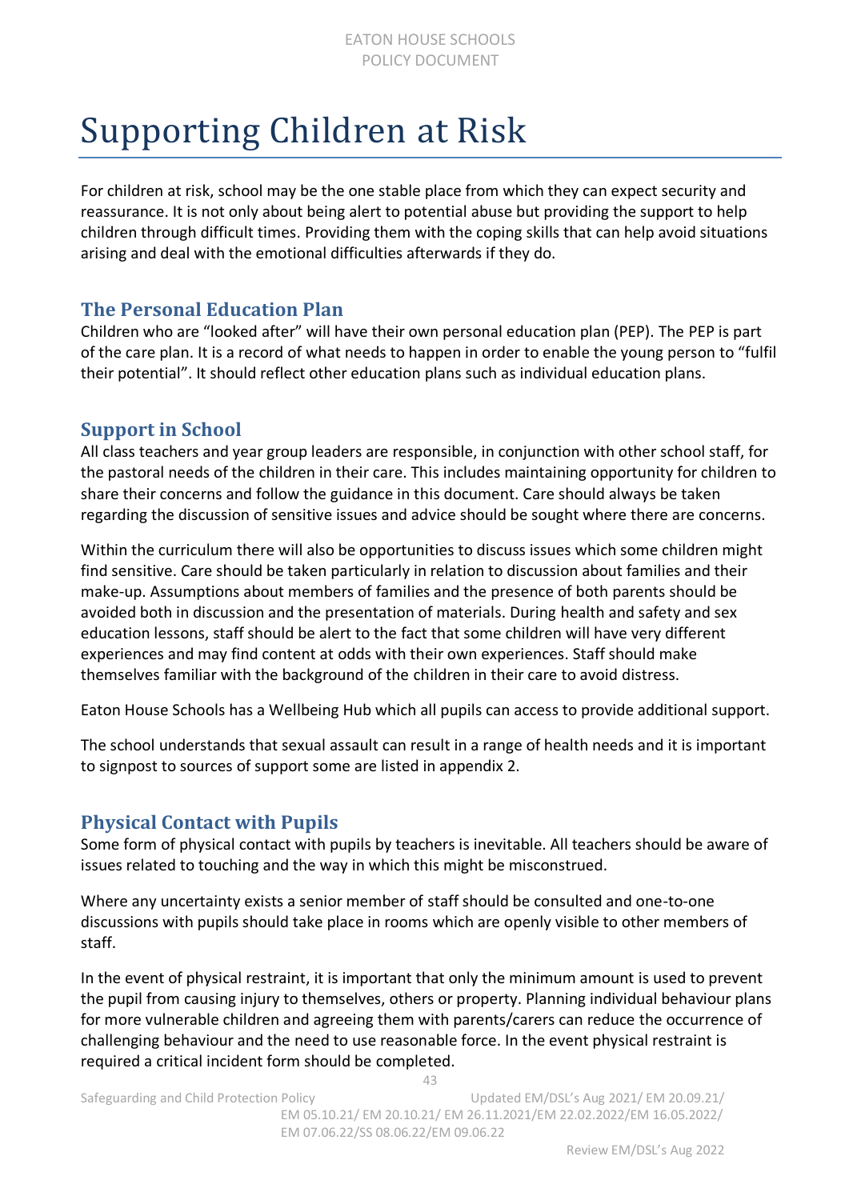# Supporting Children at Risk

For children at risk, school may be the one stable place from which they can expect security and reassurance. It is not only about being alert to potential abuse but providing the support to help children through difficult times. Providing them with the coping skills that can help avoid situations arising and deal with the emotional difficulties afterwards if they do.

## The Personal Education Plan

Children who are "looked after" will have their own personal education plan (PEP). The PEP is part of the care plan. It is a record of what needs to happen in order to enable the young person to "fulfil their potential". It should reflect other education plans such as individual education plans.

## Support in School

All class teachers and year group leaders are responsible, in conjunction with other school staff, for the pastoral needs of the children in their care. This includes maintaining opportunity for children to share their concerns and follow the guidance in this document. Care should always be taken regarding the discussion of sensitive issues and advice should be sought where there are concerns.

Within the curriculum there will also be opportunities to discuss issues which some children might find sensitive. Care should be taken particularly in relation to discussion about families and their make-up. Assumptions about members of families and the presence of both parents should be avoided both in discussion and the presentation of materials. During health and safety and sex education lessons, staff should be alert to the fact that some children will have very different experiences and may find content at odds with their own experiences. Staff should make themselves familiar with the background of the children in their care to avoid distress.

Eaton House Schools has a Wellbeing Hub which all pupils can access to provide additional support.

The school understands that sexual assault can result in a range of health needs and it is important to signpost to sources of support some are listed in appendix 2.

## Physical Contact with Pupils

Some form of physical contact with pupils by teachers is inevitable. All teachers should be aware of issues related to touching and the way in which this might be misconstrued.

Where any uncertainty exists a senior member of staff should be consulted and one-to-one discussions with pupils should take place in rooms which are openly visible to other members of staff.

In the event of physical restraint, it is important that only the minimum amount is used to prevent the pupil from causing injury to themselves, others or property. Planning individual behaviour plans for more vulnerable children and agreeing them with parents/carers can reduce the occurrence of challenging behaviour and the need to use reasonable force. In the event physical restraint is required a critical incident form should be completed.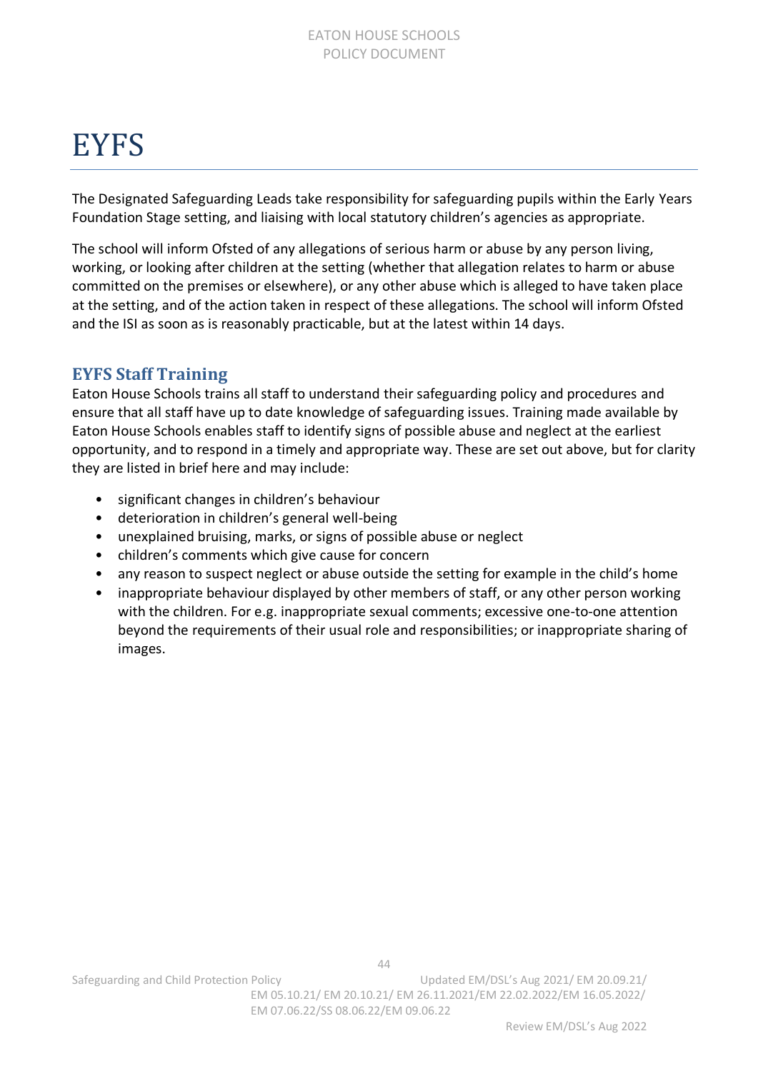# EYFS

The Designated Safeguarding Leads take responsibility for safeguarding pupils within the Early Years Foundation Stage setting, and liaising with local statutory children's agencies as appropriate.

The school will inform Ofsted of any allegations of serious harm or abuse by any person living, working, or looking after children at the setting (whether that allegation relates to harm or abuse committed on the premises or elsewhere), or any other abuse which is alleged to have taken place at the setting, and of the action taken in respect of these allegations. The school will inform Ofsted and the ISI as soon as is reasonably practicable, but at the latest within 14 days.

## EYFS Staff Training

Eaton House Schools trains all staff to understand their safeguarding policy and procedures and ensure that all staff have up to date knowledge of safeguarding issues. Training made available by Eaton House Schools enables staff to identify signs of possible abuse and neglect at the earliest opportunity, and to respond in a timely and appropriate way. These are set out above, but for clarity they are listed in brief here and may include:

- significant changes in children's behaviour
- deterioration in children's general well-being
- unexplained bruising, marks, or signs of possible abuse or neglect
- children's comments which give cause for concern
- any reason to suspect neglect or abuse outside the setting for example in the child's home
- inappropriate behaviour displayed by other members of staff, or any other person working with the children. For e.g. inappropriate sexual comments; excessive one-to-one attention beyond the requirements of their usual role and responsibilities; or inappropriate sharing of images.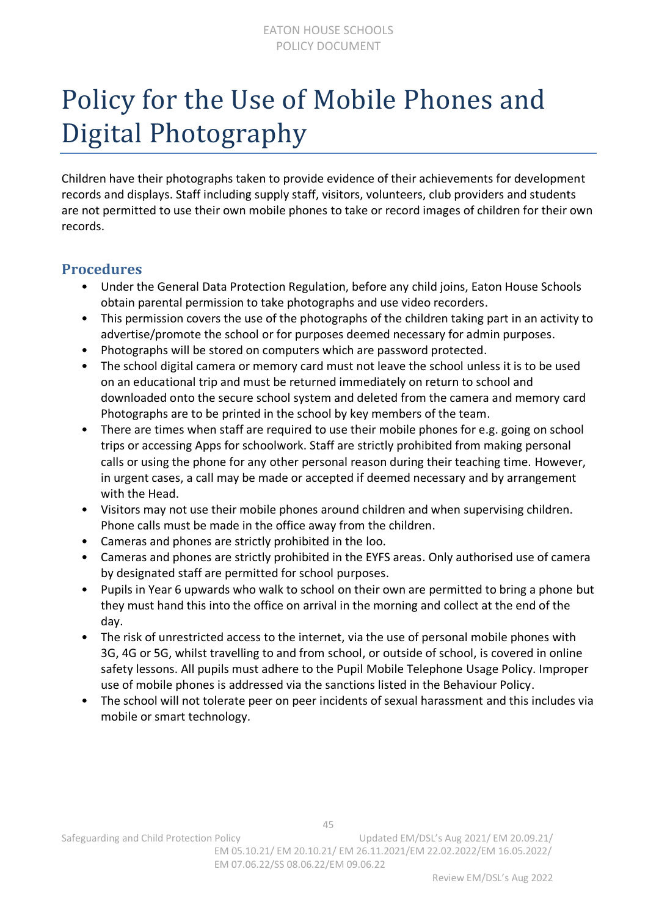# Policy for the Use of Mobile Phones and Digital Photography

Children have their photographs taken to provide evidence of their achievements for development records and displays. Staff including supply staff, visitors, volunteers, club providers and students are not permitted to use their own mobile phones to take or record images of children for their own records.

## Procedures

- Under the General Data Protection Regulation, before any child joins, Eaton House Schools obtain parental permission to take photographs and use video recorders.
- This permission covers the use of the photographs of the children taking part in an activity to advertise/promote the school or for purposes deemed necessary for admin purposes.
- Photographs will be stored on computers which are password protected.
- The school digital camera or memory card must not leave the school unless it is to be used on an educational trip and must be returned immediately on return to school and downloaded onto the secure school system and deleted from the camera and memory card Photographs are to be printed in the school by key members of the team.
- There are times when staff are required to use their mobile phones for e.g. going on school trips or accessing Apps for schoolwork. Staff are strictly prohibited from making personal calls or using the phone for any other personal reason during their teaching time. However, in urgent cases, a call may be made or accepted if deemed necessary and by arrangement with the Head.
- Visitors may not use their mobile phones around children and when supervising children. Phone calls must be made in the office away from the children.
- Cameras and phones are strictly prohibited in the loo.
- Cameras and phones are strictly prohibited in the EYFS areas. Only authorised use of camera by designated staff are permitted for school purposes.
- Pupils in Year 6 upwards who walk to school on their own are permitted to bring a phone but they must hand this into the office on arrival in the morning and collect at the end of the day.
- The risk of unrestricted access to the internet, via the use of personal mobile phones with 3G, 4G or 5G, whilst travelling to and from school, or outside of school, is covered in online safety lessons. All pupils must adhere to the Pupil Mobile Telephone Usage Policy. Improper use of mobile phones is addressed via the sanctions listed in the Behaviour Policy.
- The school will not tolerate peer on peer incidents of sexual harassment and this includes via mobile or smart technology.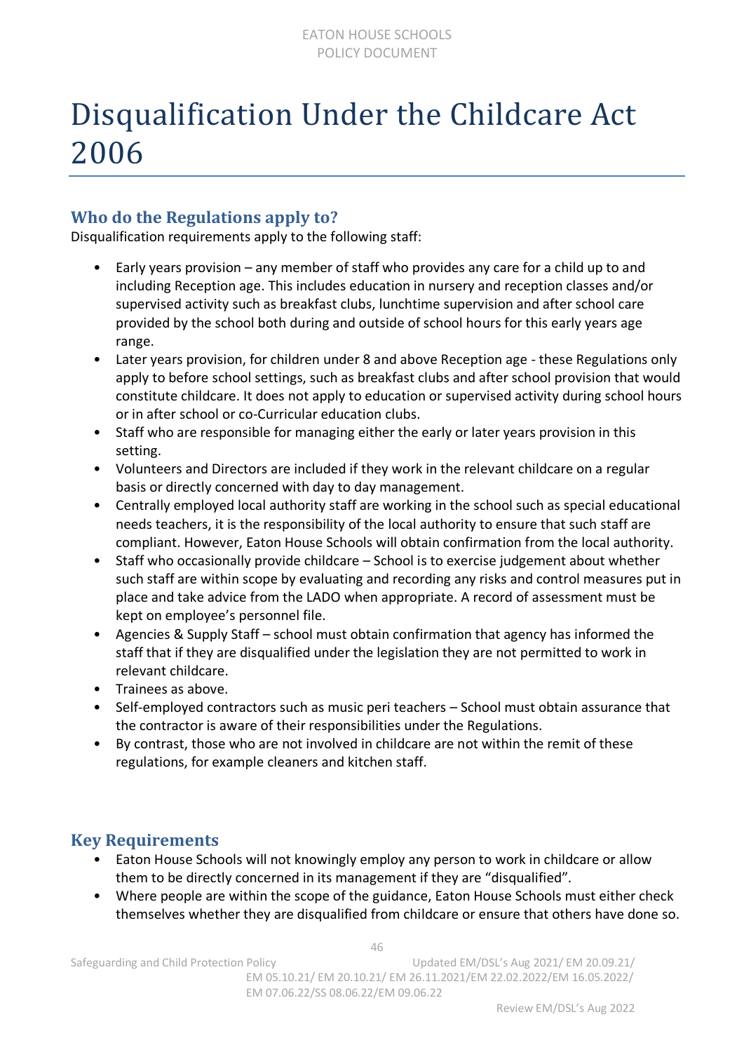# Disqualification Under the Childcare Act 2006

## Who do the Regulations apply to?

Disqualification requirements apply to the following staff:

- Early years provision – any member of staff who provides any care for a child up to and including Reception age. This includes education in nursery and reception classes and/or supervised activity such as breakfast clubs, lunchtime supervision and after school care provided by the school both during and outside of school hours for this early years age range.
- Later years provision, for children under 8 and above Reception age - these Regulations only apply to before school settings, such as breakfast clubs and after school provision that would constitute childcare. It does not apply to education or supervised activity during school hours or in after school or co-Curricular education clubs.
- Staff who are responsible for managing either the early or later years provision in this setting.
- Volunteers and Directors are included if they work in the relevant childcare on a regular basis or directly concerned with day to day management.
- Centrally employed local authority staff are working in the school such as special educational needs teachers, it is the responsibility of the local authority to ensure that such staff are compliant. However, Eaton House Schools will obtain confirmation from the local authority.
- Staff who occasionally provide childcare – School is to exercise judgement about whether such staff are within scope by evaluating and recording any risks and control measures put in place and take advice from the LADO when appropriate. A record of assessment must be kept on employee's personnel file.
- Agencies & Supply Staff – school must obtain confirmation that agency has informed the staff that if they are disqualified under the legislation they are not permitted to work in relevant childcare.
- Trainees as above.
- Self-employed contractors such as music peri teachers – School must obtain assurance that the contractor is aware of their responsibilities under the Regulations.
- By contrast, those who are not involved in childcare are not within the remit of these regulations, for example cleaners and kitchen staff.

## Key Requirements

- Eaton House Schools will not knowingly employ any person to work in childcare or allow them to be directly concerned in its management if they are "disqualified".
- Where people are within the scope of the guidance, Eaton House Schools must either check themselves whether they are disqualified from childcare or ensure that others have done so.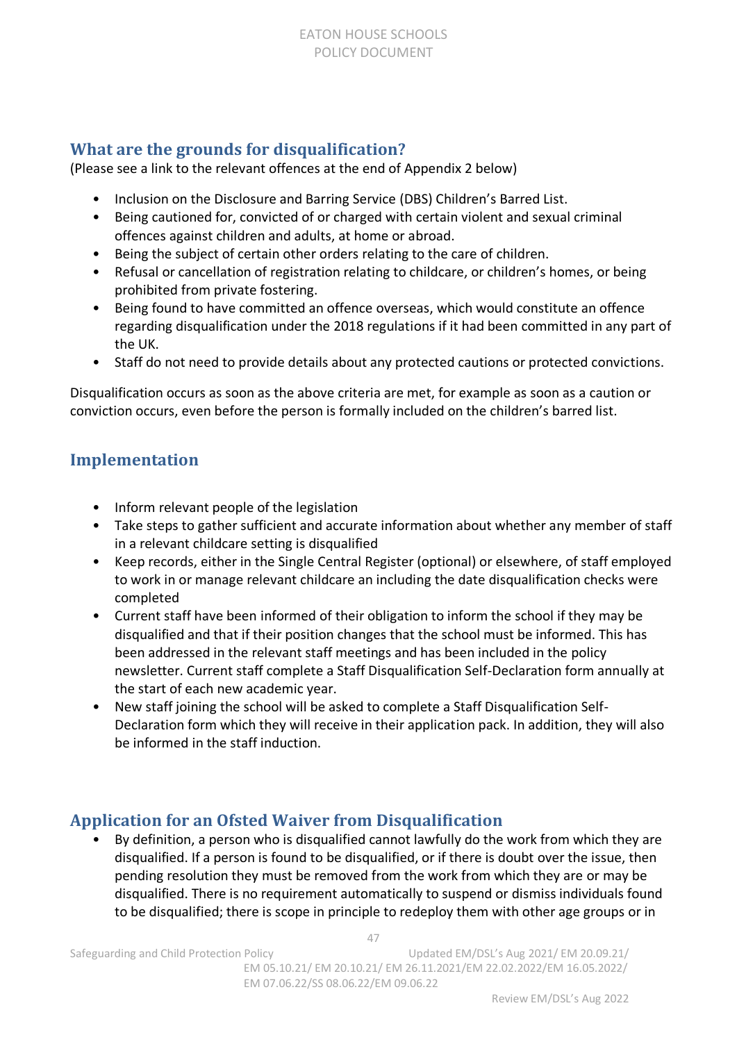## What are the grounds for disqualification?

(Please see a link to the relevant offences at the end of Appendix 2 below)

- Inclusion on the Disclosure and Barring Service (DBS) Children's Barred List.
- Being cautioned for, convicted of or charged with certain violent and sexual criminal offences against children and adults, at home or abroad.
- Being the subject of certain other orders relating to the care of children.
- Refusal or cancellation of registration relating to childcare, or children's homes, or being prohibited from private fostering.
- Being found to have committed an offence overseas, which would constitute an offence regarding disqualification under the 2018 regulations if it had been committed in any part of the UK.
- Staff do not need to provide details about any protected cautions or protected convictions.

Disqualification occurs as soon as the above criteria are met, for example as soon as a caution or conviction occurs, even before the person is formally included on the children's barred list.

## Implementation

- Inform relevant people of the legislation
- Take steps to gather sufficient and accurate information about whether any member of staff in a relevant childcare setting is disqualified
- Keep records, either in the Single Central Register (optional) or elsewhere, of staff employed to work in or manage relevant childcare an including the date disqualification checks were completed
- Current staff have been informed of their obligation to inform the school if they may be disqualified and that if their position changes that the school must be informed. This has been addressed in the relevant staff meetings and has been included in the policy newsletter. Current staff complete a Staff Disqualification Self-Declaration form annually at the start of each new academic year.
- New staff joining the school will be asked to complete a Staff Disqualification Self-Declaration form which they will receive in their application pack. In addition, they will also be informed in the staff induction.

## Application for an Ofsted Waiver from Disqualification

- By definition, a person who is disqualified cannot lawfully do the work from which they are disqualified. If a person is found to be disqualified, or if there is doubt over the issue, then pending resolution they must be removed from the work from which they are or may be disqualified. There is no requirement automatically to suspend or dismiss individuals found to be disqualified; there is scope in principle to redeploy them with other age groups or in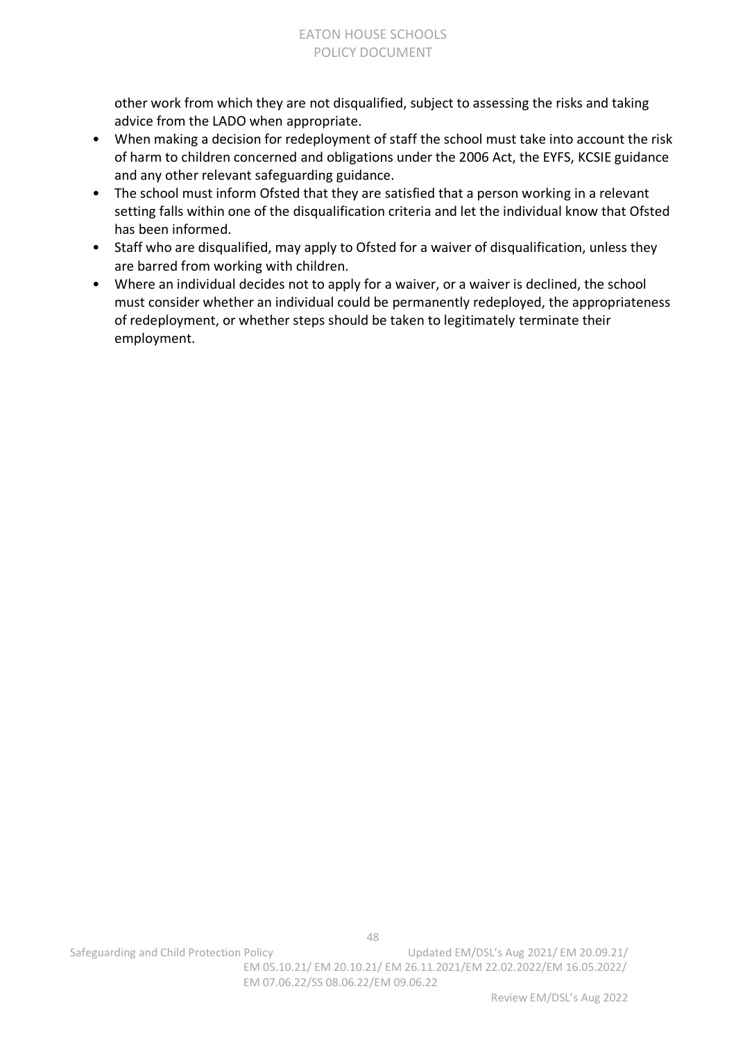other work from which they are not disqualified, subject to assessing the risks and taking advice from the LADO when appropriate.

- When making a decision for redeployment of staff the school must take into account the risk of harm to children concerned and obligations under the 2006 Act, the EYFS, KCSIE guidance and any other relevant safeguarding guidance.
- The school must inform Ofsted that they are satisfied that a person working in a relevant setting falls within one of the disqualification criteria and let the individual know that Ofsted has been informed.
- Staff who are disqualified, may apply to Ofsted for a waiver of disqualification, unless they are barred from working with children.
- Where an individual decides not to apply for a waiver, or a waiver is declined, the school must consider whether an individual could be permanently redeployed, the appropriateness of redeployment, or whether steps should be taken to legitimately terminate their employment.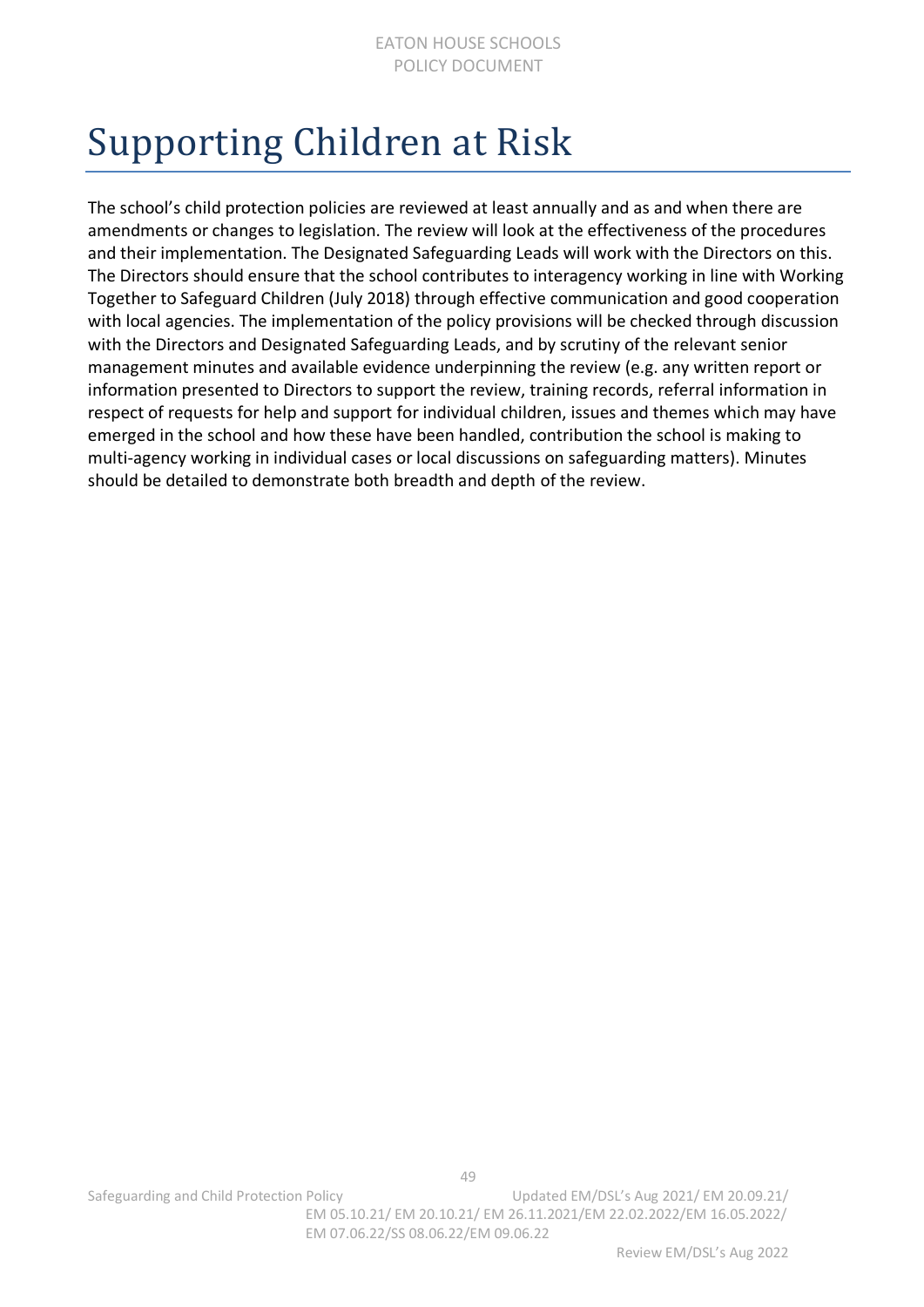# Supporting Children at Risk

The school's child protection policies are reviewed at least annually and as and when there are amendments or changes to legislation. The review will look at the effectiveness of the procedures and their implementation. The Designated Safeguarding Leads will work with the Directors on this. The Directors should ensure that the school contributes to interagency working in line with Working Together to Safeguard Children (July 2018) through effective communication and good cooperation with local agencies. The implementation of the policy provisions will be checked through discussion with the Directors and Designated Safeguarding Leads, and by scrutiny of the relevant senior management minutes and available evidence underpinning the review (e.g. any written report or information presented to Directors to support the review, training records, referral information in respect of requests for help and support for individual children, issues and themes which may have emerged in the school and how these have been handled, contribution the school is making to multi-agency working in individual cases or local discussions on safeguarding matters). Minutes should be detailed to demonstrate both breadth and depth of the review.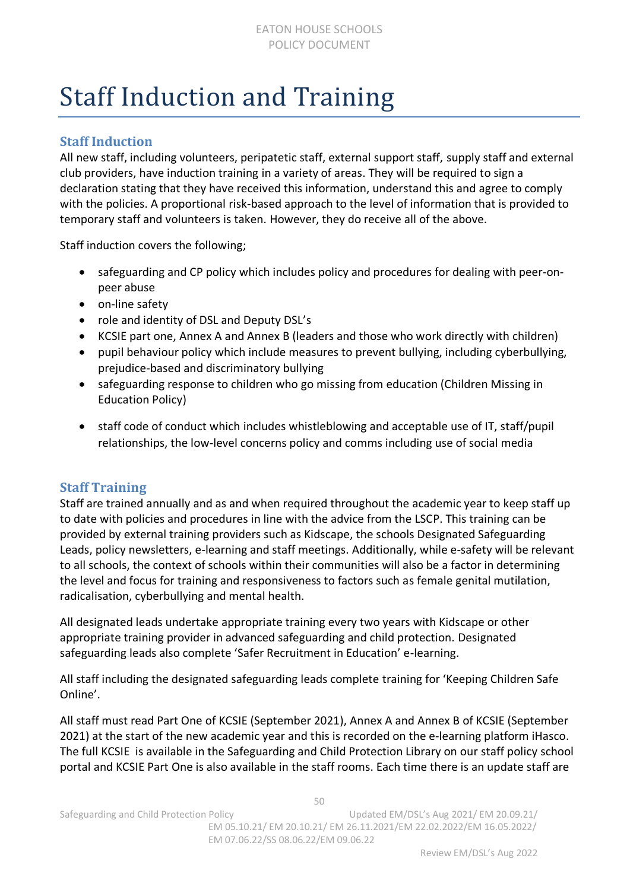# Staff Induction and Training

## Staff Induction

All new staff, including volunteers, peripatetic staff, external support staff, supply staff and external club providers, have induction training in a variety of areas. They will be required to sign a declaration stating that they have received this information, understand this and agree to comply with the policies. A proportional risk-based approach to the level of information that is provided to temporary staff and volunteers is taken. However, they do receive all of the above.

Staff induction covers the following;

- safeguarding and CP policy which includes policy and procedures for dealing with peer-on-peer abuse
- on-line safety
- role and identity of DSL and Deputy DSL's
- KCSIE part one, Annex A and Annex B (leaders and those who work directly with children)
- pupil behaviour policy which include measures to prevent bullying, including cyberbullying, prejudice-based and discriminatory bullying
- safeguarding response to children who go missing from education (Children Missing in Education Policy)
- staff code of conduct which includes whistleblowing and acceptable use of IT, staff/pupil relationships, the low-level concerns policy and comms including use of social media

## Staff Training

Staff are trained annually and as and when required throughout the academic year to keep staff up to date with policies and procedures in line with the advice from the LSCP. This training can be provided by external training providers such as Kidscape, the schools Designated Safeguarding Leads, policy newsletters, e-learning and staff meetings. Additionally, while e-safety will be relevant to all schools, the context of schools within their communities will also be a factor in determining the level and focus for training and responsiveness to factors such as female genital mutilation, radicalisation, cyberbullying and mental health.

All designated leads undertake appropriate training every two years with Kidscape or other appropriate training provider in advanced safeguarding and child protection. Designated safeguarding leads also complete 'Safer Recruitment in Education' e-learning.

All staff including the designated safeguarding leads complete training for 'Keeping Children Safe Online'.

All staff must read Part One of KCSIE (September 2021), Annex A and Annex B of KCSIE (September 2021) at the start of the new academic year and this is recorded on the e-learning platform iHasco. The full KCSIE is available in the Safeguarding and Child Protection Library on our staff policy school portal and KCSIE Part One is also available in the staff rooms. Each time there is an update staff are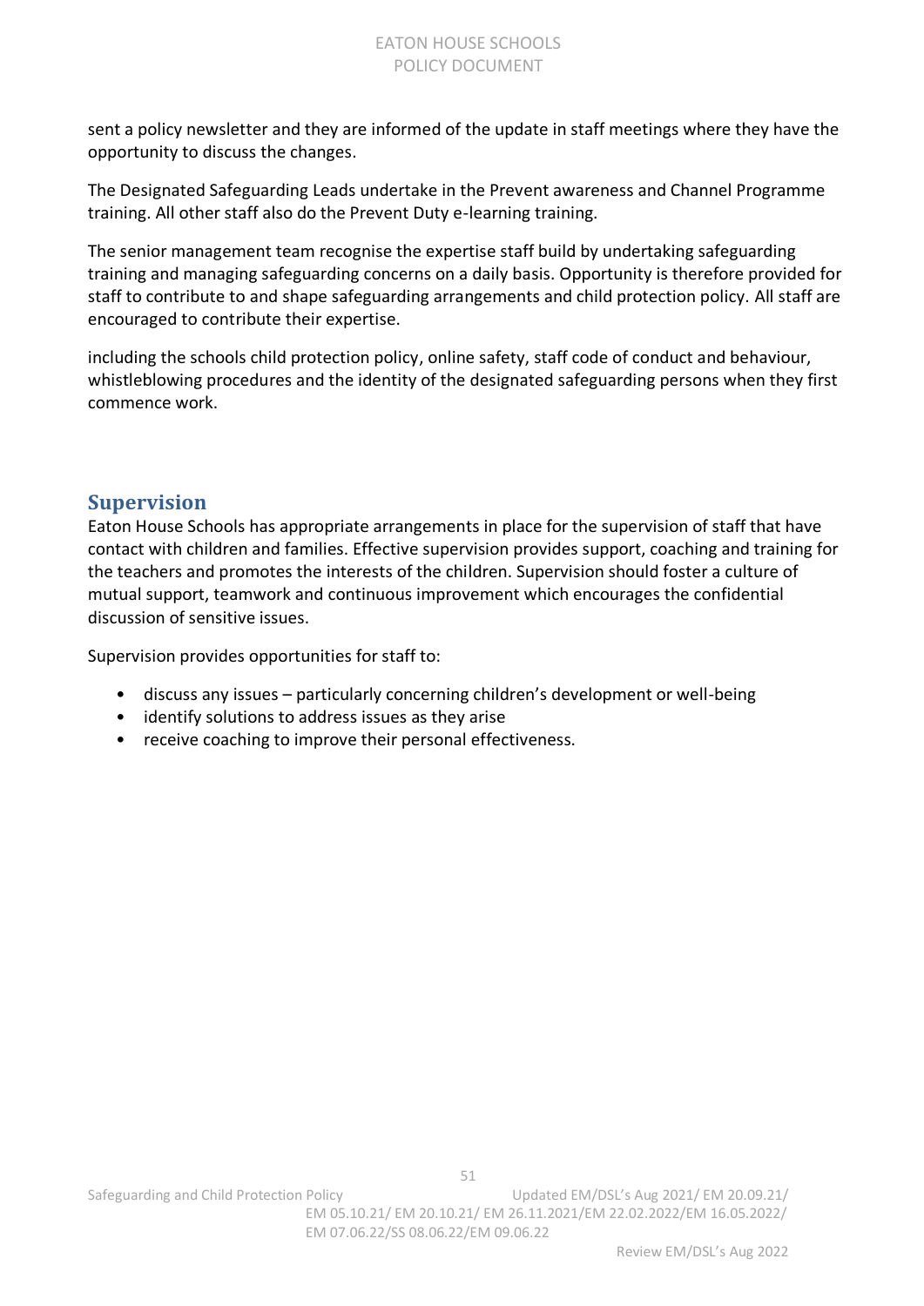sent a policy newsletter and they are informed of the update in staff meetings where they have the opportunity to discuss the changes.

The Designated Safeguarding Leads undertake in the Prevent awareness and Channel Programme training. All other staff also do the Prevent Duty e-learning training.

The senior management team recognise the expertise staff build by undertaking safeguarding training and managing safeguarding concerns on a daily basis. Opportunity is therefore provided for staff to contribute to and shape safeguarding arrangements and child protection policy. All staff are encouraged to contribute their expertise.

including the schools child protection policy, online safety, staff code of conduct and behaviour, whistleblowing procedures and the identity of the designated safeguarding persons when they first commence work.

## Supervision

Eaton House Schools has appropriate arrangements in place for the supervision of staff that have contact with children and families. Effective supervision provides support, coaching and training for the teachers and promotes the interests of the children. Supervision should foster a culture of mutual support, teamwork and continuous improvement which encourages the confidential discussion of sensitive issues.

Supervision provides opportunities for staff to:

- discuss any issues – particularly concerning children's development or well-being
- identify solutions to address issues as they arise
- receive coaching to improve their personal effectiveness.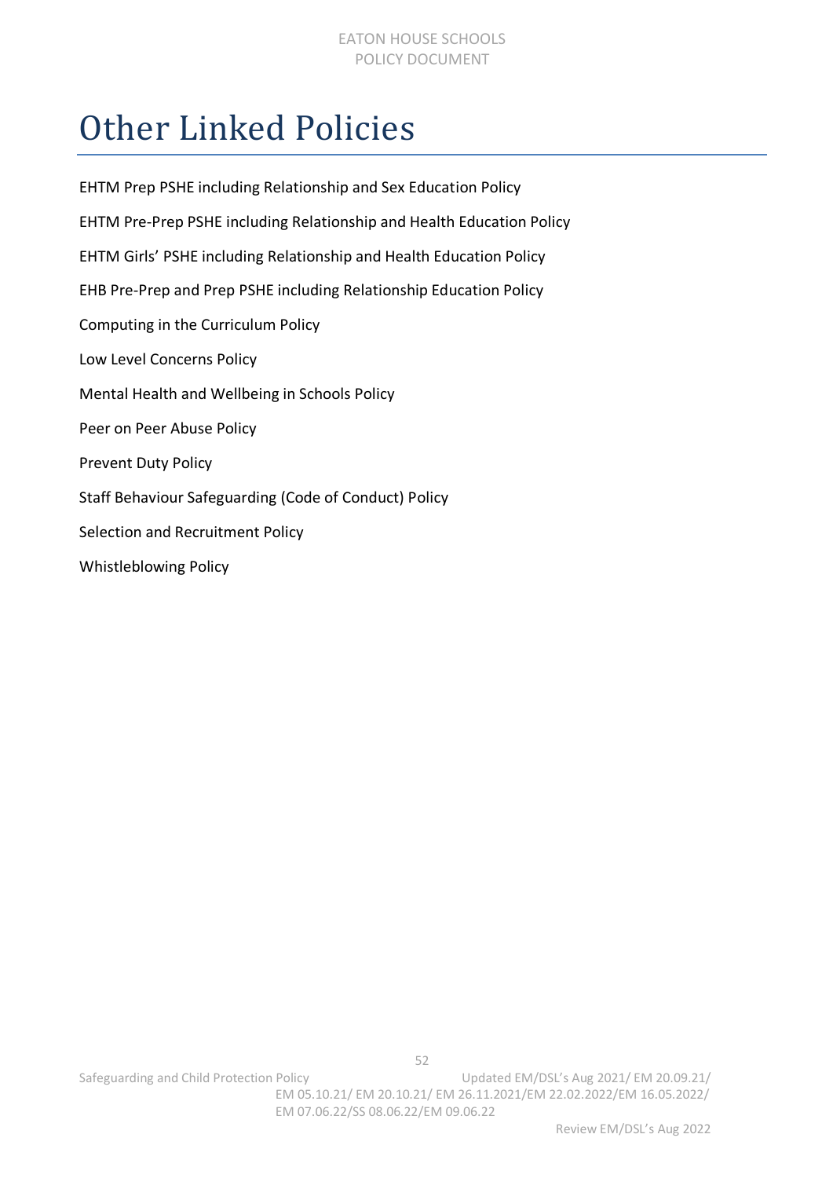# Other Linked Policies

EHTM Prep PSHE including Relationship and Sex Education Policy

EHTM Pre-Prep PSHE including Relationship and Health Education Policy

EHTM Girls' PSHE including Relationship and Health Education Policy

EHB Pre-Prep and Prep PSHE including Relationship Education Policy

Computing in the Curriculum Policy

Low Level Concerns Policy

Mental Health and Wellbeing in Schools Policy

Peer on Peer Abuse Policy

Prevent Duty Policy

Staff Behaviour Safeguarding (Code of Conduct) Policy

Selection and Recruitment Policy

Whistleblowing Policy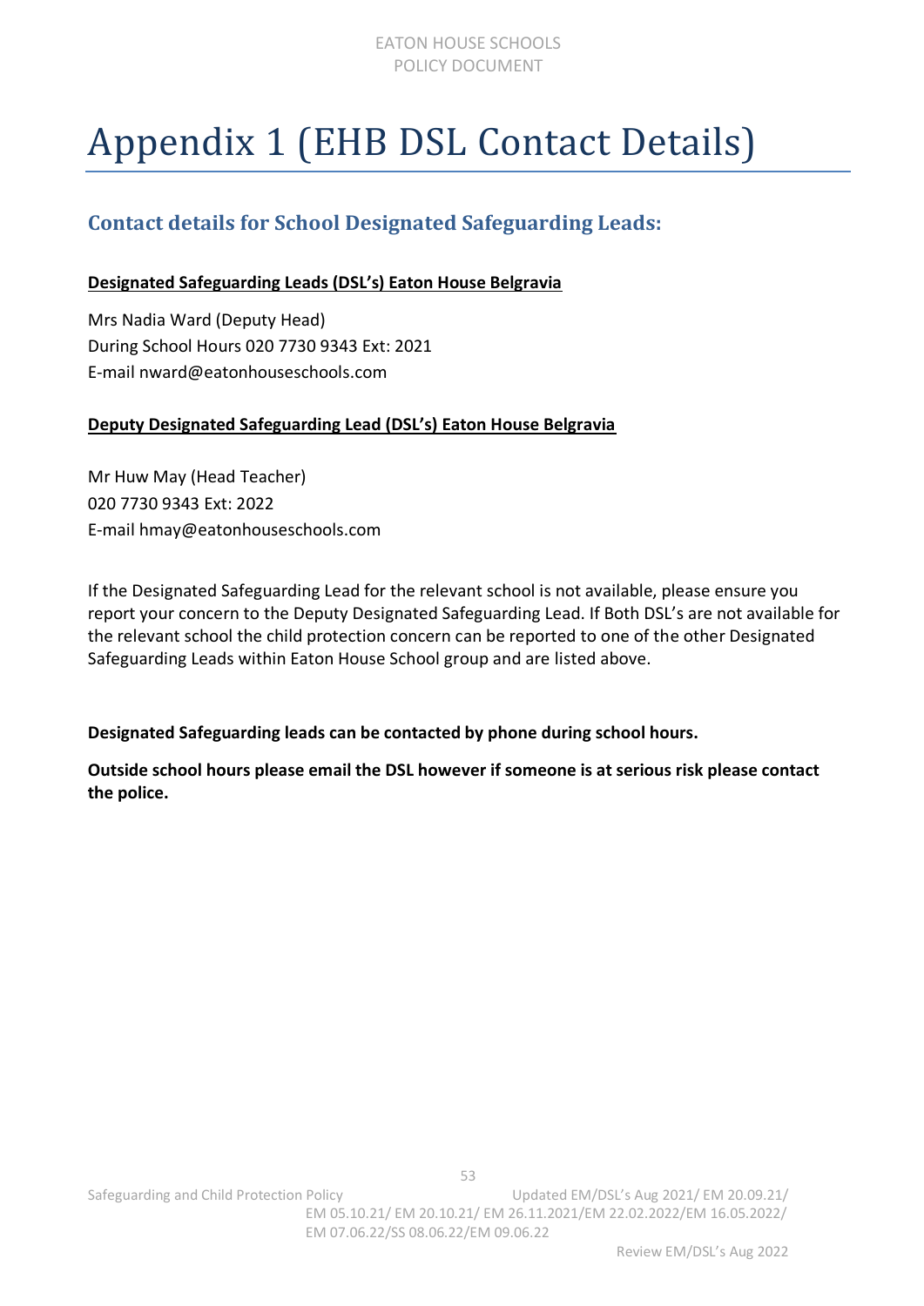# Appendix 1 (EHB DSL Contact Details)

## Contact details for School Designated Safeguarding Leads:

**Designated Safeguarding Leads (DSL's) Eaton House Belgravia**

Mrs Nadia Ward (Deputy Head)
During School Hours 020 7730 9343 Ext: 2021
E-mail nward@eatonhouseschools.com

**Deputy Designated Safeguarding Lead (DSL's) Eaton House Belgravia**

Mr Huw May (Head Teacher)
020 7730 9343 Ext: 2022
E-mail hmay@eatonhouseschools.com

If the Designated Safeguarding Lead for the relevant school is not available, please ensure you report your concern to the Deputy Designated Safeguarding Lead. If Both DSL's are not available for the relevant school the child protection concern can be reported to one of the other Designated Safeguarding Leads within Eaton House School group and are listed above.

**Designated Safeguarding leads can be contacted by phone during school hours.**

**Outside school hours please email the DSL however if someone is at serious risk please contact the police.**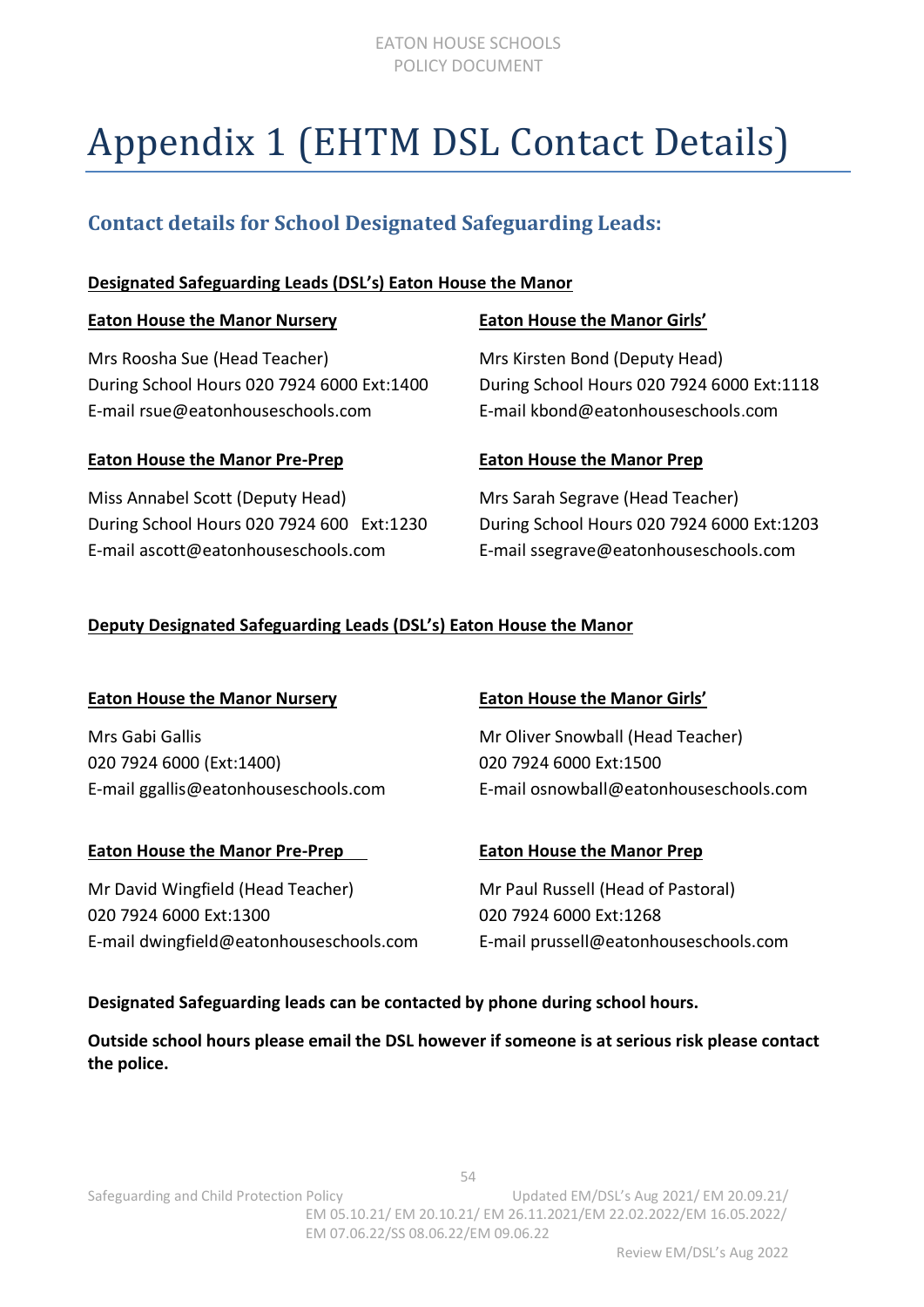# Appendix 1 (EHTM DSL Contact Details)

## Contact details for School Designated Safeguarding Leads:

**Designated Safeguarding Leads (DSL's) Eaton House the Manor**

**Eaton House the Manor Nursery**

Mrs Roosha Sue (Head Teacher)
During School Hours 020 7924 6000 Ext:1400
E-mail rsue@eatonhouseschools.com

**Eaton House the Manor Girls'**

Mrs Kirsten Bond (Deputy Head)
During School Hours 020 7924 6000 Ext:1118
E-mail kbond@eatonhouseschools.com

**Eaton House the Manor Pre-Prep**

Miss Annabel Scott (Deputy Head)
During School Hours 020 7924 600 Ext:1230
E-mail ascott@eatonhouseschools.com

**Eaton House the Manor Prep**

Mrs Sarah Segrave (Head Teacher)
During School Hours 020 7924 6000 Ext:1203
E-mail ssegrave@eatonhouseschools.com

**Deputy Designated Safeguarding Leads (DSL's) Eaton House the Manor**

**Eaton House the Manor Nursery**

Mrs Gabi Gallis
020 7924 6000 (Ext:1400)
E-mail ggallis@eatonhouseschools.com

**Eaton House the Manor Girls'**

Mr Oliver Snowball (Head Teacher)
020 7924 6000 Ext:1500
E-mail osnowball@eatonhouseschools.com

**Eaton House the Manor Pre-Prep**

Mr David Wingfield (Head Teacher)
020 7924 6000 Ext:1300
E-mail dwingfield@eatonhouseschools.com

**Eaton House the Manor Prep**

Mr Paul Russell (Head of Pastoral)
020 7924 6000 Ext:1268
E-mail prussell@eatonhouseschools.com

**Designated Safeguarding leads can be contacted by phone during school hours.**

**Outside school hours please email the DSL however if someone is at serious risk please contact the police.**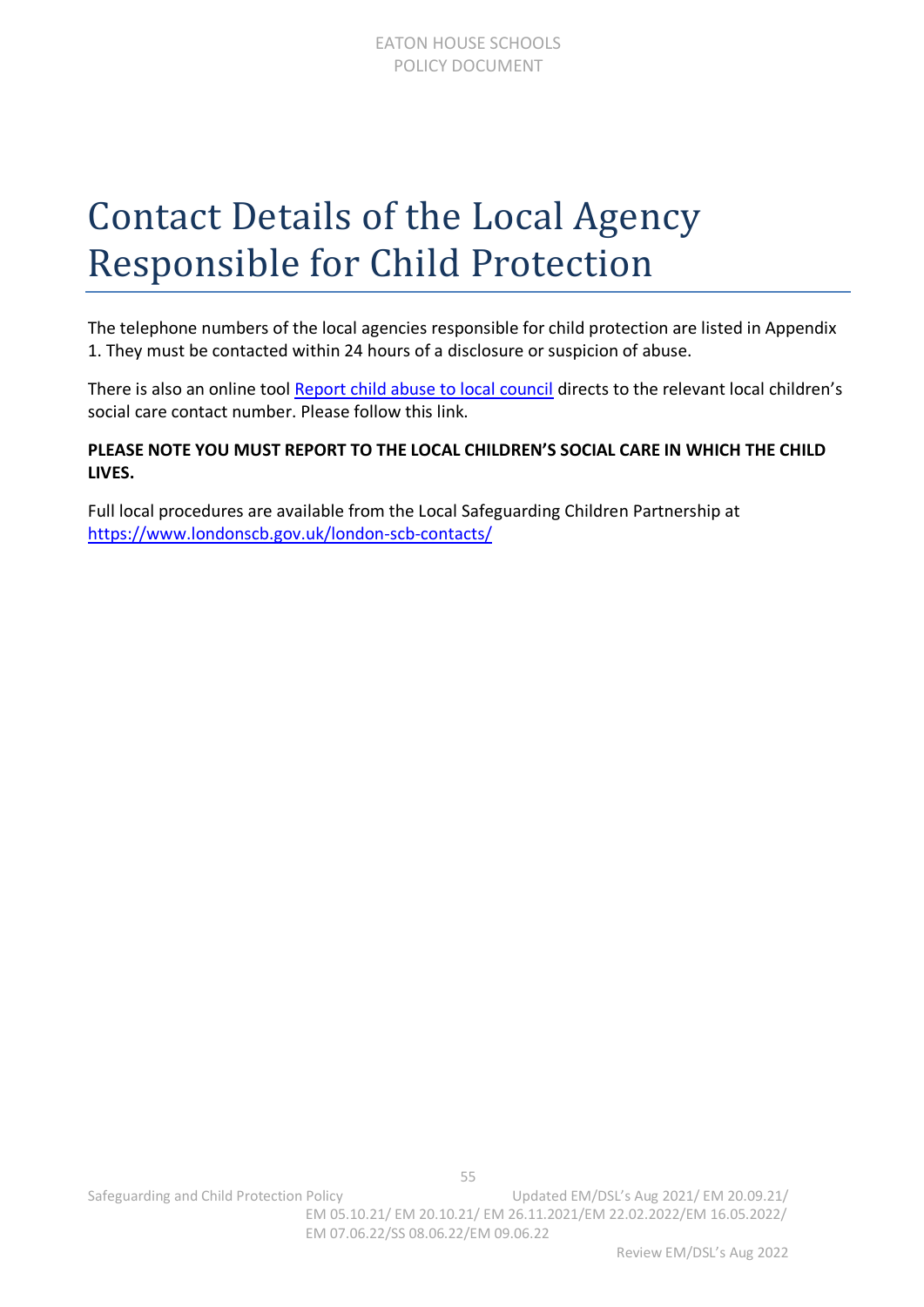# Contact Details of the Local Agency Responsible for Child Protection

The telephone numbers of the local agencies responsible for child protection are listed in Appendix 1. They must be contacted within 24 hours of a disclosure or suspicion of abuse.

There is also an online tool Report child abuse to local council directs to the relevant local children's social care contact number. Please follow this link.

**PLEASE NOTE YOU MUST REPORT TO THE LOCAL CHILDREN'S SOCIAL CARE IN WHICH THE CHILD LIVES.**

Full local procedures are available from the Local Safeguarding Children Partnership at https://www.londonscb.gov.uk/london-scb-contacts/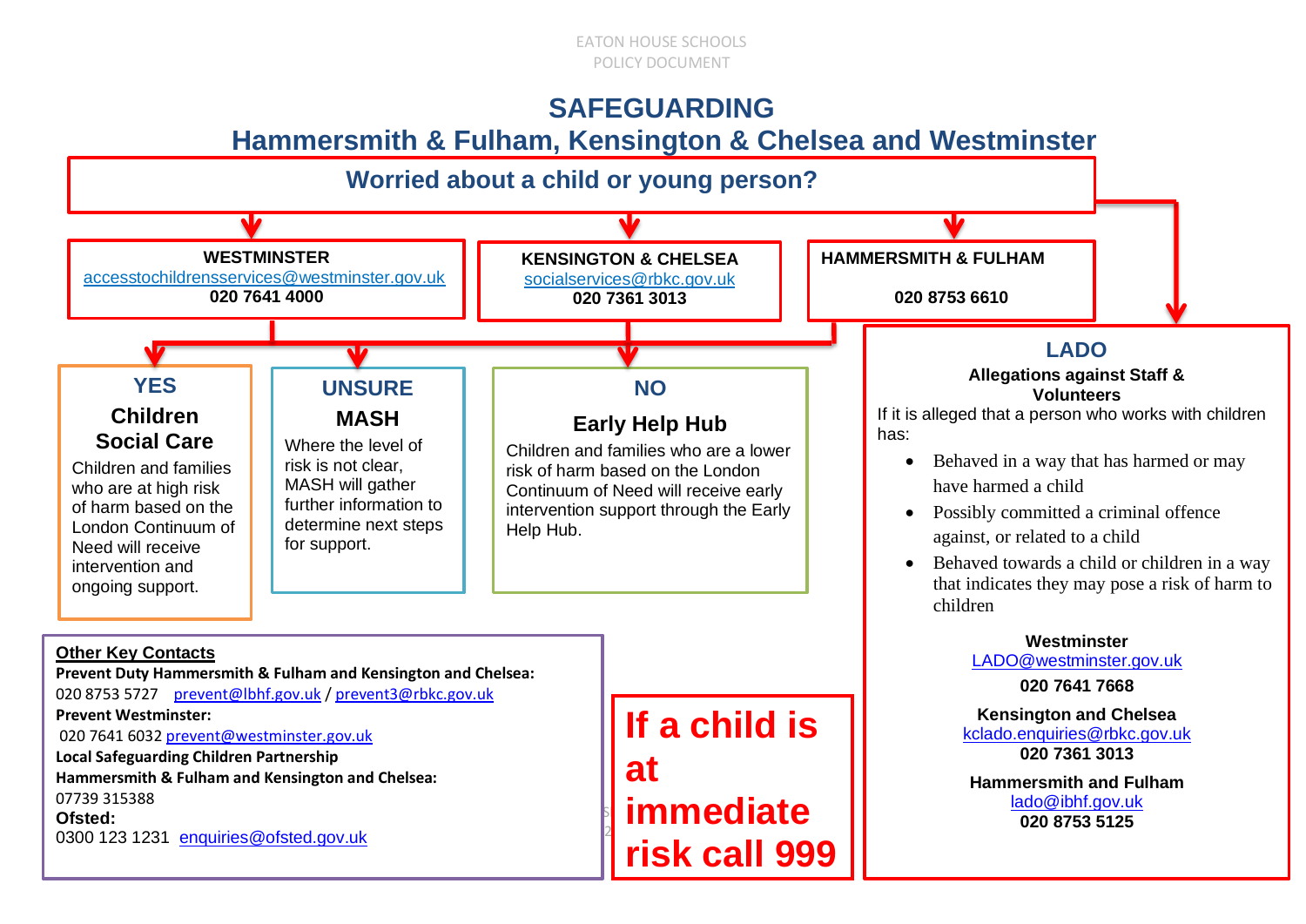# SAFEGUARDING

## Hammersmith & Fulham, Kensington & Chelsea and Westminster

### Worried about a child or young person?

**WESTMINSTER**
accesstochildrensservices@westminster.gov.uk
**020 7641 4000**

**KENSINGTON & CHELSEA**
socialservices@rbkc.gov.uk
**020 7361 3013**

**HAMMERSMITH & FULHAM**
**020 8753 6610**

### YES

**Children Social Care**

Children and families who are at high risk of harm based on the London Continuum of Need will receive intervention and ongoing support.

### UNSURE

**MASH**

Where the level of risk is not clear, MASH will gather further information to determine next steps for support.

### NO

**Early Help Hub**

Children and families who are a lower risk of harm based on the London Continuum of Need will receive early intervention support through the Early Help Hub.

### LADO

**Allegations against Staff & Volunteers**

If it is alleged that a person who works with children has:

- Behaved in a way that has harmed or may have harmed a child
- Possibly committed a criminal offence against, or related to a child
- Behaved towards a child or children in a way that indicates they may pose a risk of harm to children

**Westminster**
LADO@westminster.gov.uk
**020 7641 7668**

**Kensington and Chelsea**
kclado.enquiries@rbkc.gov.uk
**020 7361 3013**

**Hammersmith and Fulham**
lado@ibhf.gov.uk
**020 8753 5125**

**Other Key Contacts**

**Prevent Duty Hammersmith & Fulham and Kensington and Chelsea:**
020 8753 5727 prevent@lbhf.gov.uk / prevent3@rbkc.gov.uk

**Prevent Westminster:**
020 7641 6032 prevent@westminster.gov.uk

**Local Safeguarding Children Partnership**
**Hammersmith & Fulham and Kensington and Chelsea:**
07739 315388

**Ofsted:**
0300 123 1231 enquiries@ofsted.gov.uk

**If a child is at immediate risk call 999**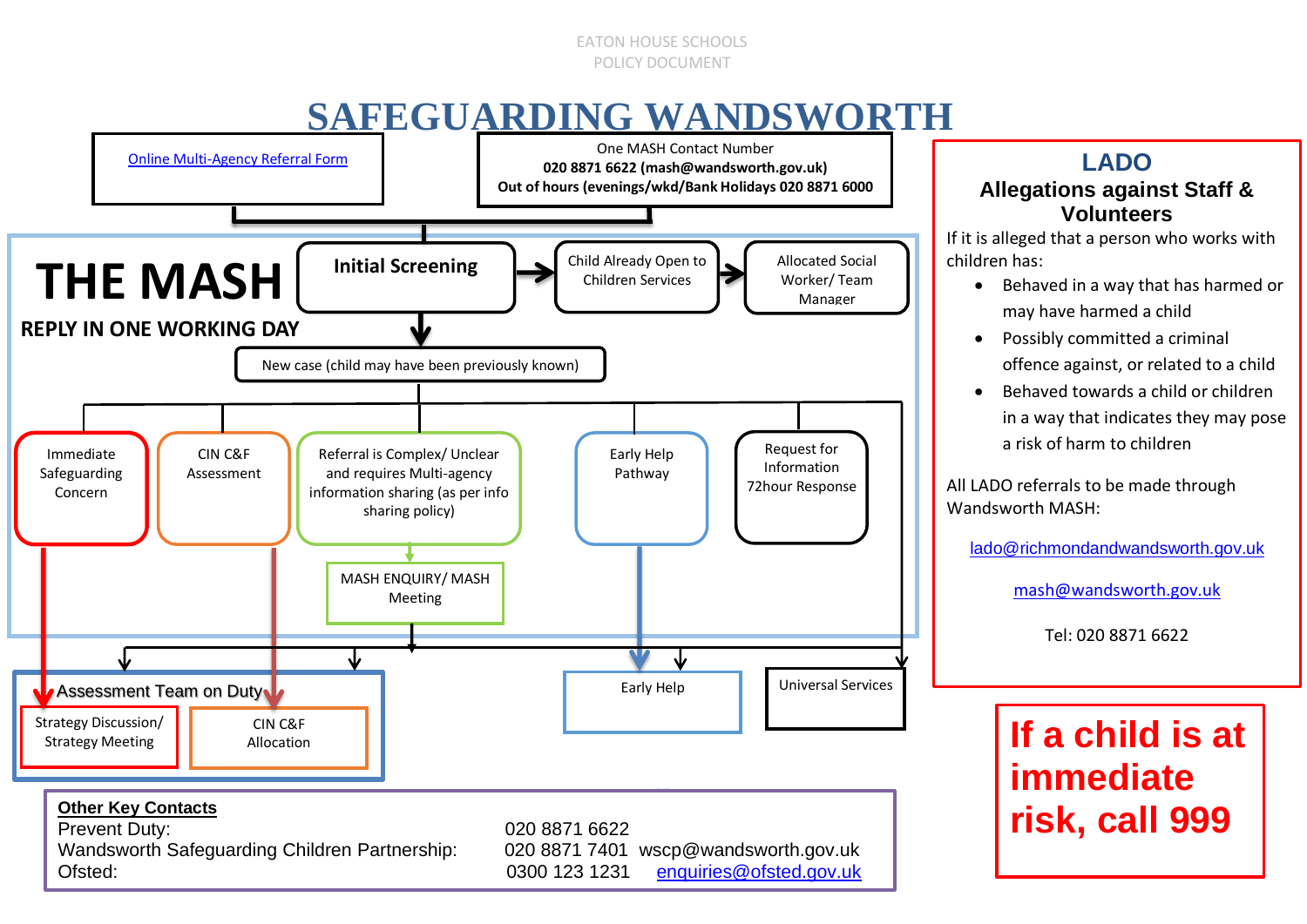# SAFEGUARDING WANDSWORTH

[Online Multi-Agency Referral Form]

One MASH Contact Number
**020 8871 6622 (mash@wandsworth.gov.uk)**
**Out of hours (evenings/wkd/Bank Holidays 020 8871 6000**

## THE MASH

**REPLY IN ONE WORKING DAY**

**Initial Screening** → Child Already Open to Children Services → Allocated Social Worker/ Team Manager

Initial Screening → New case (child may have been previously known)

- Immediate Safeguarding Concern → Strategy Discussion/ Strategy Meeting
- CIN C&F Assessment → CIN C&F Allocation
- Referral is Complex/ Unclear and requires Multi-agency information sharing (as per info sharing policy) → MASH ENQUIRY/ MASH Meeting
- Early Help Pathway → Early Help
- Request for Information 72hour Response

MASH ENQUIRY/ MASH Meeting → Assessment Team on Duty / Early Help / Universal Services

Assessment Team on Duty:
- Strategy Discussion/ Strategy Meeting
- CIN C&F Allocation

## LADO

### Allegations against Staff & Volunteers

If it is alleged that a person who works with children has:

- Behaved in a way that has harmed or may have harmed a child
- Possibly committed a criminal offence against, or related to a child
- Behaved towards a child or children in a way that indicates they may pose a risk of harm to children

All LADO referrals to be made through Wandsworth MASH:

lado@richmondandwandsworth.gov.uk

mash@wandsworth.gov.uk

Tel: 020 8871 6622

**If a child is at immediate risk, call 999**

**Other Key Contacts**

| | | |
|---|---|---|
| Prevent Duty: | 020 8871 6622 | |
| Wandsworth Safeguarding Children Partnership: | 020 8871 7401 | wscp@wandsworth.gov.uk |
| Ofsted: | 0300 123 1231 | enquiries@ofsted.gov.uk |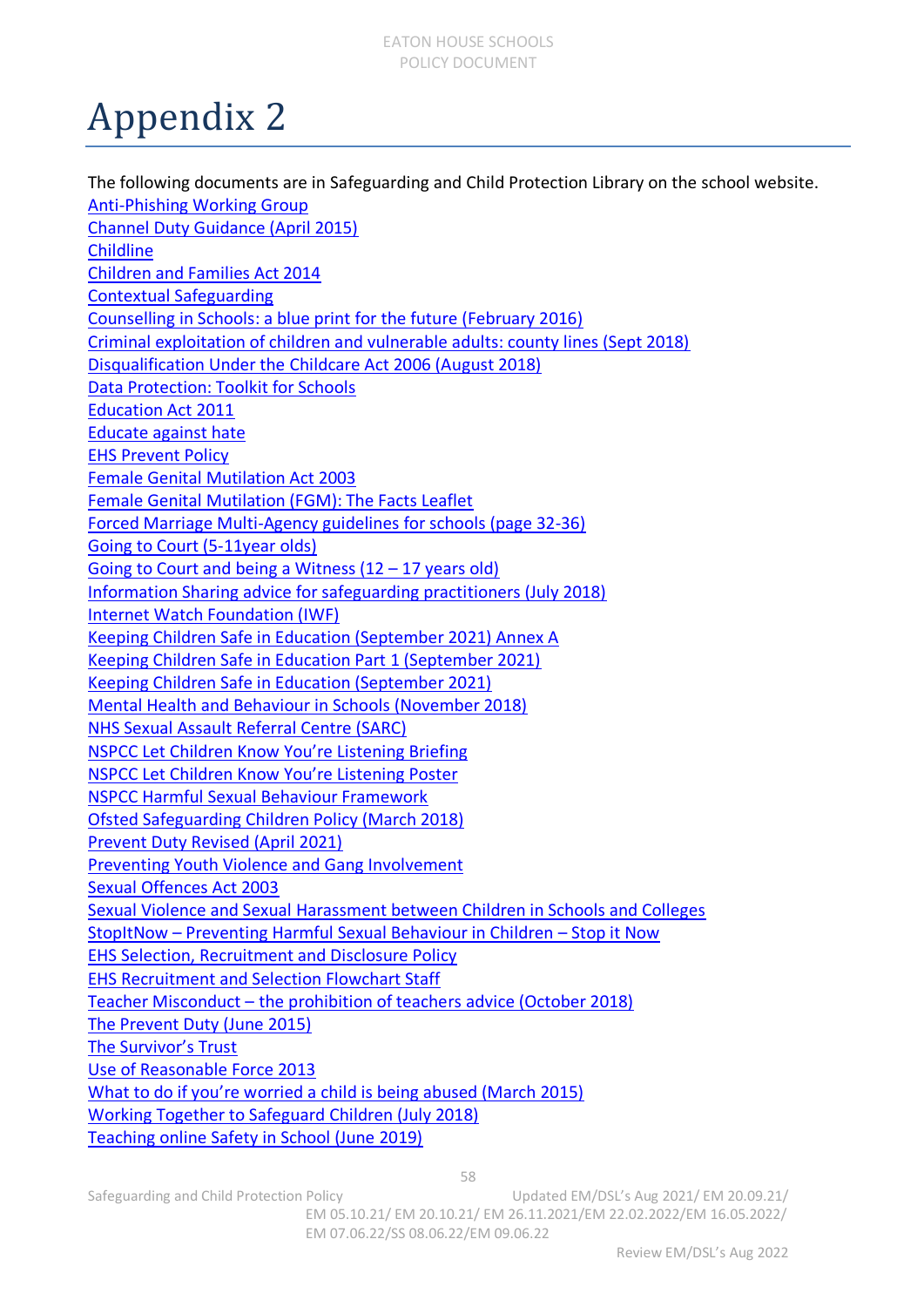# Appendix 2

The following documents are in Safeguarding and Child Protection Library on the school website.

Anti-Phishing Working Group
Channel Duty Guidance (April 2015)
Childline
Children and Families Act 2014
Contextual Safeguarding
Counselling in Schools: a blue print for the future (February 2016)
Criminal exploitation of children and vulnerable adults: county lines (Sept 2018)
Disqualification Under the Childcare Act 2006 (August 2018)
Data Protection: Toolkit for Schools
Education Act 2011
Educate against hate
EHS Prevent Policy
Female Genital Mutilation Act 2003
Female Genital Mutilation (FGM): The Facts Leaflet
Forced Marriage Multi-Agency guidelines for schools (page 32-36)
Going to Court (5-11year olds)
Going to Court and being a Witness (12 – 17 years old)
Information Sharing advice for safeguarding practitioners (July 2018)
Internet Watch Foundation (IWF)
Keeping Children Safe in Education (September 2021) Annex A
Keeping Children Safe in Education Part 1 (September 2021)
Keeping Children Safe in Education (September 2021)
Mental Health and Behaviour in Schools (November 2018)
NHS Sexual Assault Referral Centre (SARC)
NSPCC Let Children Know You're Listening Briefing
NSPCC Let Children Know You're Listening Poster
NSPCC Harmful Sexual Behaviour Framework
Ofsted Safeguarding Children Policy (March 2018)
Prevent Duty Revised (April 2021)
Preventing Youth Violence and Gang Involvement
Sexual Offences Act 2003
Sexual Violence and Sexual Harassment between Children in Schools and Colleges
StopItNow – Preventing Harmful Sexual Behaviour in Children – Stop it Now
EHS Selection, Recruitment and Disclosure Policy
EHS Recruitment and Selection Flowchart Staff
Teacher Misconduct – the prohibition of teachers advice (October 2018)
The Prevent Duty (June 2015)
The Survivor's Trust
Use of Reasonable Force 2013
What to do if you're worried a child is being abused (March 2015)
Working Together to Safeguard Children (July 2018)
Teaching online Safety in School (June 2019)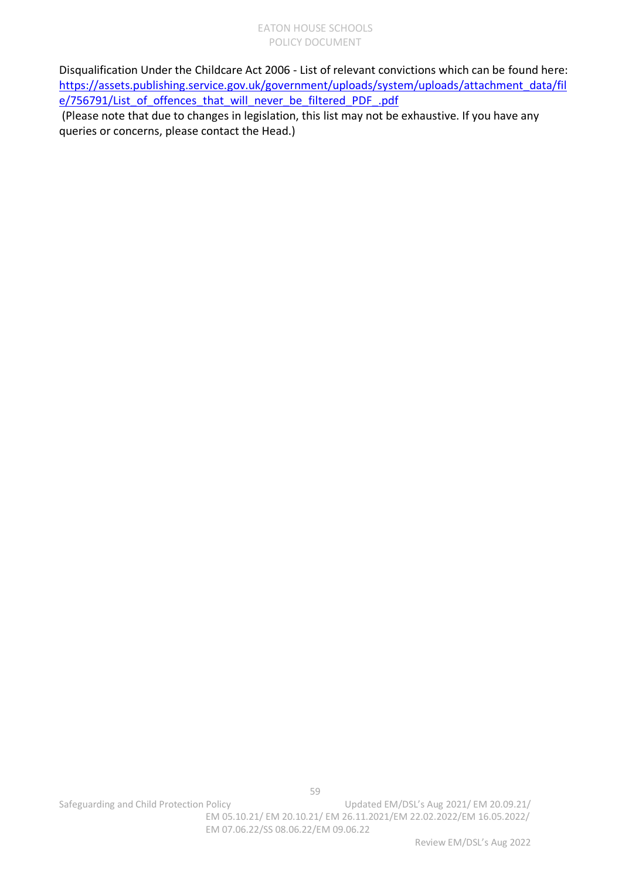Disqualification Under the Childcare Act 2006 - List of relevant convictions which can be found here: https://assets.publishing.service.gov.uk/government/uploads/system/uploads/attachment_data/file/756791/List_of_offences_that_will_never_be_filtered_PDF_.pdf

(Please note that due to changes in legislation, this list may not be exhaustive. If you have any queries or concerns, please contact the Head.)